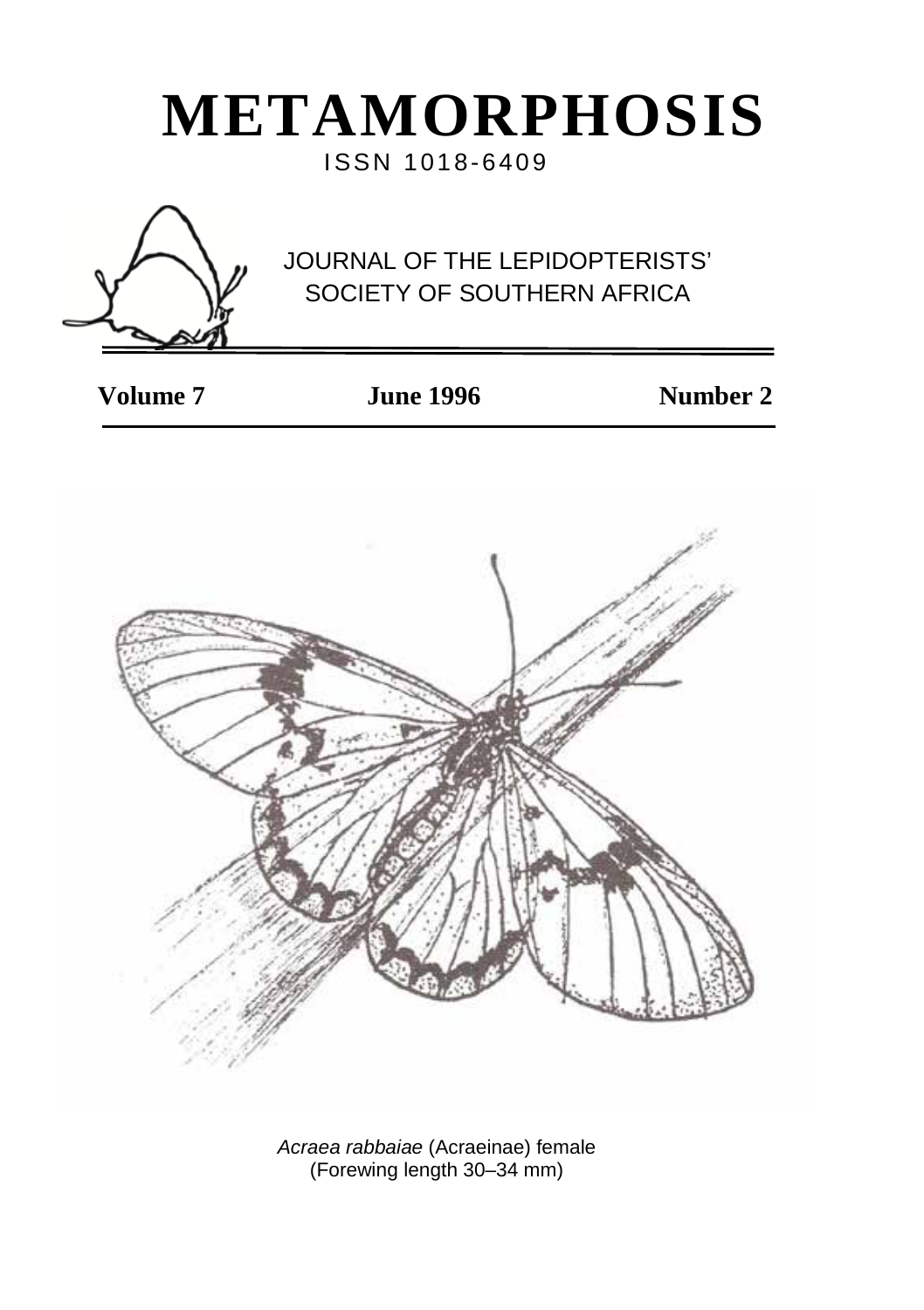# METAMORPHOSIS

ISSN 1018-6409

JOURNAL OF THE LEPIDOPTERISTS' SOCIETY OF SOUTHERN AFRICA

**Volume 7** **June 1996** **Number 2**

*Acraea rabbaiae* (Acraeinae) female
(Forewing length 30–34 mm)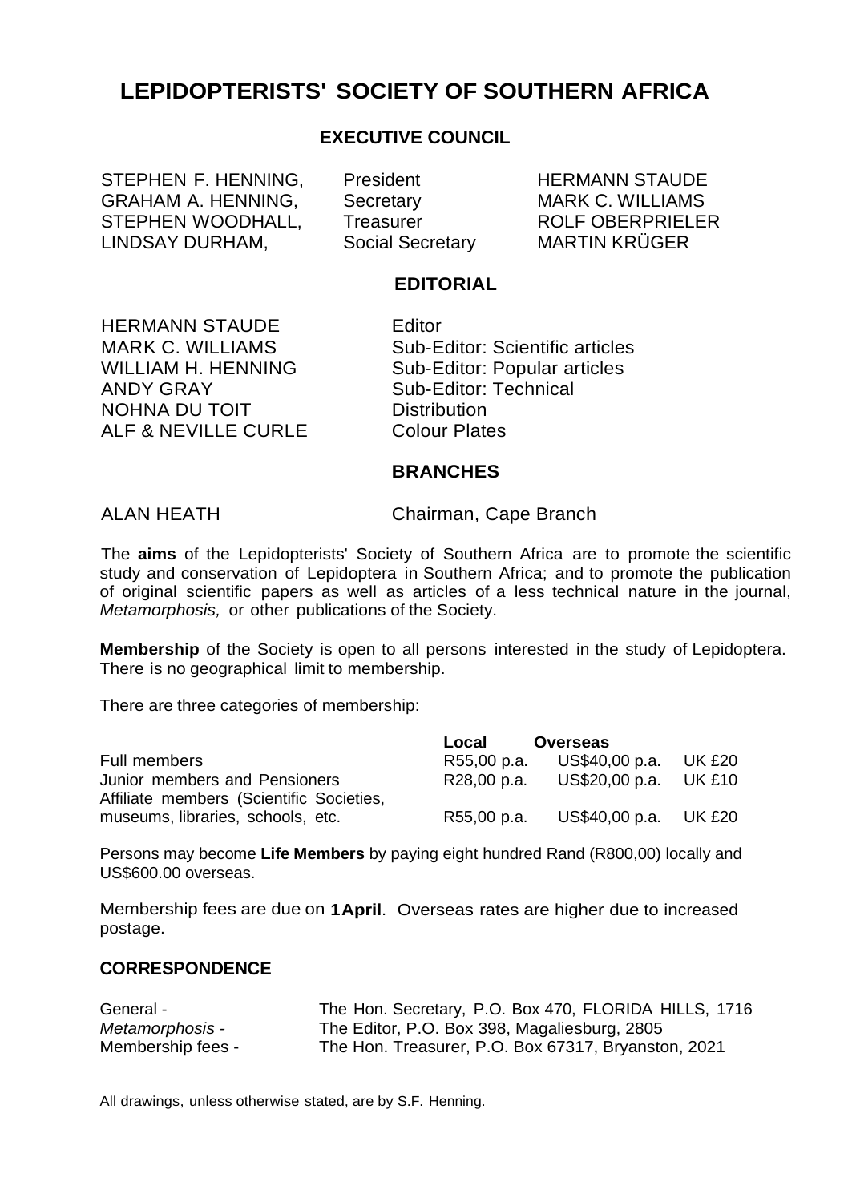# LEPIDOPTERISTS' SOCIETY OF SOUTHERN AFRICA

## EXECUTIVE COUNCIL

| | | |
|---|---|---|
| STEPHEN F. HENNING, | President | HERMANN STAUDE |
| GRAHAM A. HENNING, | Secretary | MARK C. WILLIAMS |
| STEPHEN WOODHALL, | Treasurer | ROLF OBERPRIELER |
| LINDSAY DURHAM, | Social Secretary | MARTIN KRÜGER |

## EDITORIAL

| | |
|---|---|
| HERMANN STAUDE | Editor |
| MARK C. WILLIAMS | Sub-Editor: Scientific articles |
| WILLIAM H. HENNING | Sub-Editor: Popular articles |
| ANDY GRAY | Sub-Editor: Technical |
| NOHNA DU TOIT | Distribution |
| ALF & NEVILLE CURLE | Colour Plates |

## BRANCHES

ALAN HEATH — Chairman, Cape Branch

The **aims** of the Lepidopterists' Society of Southern Africa are to promote the scientific study and conservation of Lepidoptera in Southern Africa; and to promote the publication of original scientific papers as well as articles of a less technical nature in the journal, *Metamorphosis,* or other publications of the Society.

**Membership** of the Society is open to all persons interested in the study of Lepidoptera. There is no geographical limit to membership.

There are three categories of membership:

| | Local | Overseas | |
|---|---|---|---|
| Full members | R55,00 p.a. | US$40,00 p.a. | UK £20 |
| Junior members and Pensioners | R28,00 p.a. | US$20,00 p.a. | UK £10 |
| Affiliate members (Scientific Societies, museums, libraries, schools, etc. | R55,00 p.a. | US$40,00 p.a. | UK £20 |

Persons may become **Life Members** by paying eight hundred Rand (R800,00) locally and US$600.00 overseas.

Membership fees are due on **1April**. Overseas rates are higher due to increased postage.

### CORRESPONDENCE

| | |
|---|---|
| General - | The Hon. Secretary, P.O. Box 470, FLORIDA HILLS, 1716 |
| *Metamorphosis* - | The Editor, P.O. Box 398, Magaliesburg, 2805 |
| Membership fees - | The Hon. Treasurer, P.O. Box 67317, Bryanston, 2021 |

All drawings, unless otherwise stated, are by S.F. Henning.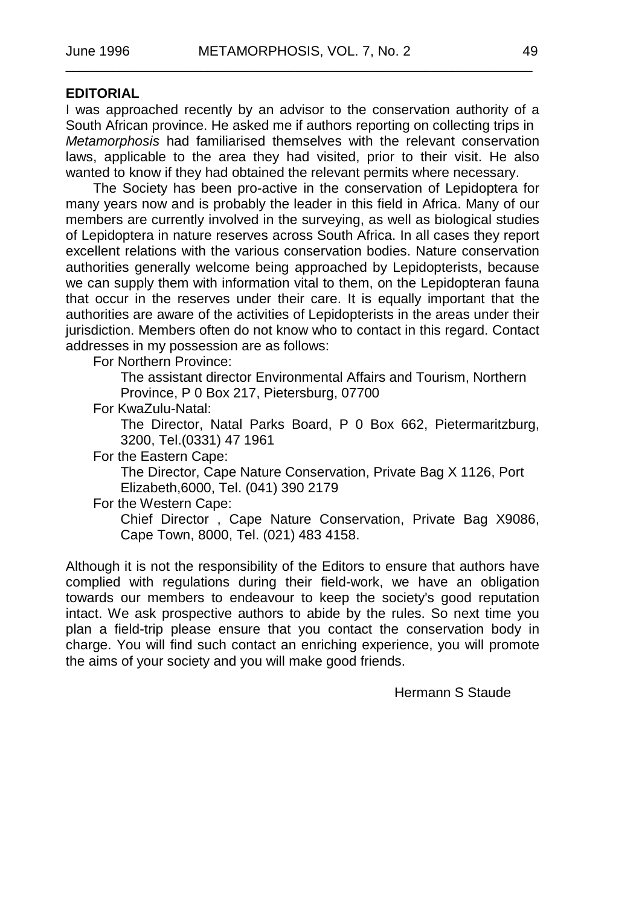## EDITORIAL

I was approached recently by an advisor to the conservation authority of a South African province. He asked me if authors reporting on collecting trips in *Metamorphosis* had familiarised themselves with the relevant conservation laws, applicable to the area they had visited, prior to their visit. He also wanted to know if they had obtained the relevant permits where necessary.

The Society has been pro-active in the conservation of Lepidoptera for many years now and is probably the leader in this field in Africa. Many of our members are currently involved in the surveying, as well as biological studies of Lepidoptera in nature reserves across South Africa. In all cases they report excellent relations with the various conservation bodies. Nature conservation authorities generally welcome being approached by Lepidopterists, because we can supply them with information vital to them, on the Lepidopteran fauna that occur in the reserves under their care. It is equally important that the authorities are aware of the activities of Lepidopterists in the areas under their jurisdiction. Members often do not know who to contact in this regard. Contact addresses in my possession are as follows:

For Northern Province:

The assistant director Environmental Affairs and Tourism, Northern Province, P 0 Box 217, Pietersburg, 07700

For KwaZulu-Natal:

The Director, Natal Parks Board, P 0 Box 662, Pietermaritzburg, 3200, Tel.(0331) 47 1961

For the Eastern Cape:

The Director, Cape Nature Conservation, Private Bag X 1126, Port Elizabeth,6000, Tel. (041) 390 2179

For the Western Cape:

Chief Director , Cape Nature Conservation, Private Bag X9086, Cape Town, 8000, Tel. (021) 483 4158.

Although it is not the responsibility of the Editors to ensure that authors have complied with regulations during their field-work, we have an obligation towards our members to endeavour to keep the society's good reputation intact. We ask prospective authors to abide by the rules. So next time you plan a field-trip please ensure that you contact the conservation body in charge. You will find such contact an enriching experience, you will promote the aims of your society and you will make good friends.

Hermann S Staude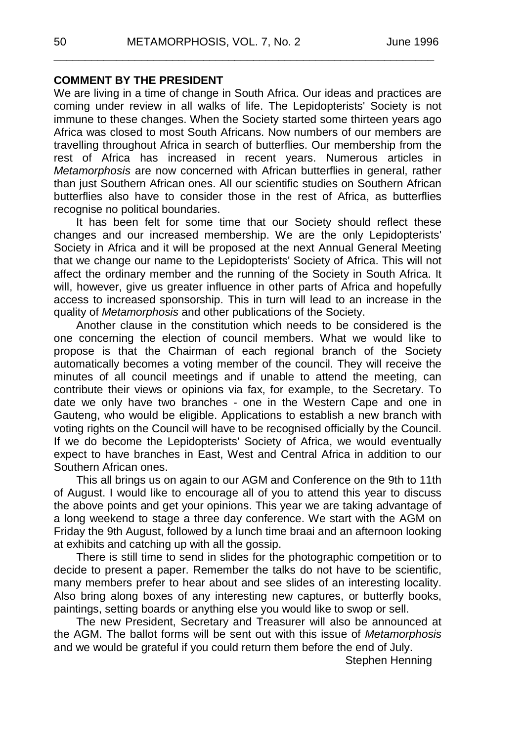**COMMENT BY THE PRESIDENT**

We are living in a time of change in South Africa. Our ideas and practices are coming under review in all walks of life. The Lepidopterists' Society is not immune to these changes. When the Society started some thirteen years ago Africa was closed to most South Africans. Now numbers of our members are travelling throughout Africa in search of butterflies. Our membership from the rest of Africa has increased in recent years. Numerous articles in *Metamorphosis* are now concerned with African butterflies in general, rather than just Southern African ones. All our scientific studies on Southern African butterflies also have to consider those in the rest of Africa, as butterflies recognise no political boundaries.

It has been felt for some time that our Society should reflect these changes and our increased membership. We are the only Lepidopterists' Society in Africa and it will be proposed at the next Annual General Meeting that we change our name to the Lepidopterists' Society of Africa. This will not affect the ordinary member and the running of the Society in South Africa. It will, however, give us greater influence in other parts of Africa and hopefully access to increased sponsorship. This in turn will lead to an increase in the quality of *Metamorphosis* and other publications of the Society.

Another clause in the constitution which needs to be considered is the one concerning the election of council members. What we would like to propose is that the Chairman of each regional branch of the Society automatically becomes a voting member of the council. They will receive the minutes of all council meetings and if unable to attend the meeting, can contribute their views or opinions via fax, for example, to the Secretary. To date we only have two branches - one in the Western Cape and one in Gauteng, who would be eligible. Applications to establish a new branch with voting rights on the Council will have to be recognised officially by the Council. If we do become the Lepidopterists' Society of Africa, we would eventually expect to have branches in East, West and Central Africa in addition to our Southern African ones.

This all brings us on again to our AGM and Conference on the 9th to 11th of August. I would like to encourage all of you to attend this year to discuss the above points and get your opinions. This year we are taking advantage of a long weekend to stage a three day conference. We start with the AGM on Friday the 9th August, followed by a lunch time braai and an afternoon looking at exhibits and catching up with all the gossip.

There is still time to send in slides for the photographic competition or to decide to present a paper. Remember the talks do not have to be scientific, many members prefer to hear about and see slides of an interesting locality. Also bring along boxes of any interesting new captures, or butterfly books, paintings, setting boards or anything else you would like to swop or sell.

The new President, Secretary and Treasurer will also be announced at the AGM. The ballot forms will be sent out with this issue of *Metamorphosis* and we would be grateful if you could return them before the end of July.

Stephen Henning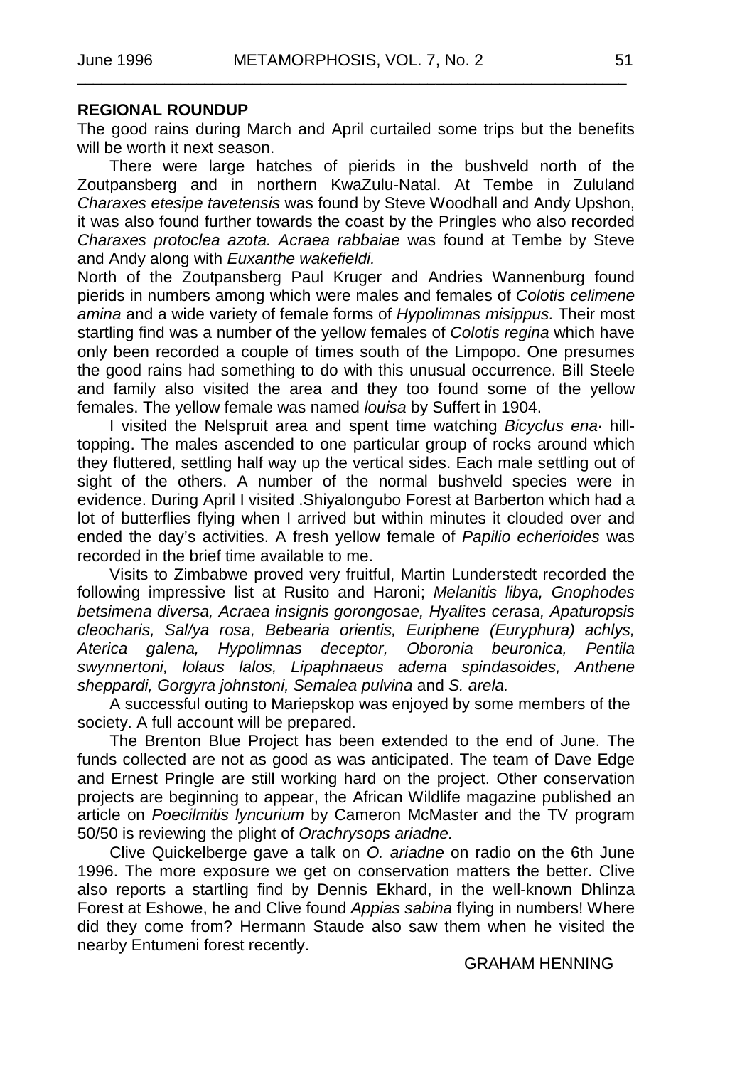**REGIONAL ROUNDUP**

The good rains during March and April curtailed some trips but the benefits will be worth it next season.

There were large hatches of pierids in the bushveld north of the Zoutpansberg and in northern KwaZulu-Natal. At Tembe in Zululand *Charaxes etesipe tavetensis* was found by Steve Woodhall and Andy Upshon, it was also found further towards the coast by the Pringles who also recorded *Charaxes protoclea azota. Acraea rabbaiae* was found at Tembe by Steve and Andy along with *Euxanthe wakefieldi.*

North of the Zoutpansberg Paul Kruger and Andries Wannenburg found pierids in numbers among which were males and females of *Colotis celimene amina* and a wide variety of female forms of *Hypolimnas misippus.* Their most startling find was a number of the yellow females of *Colotis regina* which have only been recorded a couple of times south of the Limpopo. One presumes the good rains had something to do with this unusual occurrence. Bill Steele and family also visited the area and they too found some of the yellow females. The yellow female was named *louisa* by Suffert in 1904.

I visited the Nelspruit area and spent time watching *Bicyclus ena·* hill-topping. The males ascended to one particular group of rocks around which they fluttered, settling half way up the vertical sides. Each male settling out of sight of the others. A number of the normal bushveld species were in evidence. During April I visited .Shiyalongubo Forest at Barberton which had a lot of butterflies flying when I arrived but within minutes it clouded over and ended the day's activities. A fresh yellow female of *Papilio echerioides* was recorded in the brief time available to me.

Visits to Zimbabwe proved very fruitful, Martin Lunderstedt recorded the following impressive list at Rusito and Haroni; *Melanitis libya, Gnophodes betsimena diversa, Acraea insignis gorongosae, Hyalites cerasa, Apaturopsis cleocharis, Sal/ya rosa, Bebearia orientis, Euriphene (Euryphura) achlys, Aterica galena, Hypolimnas deceptor, Oboronia beuronica, Pentila swynnertoni, lolaus lalos, Lipaphnaeus adema spindasoides, Anthene sheppardi, Gorgyra johnstoni, Semalea pulvina* and *S. arela.*

A successful outing to Mariepskop was enjoyed by some members of the society. A full account will be prepared.

The Brenton Blue Project has been extended to the end of June. The funds collected are not as good as was anticipated. The team of Dave Edge and Ernest Pringle are still working hard on the project. Other conservation projects are beginning to appear, the African Wildlife magazine published an article on *Poecilmitis lyncurium* by Cameron McMaster and the TV program 50/50 is reviewing the plight of *Orachrysops ariadne.*

Clive Quickelberge gave a talk on *O. ariadne* on radio on the 6th June 1996. The more exposure we get on conservation matters the better. Clive also reports a startling find by Dennis Ekhard, in the well-known Dhlinza Forest at Eshowe, he and Clive found *Appias sabina* flying in numbers! Where did they come from? Hermann Staude also saw them when he visited the nearby Entumeni forest recently.

GRAHAM HENNING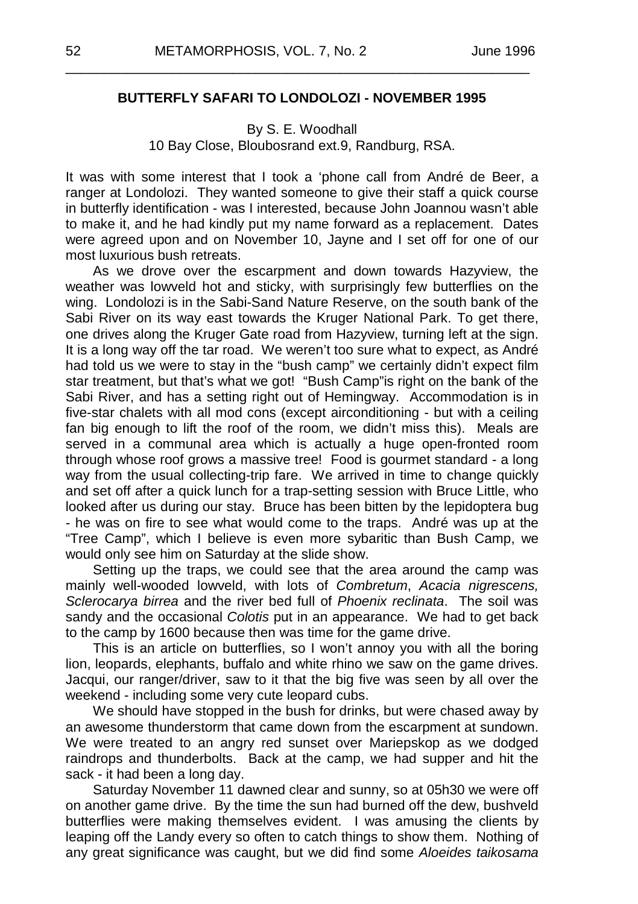## BUTTERFLY SAFARI TO LONDOLOZI - NOVEMBER 1995

By S. E. Woodhall
10 Bay Close, Bloubosrand ext.9, Randburg, RSA.

It was with some interest that I took a 'phone call from André de Beer, a ranger at Londolozi. They wanted someone to give their staff a quick course in butterfly identification - was I interested, because John Joannou wasn't able to make it, and he had kindly put my name forward as a replacement. Dates were agreed upon and on November 10, Jayne and I set off for one of our most luxurious bush retreats.

As we drove over the escarpment and down towards Hazyview, the weather was lowveld hot and sticky, with surprisingly few butterflies on the wing. Londolozi is in the Sabi-Sand Nature Reserve, on the south bank of the Sabi River on its way east towards the Kruger National Park. To get there, one drives along the Kruger Gate road from Hazyview, turning left at the sign. It is a long way off the tar road. We weren't too sure what to expect, as André had told us we were to stay in the "bush camp" we certainly didn't expect film star treatment, but that's what we got! "Bush Camp"is right on the bank of the Sabi River, and has a setting right out of Hemingway. Accommodation is in five-star chalets with all mod cons (except airconditioning - but with a ceiling fan big enough to lift the roof of the room, we didn't miss this). Meals are served in a communal area which is actually a huge open-fronted room through whose roof grows a massive tree! Food is gourmet standard - a long way from the usual collecting-trip fare. We arrived in time to change quickly and set off after a quick lunch for a trap-setting session with Bruce Little, who looked after us during our stay. Bruce has been bitten by the lepidoptera bug - he was on fire to see what would come to the traps. André was up at the "Tree Camp", which I believe is even more sybaritic than Bush Camp, we would only see him on Saturday at the slide show.

Setting up the traps, we could see that the area around the camp was mainly well-wooded lowveld, with lots of *Combretum*, *Acacia nigrescens, Sclerocarya birrea* and the river bed full of *Phoenix reclinata*. The soil was sandy and the occasional *Colotis* put in an appearance. We had to get back to the camp by 1600 because then was time for the game drive.

This is an article on butterflies, so I won't annoy you with all the boring lion, leopards, elephants, buffalo and white rhino we saw on the game drives. Jacqui, our ranger/driver, saw to it that the big five was seen by all over the weekend - including some very cute leopard cubs.

We should have stopped in the bush for drinks, but were chased away by an awesome thunderstorm that came down from the escarpment at sundown. We were treated to an angry red sunset over Mariepskop as we dodged raindrops and thunderbolts. Back at the camp, we had supper and hit the sack - it had been a long day.

Saturday November 11 dawned clear and sunny, so at 05h30 we were off on another game drive. By the time the sun had burned off the dew, bushveld butterflies were making themselves evident. I was amusing the clients by leaping off the Landy every so often to catch things to show them. Nothing of any great significance was caught, but we did find some *Aloeides taikosama*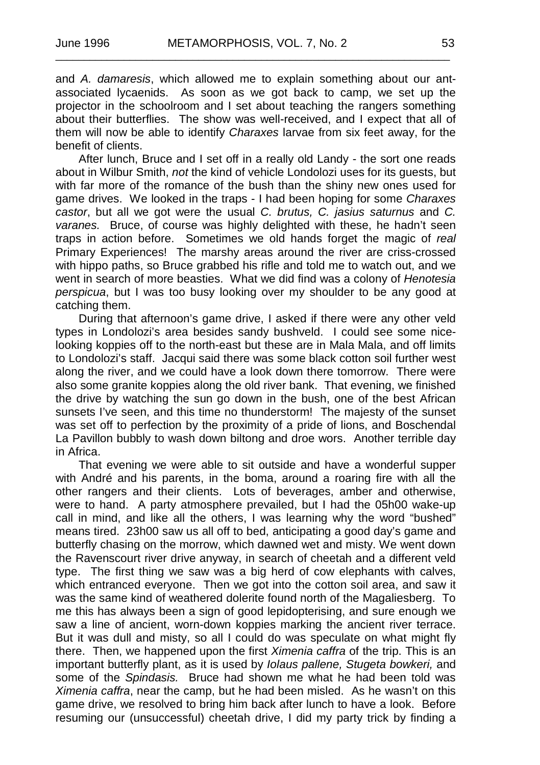and *A. damaresis*, which allowed me to explain something about our ant-associated lycaenids. As soon as we got back to camp, we set up the projector in the schoolroom and I set about teaching the rangers something about their butterflies. The show was well-received, and I expect that all of them will now be able to identify *Charaxes* larvae from six feet away, for the benefit of clients.

After lunch, Bruce and I set off in a really old Landy - the sort one reads about in Wilbur Smith, *not* the kind of vehicle Londolozi uses for its guests, but with far more of the romance of the bush than the shiny new ones used for game drives. We looked in the traps - I had been hoping for some *Charaxes castor*, but all we got were the usual *C. brutus, C. jasius saturnus* and *C. varanes.* Bruce, of course was highly delighted with these, he hadn't seen traps in action before. Sometimes we old hands forget the magic of *real* Primary Experiences! The marshy areas around the river are criss-crossed with hippo paths, so Bruce grabbed his rifle and told me to watch out, and we went in search of more beasties. What we did find was a colony of *Henotesia perspicua*, but I was too busy looking over my shoulder to be any good at catching them.

During that afternoon's game drive, I asked if there were any other veld types in Londolozi's area besides sandy bushveld. I could see some nice-looking koppies off to the north-east but these are in Mala Mala, and off limits to Londolozi's staff. Jacqui said there was some black cotton soil further west along the river, and we could have a look down there tomorrow. There were also some granite koppies along the old river bank. That evening, we finished the drive by watching the sun go down in the bush, one of the best African sunsets I've seen, and this time no thunderstorm! The majesty of the sunset was set off to perfection by the proximity of a pride of lions, and Boschendal La Pavillon bubbly to wash down biltong and droe wors. Another terrible day in Africa.

That evening we were able to sit outside and have a wonderful supper with André and his parents, in the boma, around a roaring fire with all the other rangers and their clients. Lots of beverages, amber and otherwise, were to hand. A party atmosphere prevailed, but I had the 05h00 wake-up call in mind, and like all the others, I was learning why the word "bushed" means tired. 23h00 saw us all off to bed, anticipating a good day's game and butterfly chasing on the morrow, which dawned wet and misty. We went down the Ravenscourt river drive anyway, in search of cheetah and a different veld type. The first thing we saw was a big herd of cow elephants with calves, which entranced everyone. Then we got into the cotton soil area, and saw it was the same kind of weathered dolerite found north of the Magaliesberg. To me this has always been a sign of good lepidopterising, and sure enough we saw a line of ancient, worn-down koppies marking the ancient river terrace. But it was dull and misty, so all I could do was speculate on what might fly there. Then, we happened upon the first *Ximenia caffra* of the trip. This is an important butterfly plant, as it is used by *Iolaus pallene, Stugeta bowkeri,* and some of the *Spindasis.* Bruce had shown me what he had been told was *Ximenia caffra*, near the camp, but he had been misled. As he wasn't on this game drive, we resolved to bring him back after lunch to have a look. Before resuming our (unsuccessful) cheetah drive, I did my party trick by finding a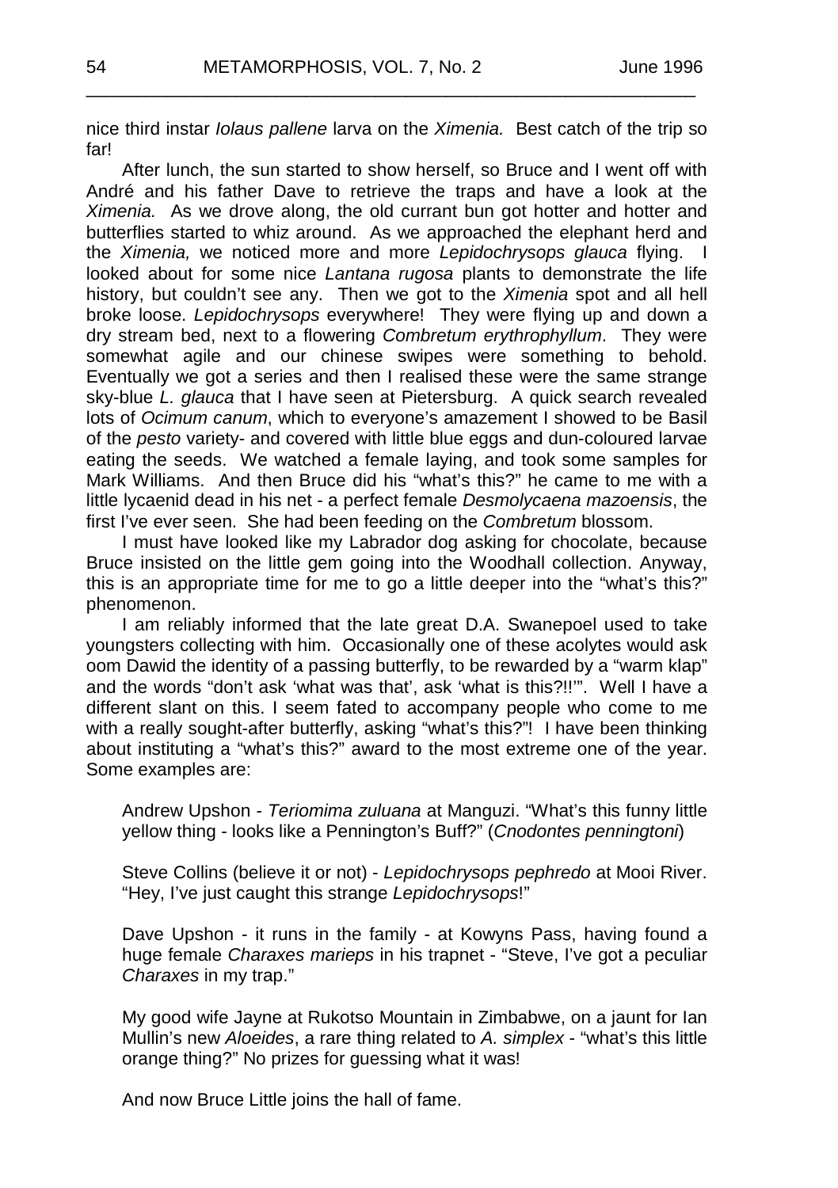nice third instar *Iolaus pallene* larva on the *Ximenia.* Best catch of the trip so far!

After lunch, the sun started to show herself, so Bruce and I went off with André and his father Dave to retrieve the traps and have a look at the *Ximenia.* As we drove along, the old currant bun got hotter and hotter and butterflies started to whiz around. As we approached the elephant herd and the *Ximenia,* we noticed more and more *Lepidochrysops glauca* flying. I looked about for some nice *Lantana rugosa* plants to demonstrate the life history, but couldn't see any. Then we got to the *Ximenia* spot and all hell broke loose. *Lepidochrysops* everywhere! They were flying up and down a dry stream bed, next to a flowering *Combretum erythrophyllum*. They were somewhat agile and our chinese swipes were something to behold. Eventually we got a series and then I realised these were the same strange sky-blue *L. glauca* that I have seen at Pietersburg. A quick search revealed lots of *Ocimum canum*, which to everyone's amazement I showed to be Basil of the *pesto* variety- and covered with little blue eggs and dun-coloured larvae eating the seeds. We watched a female laying, and took some samples for Mark Williams. And then Bruce did his "what's this?" he came to me with a little lycaenid dead in his net - a perfect female *Desmolycaena mazoensis*, the first I've ever seen. She had been feeding on the *Combretum* blossom.

I must have looked like my Labrador dog asking for chocolate, because Bruce insisted on the little gem going into the Woodhall collection. Anyway, this is an appropriate time for me to go a little deeper into the "what's this?" phenomenon.

I am reliably informed that the late great D.A. Swanepoel used to take youngsters collecting with him. Occasionally one of these acolytes would ask oom Dawid the identity of a passing butterfly, to be rewarded by a "warm klap" and the words "don't ask 'what was that', ask 'what is this?!!'". Well I have a different slant on this. I seem fated to accompany people who come to me with a really sought-after butterfly, asking "what's this?"! I have been thinking about instituting a "what's this?" award to the most extreme one of the year. Some examples are:

Andrew Upshon - *Teriomima zuluana* at Manguzi. "What's this funny little yellow thing - looks like a Pennington's Buff?" (*Cnodontes penningtoni*)

Steve Collins (believe it or not) - *Lepidochrysops pephredo* at Mooi River. "Hey, I've just caught this strange *Lepidochrysops*!"

Dave Upshon - it runs in the family - at Kowyns Pass, having found a huge female *Charaxes marieps* in his trapnet - "Steve, I've got a peculiar *Charaxes* in my trap."

My good wife Jayne at Rukotso Mountain in Zimbabwe, on a jaunt for Ian Mullin's new *Aloeides*, a rare thing related to *A. simplex* - "what's this little orange thing?" No prizes for guessing what it was!

And now Bruce Little joins the hall of fame.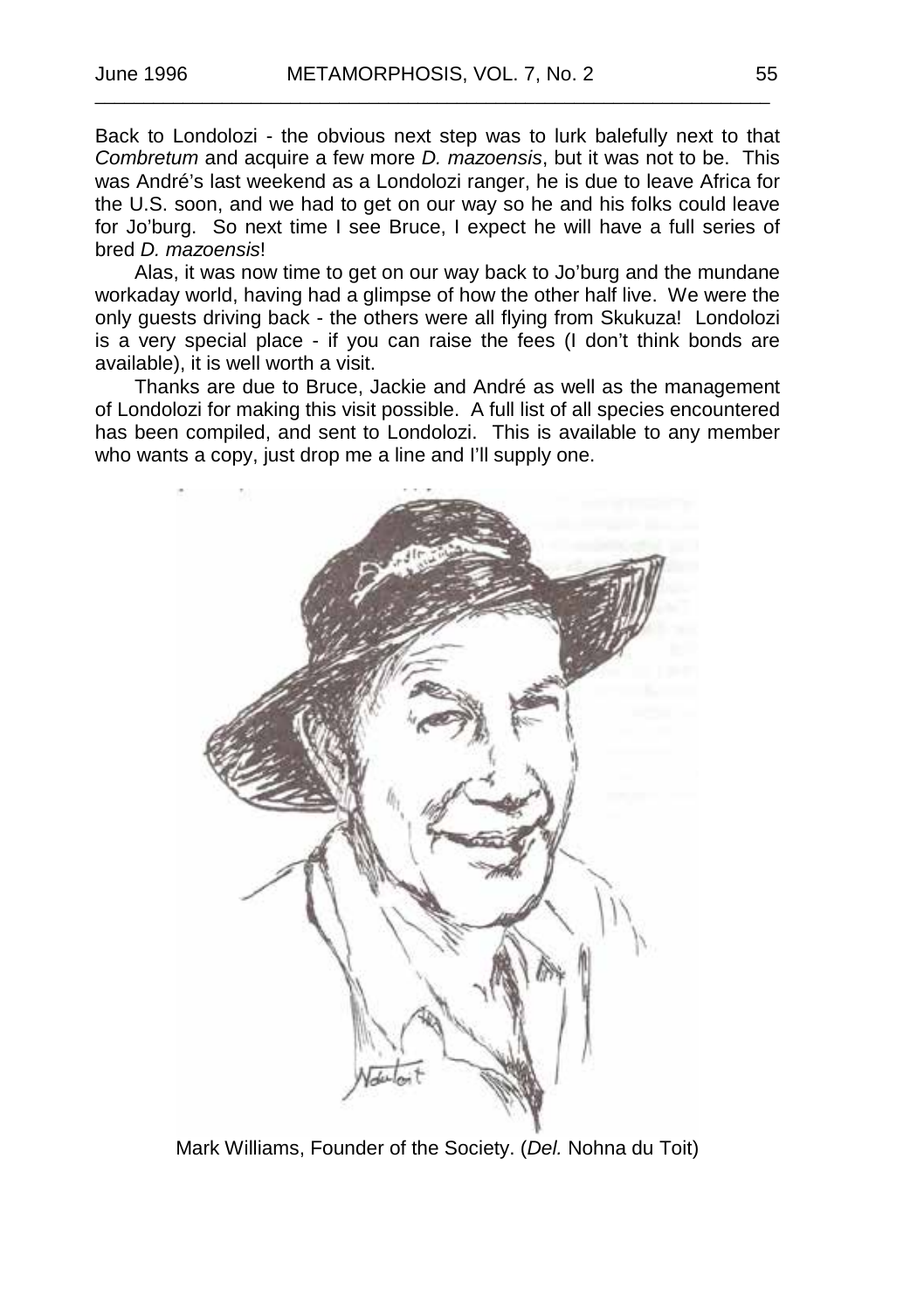Back to Londolozi - the obvious next step was to lurk balefully next to that *Combretum* and acquire a few more *D. mazoensis*, but it was not to be. This was André's last weekend as a Londolozi ranger, he is due to leave Africa for the U.S. soon, and we had to get on our way so he and his folks could leave for Jo'burg. So next time I see Bruce, I expect he will have a full series of bred *D. mazoensis*!

Alas, it was now time to get on our way back to Jo'burg and the mundane workaday world, having had a glimpse of how the other half live. We were the only guests driving back - the others were all flying from Skukuza! Londolozi is a very special place - if you can raise the fees (I don't think bonds are available), it is well worth a visit.

Thanks are due to Bruce, Jackie and André as well as the management of Londolozi for making this visit possible. A full list of all species encountered has been compiled, and sent to Londolozi. This is available to any member who wants a copy, just drop me a line and I'll supply one.

Mark Williams, Founder of the Society. (*Del.* Nohna du Toit)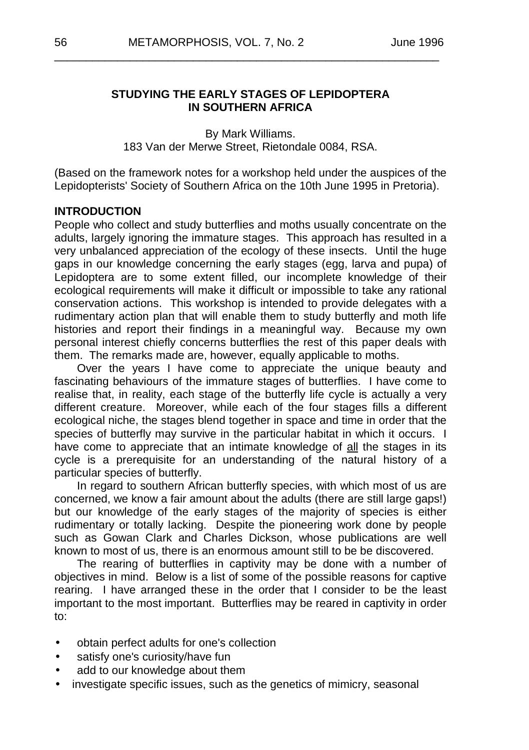## STUDYING THE EARLY STAGES OF LEPIDOPTERA IN SOUTHERN AFRICA

By Mark Williams.
183 Van der Merwe Street, Rietondale 0084, RSA.

(Based on the framework notes for a workshop held under the auspices of the Lepidopterists' Society of Southern Africa on the 10th June 1995 in Pretoria).

### INTRODUCTION

People who collect and study butterflies and moths usually concentrate on the adults, largely ignoring the immature stages. This approach has resulted in a very unbalanced appreciation of the ecology of these insects. Until the huge gaps in our knowledge concerning the early stages (egg, larva and pupa) of Lepidoptera are to some extent filled, our incomplete knowledge of their ecological requirements will make it difficult or impossible to take any rational conservation actions. This workshop is intended to provide delegates with a rudimentary action plan that will enable them to study butterfly and moth life histories and report their findings in a meaningful way. Because my own personal interest chiefly concerns butterflies the rest of this paper deals with them. The remarks made are, however, equally applicable to moths.

Over the years I have come to appreciate the unique beauty and fascinating behaviours of the immature stages of butterflies. I have come to realise that, in reality, each stage of the butterfly life cycle is actually a very different creature. Moreover, while each of the four stages fills a different ecological niche, the stages blend together in space and time in order that the species of butterfly may survive in the particular habitat in which it occurs. I have come to appreciate that an intimate knowledge of <u>all</u> the stages in its cycle is a prerequisite for an understanding of the natural history of a particular species of butterfly.

In regard to southern African butterfly species, with which most of us are concerned, we know a fair amount about the adults (there are still large gaps!) but our knowledge of the early stages of the majority of species is either rudimentary or totally lacking. Despite the pioneering work done by people such as Gowan Clark and Charles Dickson, whose publications are well known to most of us, there is an enormous amount still to be be discovered.

The rearing of butterflies in captivity may be done with a number of objectives in mind. Below is a list of some of the possible reasons for captive rearing. I have arranged these in the order that I consider to be the least important to the most important. Butterflies may be reared in captivity in order to:

- obtain perfect adults for one's collection
- satisfy one's curiosity/have fun
- add to our knowledge about them
- investigate specific issues, such as the genetics of mimicry, seasonal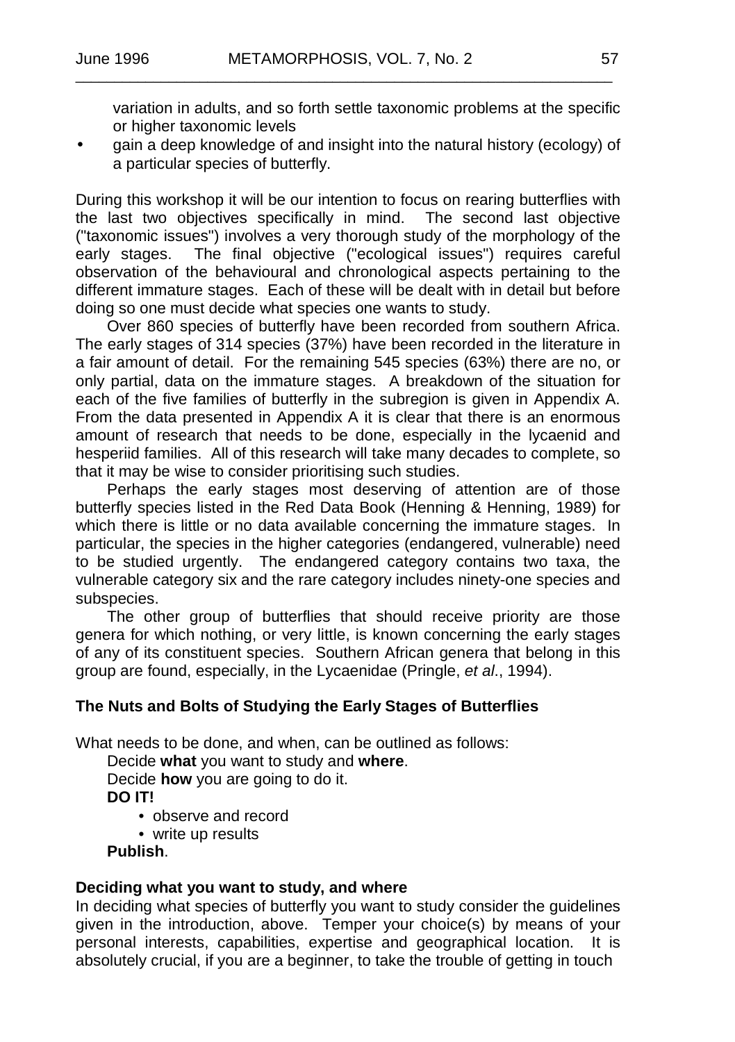variation in adults, and so forth settle taxonomic problems at the specific or higher taxonomic levels

- gain a deep knowledge of and insight into the natural history (ecology) of a particular species of butterfly.

During this workshop it will be our intention to focus on rearing butterflies with the last two objectives specifically in mind. The second last objective ("taxonomic issues") involves a very thorough study of the morphology of the early stages. The final objective ("ecological issues") requires careful observation of the behavioural and chronological aspects pertaining to the different immature stages. Each of these will be dealt with in detail but before doing so one must decide what species one wants to study.

Over 860 species of butterfly have been recorded from southern Africa. The early stages of 314 species (37%) have been recorded in the literature in a fair amount of detail. For the remaining 545 species (63%) there are no, or only partial, data on the immature stages. A breakdown of the situation for each of the five families of butterfly in the subregion is given in Appendix A. From the data presented in Appendix A it is clear that there is an enormous amount of research that needs to be done, especially in the lycaenid and hesperiid families. All of this research will take many decades to complete, so that it may be wise to consider prioritising such studies.

Perhaps the early stages most deserving of attention are of those butterfly species listed in the Red Data Book (Henning & Henning, 1989) for which there is little or no data available concerning the immature stages. In particular, the species in the higher categories (endangered, vulnerable) need to be studied urgently. The endangered category contains two taxa, the vulnerable category six and the rare category includes ninety-one species and subspecies.

The other group of butterflies that should receive priority are those genera for which nothing, or very little, is known concerning the early stages of any of its constituent species. Southern African genera that belong in this group are found, especially, in the Lycaenidae (Pringle, *et al*., 1994).

## The Nuts and Bolts of Studying the Early Stages of Butterflies

What needs to be done, and when, can be outlined as follows:

Decide **what** you want to study and **where**.
Decide **how** you are going to do it.
**DO IT!**

- observe and record
- write up results

**Publish**.

### Deciding what you want to study, and where

In deciding what species of butterfly you want to study consider the guidelines given in the introduction, above. Temper your choice(s) by means of your personal interests, capabilities, expertise and geographical location. It is absolutely crucial, if you are a beginner, to take the trouble of getting in touch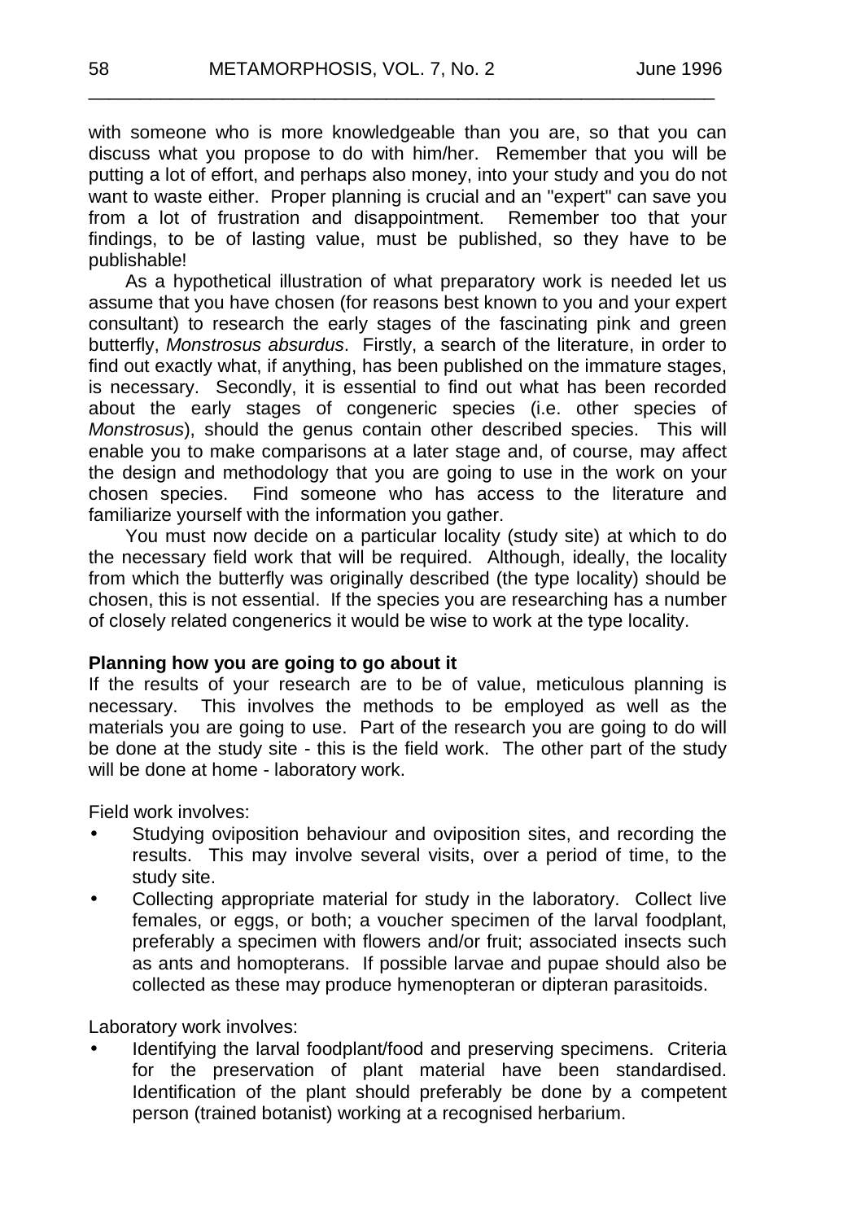with someone who is more knowledgeable than you are, so that you can discuss what you propose to do with him/her. Remember that you will be putting a lot of effort, and perhaps also money, into your study and you do not want to waste either. Proper planning is crucial and an "expert" can save you from a lot of frustration and disappointment. Remember too that your findings, to be of lasting value, must be published, so they have to be publishable!

As a hypothetical illustration of what preparatory work is needed let us assume that you have chosen (for reasons best known to you and your expert consultant) to research the early stages of the fascinating pink and green butterfly, *Monstrosus absurdus*. Firstly, a search of the literature, in order to find out exactly what, if anything, has been published on the immature stages, is necessary. Secondly, it is essential to find out what has been recorded about the early stages of congeneric species (i.e. other species of *Monstrosus*), should the genus contain other described species. This will enable you to make comparisons at a later stage and, of course, may affect the design and methodology that you are going to use in the work on your chosen species. Find someone who has access to the literature and familiarize yourself with the information you gather.

You must now decide on a particular locality (study site) at which to do the necessary field work that will be required. Although, ideally, the locality from which the butterfly was originally described (the type locality) should be chosen, this is not essential. If the species you are researching has a number of closely related congenerics it would be wise to work at the type locality.

**Planning how you are going to go about it**

If the results of your research are to be of value, meticulous planning is necessary. This involves the methods to be employed as well as the materials you are going to use. Part of the research you are going to do will be done at the study site - this is the field work. The other part of the study will be done at home - laboratory work.

Field work involves:

- Studying oviposition behaviour and oviposition sites, and recording the results. This may involve several visits, over a period of time, to the study site.
- Collecting appropriate material for study in the laboratory. Collect live females, or eggs, or both; a voucher specimen of the larval foodplant, preferably a specimen with flowers and/or fruit; associated insects such as ants and homopterans. If possible larvae and pupae should also be collected as these may produce hymenopteran or dipteran parasitoids.

Laboratory work involves:

- Identifying the larval foodplant/food and preserving specimens. Criteria for the preservation of plant material have been standardised. Identification of the plant should preferably be done by a competent person (trained botanist) working at a recognised herbarium.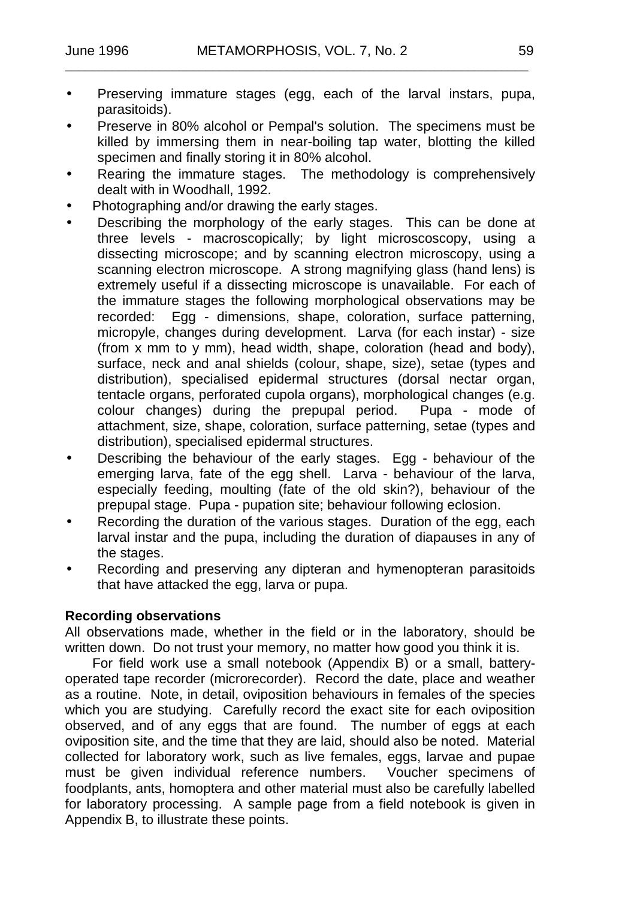- Preserving immature stages (egg, each of the larval instars, pupa, parasitoids).
- Preserve in 80% alcohol or Pempal's solution. The specimens must be killed by immersing them in near-boiling tap water, blotting the killed specimen and finally storing it in 80% alcohol.
- Rearing the immature stages. The methodology is comprehensively dealt with in Woodhall, 1992.
- Photographing and/or drawing the early stages.
- Describing the morphology of the early stages. This can be done at three levels - macroscopically; by light microscoscopy, using a dissecting microscope; and by scanning electron microscopy, using a scanning electron microscope. A strong magnifying glass (hand lens) is extremely useful if a dissecting microscope is unavailable. For each of the immature stages the following morphological observations may be recorded: Egg - dimensions, shape, coloration, surface patterning, micropyle, changes during development. Larva (for each instar) - size (from x mm to y mm), head width, shape, coloration (head and body), surface, neck and anal shields (colour, shape, size), setae (types and distribution), specialised epidermal structures (dorsal nectar organ, tentacle organs, perforated cupola organs), morphological changes (e.g. colour changes) during the prepupal period. Pupa - mode of attachment, size, shape, coloration, surface patterning, setae (types and distribution), specialised epidermal structures.
- Describing the behaviour of the early stages. Egg - behaviour of the emerging larva, fate of the egg shell. Larva - behaviour of the larva, especially feeding, moulting (fate of the old skin?), behaviour of the prepupal stage. Pupa - pupation site; behaviour following eclosion.
- Recording the duration of the various stages. Duration of the egg, each larval instar and the pupa, including the duration of diapauses in any of the stages.
- Recording and preserving any dipteran and hymenopteran parasitoids that have attacked the egg, larva or pupa.

**Recording observations**

All observations made, whether in the field or in the laboratory, should be written down. Do not trust your memory, no matter how good you think it is.

For field work use a small notebook (Appendix B) or a small, battery-operated tape recorder (microrecorder). Record the date, place and weather as a routine. Note, in detail, oviposition behaviours in females of the species which you are studying. Carefully record the exact site for each oviposition observed, and of any eggs that are found. The number of eggs at each oviposition site, and the time that they are laid, should also be noted. Material collected for laboratory work, such as live females, eggs, larvae and pupae must be given individual reference numbers. Voucher specimens of foodplants, ants, homoptera and other material must also be carefully labelled for laboratory processing. A sample page from a field notebook is given in Appendix B, to illustrate these points.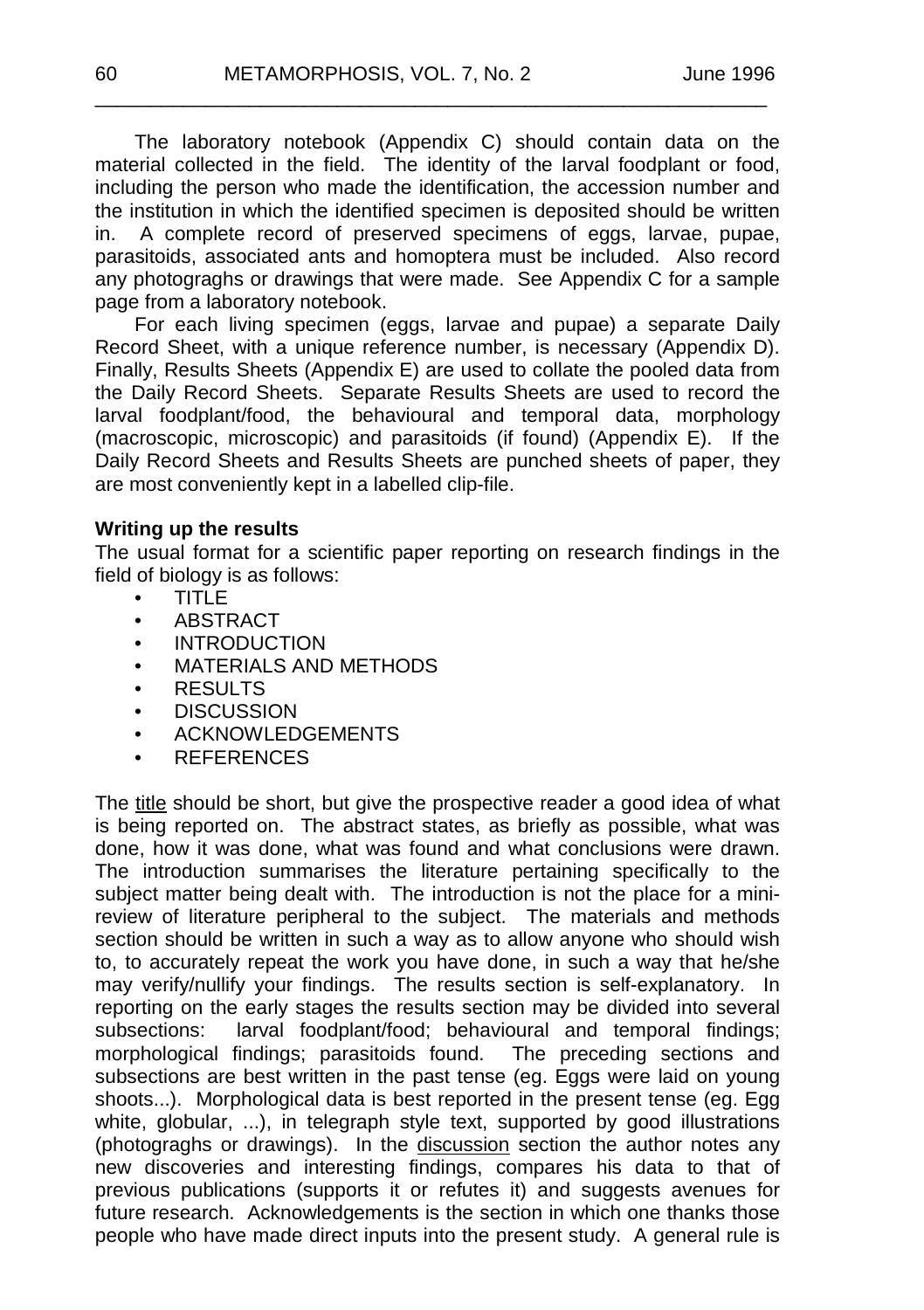The laboratory notebook (Appendix C) should contain data on the material collected in the field. The identity of the larval foodplant or food, including the person who made the identification, the accession number and the institution in which the identified specimen is deposited should be written in. A complete record of preserved specimens of eggs, larvae, pupae, parasitoids, associated ants and homoptera must be included. Also record any photograghs or drawings that were made. See Appendix C for a sample page from a laboratory notebook.

For each living specimen (eggs, larvae and pupae) a separate Daily Record Sheet, with a unique reference number, is necessary (Appendix D). Finally, Results Sheets (Appendix E) are used to collate the pooled data from the Daily Record Sheets. Separate Results Sheets are used to record the larval foodplant/food, the behavioural and temporal data, morphology (macroscopic, microscopic) and parasitoids (if found) (Appendix E). If the Daily Record Sheets and Results Sheets are punched sheets of paper, they are most conveniently kept in a labelled clip-file.

**Writing up the results**

The usual format for a scientific paper reporting on research findings in the field of biology is as follows:

- TITLE
- ABSTRACT
- INTRODUCTION
- MATERIALS AND METHODS
- RESULTS
- DISCUSSION
- ACKNOWLEDGEMENTS
- REFERENCES

The title should be short, but give the prospective reader a good idea of what is being reported on. The abstract states, as briefly as possible, what was done, how it was done, what was found and what conclusions were drawn. The introduction summarises the literature pertaining specifically to the subject matter being dealt with. The introduction is not the place for a mini-review of literature peripheral to the subject. The materials and methods section should be written in such a way as to allow anyone who should wish to, to accurately repeat the work you have done, in such a way that he/she may verify/nullify your findings. The results section is self-explanatory. In reporting on the early stages the results section may be divided into several subsections: larval foodplant/food; behavioural and temporal findings; morphological findings; parasitoids found. The preceding sections and subsections are best written in the past tense (eg. Eggs were laid on young shoots...). Morphological data is best reported in the present tense (eg. Egg white, globular, ...), in telegraph style text, supported by good illustrations (photograghs or drawings). In the discussion section the author notes any new discoveries and interesting findings, compares his data to that of previous publications (supports it or refutes it) and suggests avenues for future research. Acknowledgements is the section in which one thanks those people who have made direct inputs into the present study. A general rule is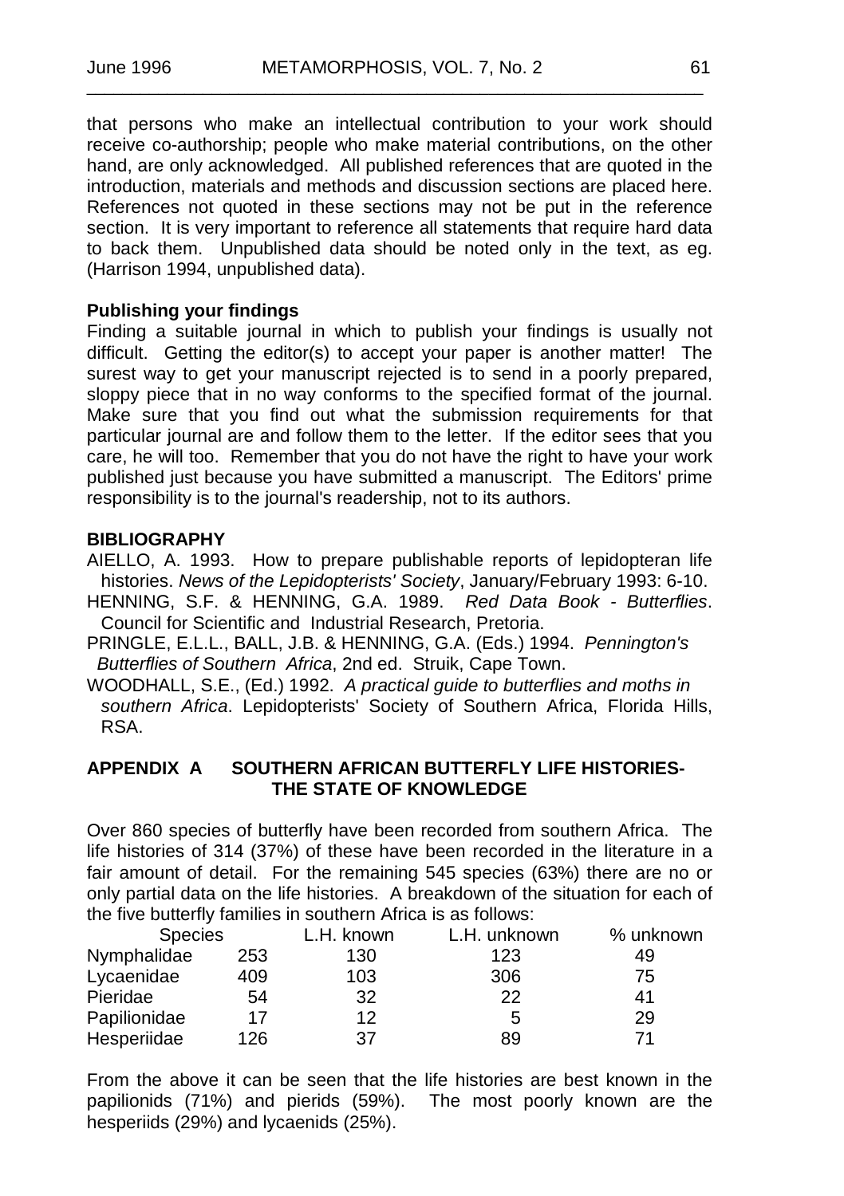that persons who make an intellectual contribution to your work should receive co-authorship; people who make material contributions, on the other hand, are only acknowledged. All published references that are quoted in the introduction, materials and methods and discussion sections are placed here. References not quoted in these sections may not be put in the reference section. It is very important to reference all statements that require hard data to back them. Unpublished data should be noted only in the text, as eg. (Harrison 1994, unpublished data).

**Publishing your findings**

Finding a suitable journal in which to publish your findings is usually not difficult. Getting the editor(s) to accept your paper is another matter! The surest way to get your manuscript rejected is to send in a poorly prepared, sloppy piece that in no way conforms to the specified format of the journal. Make sure that you find out what the submission requirements for that particular journal are and follow them to the letter. If the editor sees that you care, he will too. Remember that you do not have the right to have your work published just because you have submitted a manuscript. The Editors' prime responsibility is to the journal's readership, not to its authors.

## BIBLIOGRAPHY

AIELLO, A. 1993. How to prepare publishable reports of lepidopteran life histories. *News of the Lepidopterists' Society*, January/February 1993: 6-10.

HENNING, S.F. & HENNING, G.A. 1989. *Red Data Book - Butterflies*. Council for Scientific and Industrial Research, Pretoria.

PRINGLE, E.L.L., BALL, J.B. & HENNING, G.A. (Eds.) 1994. *Pennington's Butterflies of Southern Africa*, 2nd ed. Struik, Cape Town.

WOODHALL, S.E., (Ed.) 1992. *A practical guide to butterflies and moths in southern Africa*. Lepidopterists' Society of Southern Africa, Florida Hills, RSA.

## APPENDIX A SOUTHERN AFRICAN BUTTERFLY LIFE HISTORIES- THE STATE OF KNOWLEDGE

Over 860 species of butterfly have been recorded from southern Africa. The life histories of 314 (37%) of these have been recorded in the literature in a fair amount of detail. For the remaining 545 species (63%) there are no or only partial data on the life histories. A breakdown of the situation for each of the five butterfly families in southern Africa is as follows:

| Species | | L.H. known | L.H. unknown | % unknown |
|---|---|---|---|---|
| Nymphalidae | 253 | 130 | 123 | 49 |
| Lycaenidae | 409 | 103 | 306 | 75 |
| Pieridae | 54 | 32 | 22 | 41 |
| Papilionidae | 17 | 12 | 5 | 29 |
| Hesperiidae | 126 | 37 | 89 | 71 |

From the above it can be seen that the life histories are best known in the papilionids (71%) and pierids (59%). The most poorly known are the hesperiids (29%) and lycaenids (25%).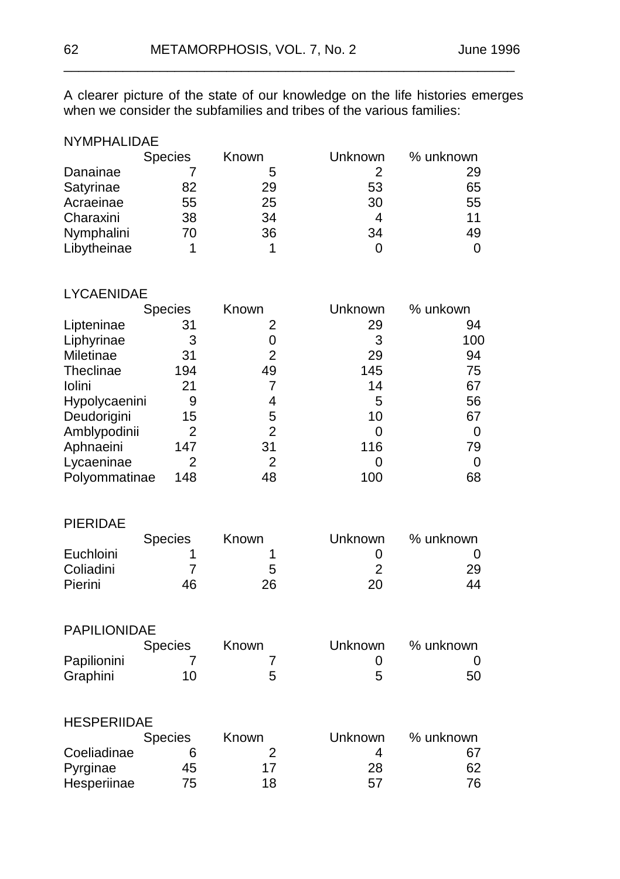A clearer picture of the state of our knowledge on the life histories emerges when we consider the subfamilies and tribes of the various families:

NYMPHALIDAE

| | Species | Known | Unknown | % unknown |
|---|---|---|---|---|
| Danainae | 7 | 5 | 2 | 29 |
| Satyrinae | 82 | 29 | 53 | 65 |
| Acraeinae | 55 | 25 | 30 | 55 |
| Charaxini | 38 | 34 | 4 | 11 |
| Nymphalini | 70 | 36 | 34 | 49 |
| Libytheinae | 1 | 1 | 0 | 0 |

LYCAENIDAE

| | Species | Known | Unknown | % unkown |
|---|---|---|---|---|
| Lipteninae | 31 | 2 | 29 | 94 |
| Liphyrinae | 3 | 0 | 3 | 100 |
| Miletinae | 31 | 2 | 29 | 94 |
| Theclinae | 194 | 49 | 145 | 75 |
| Iolini | 21 | 7 | 14 | 67 |
| Hypolycaenini | 9 | 4 | 5 | 56 |
| Deudorigini | 15 | 5 | 10 | 67 |
| Amblypodinii | 2 | 2 | 0 | 0 |
| Aphnaeini | 147 | 31 | 116 | 79 |
| Lycaeninae | 2 | 2 | 0 | 0 |
| Polyommatinae | 148 | 48 | 100 | 68 |

PIERIDAE

| | Species | Known | Unknown | % unknown |
|---|---|---|---|---|
| Euchloini | 1 | 1 | 0 | 0 |
| Coliadini | 7 | 5 | 2 | 29 |
| Pierini | 46 | 26 | 20 | 44 |

PAPILIONIDAE

| | Species | Known | Unknown | % unknown |
|---|---|---|---|---|
| Papilionini | 7 | 7 | 0 | 0 |
| Graphini | 10 | 5 | 5 | 50 |

HESPERIIDAE

| | Species | Known | Unknown | % unknown |
|---|---|---|---|---|
| Coeliadinae | 6 | 2 | 4 | 67 |
| Pyrginae | 45 | 17 | 28 | 62 |
| Hesperiinae | 75 | 18 | 57 | 76 |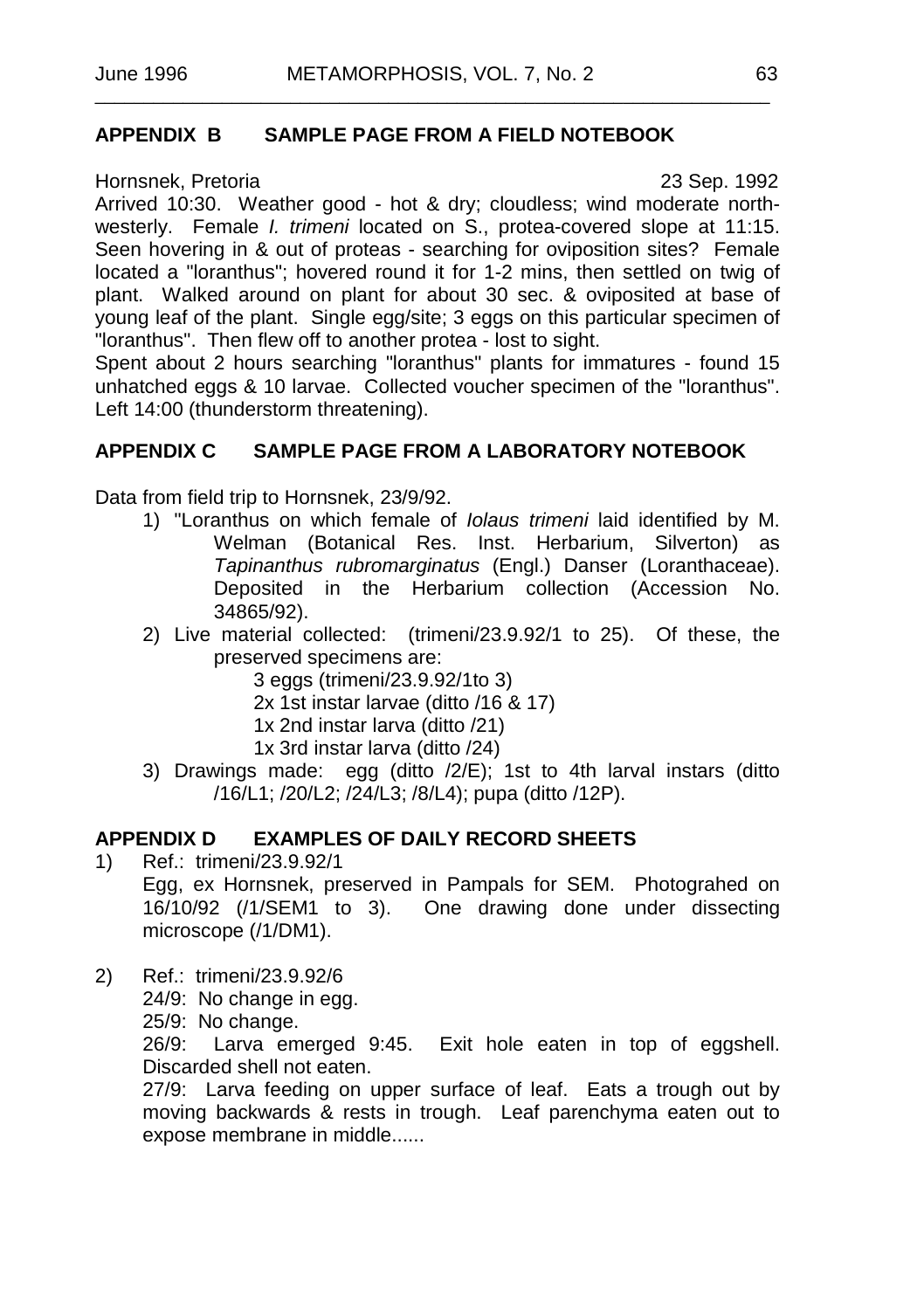## APPENDIX B SAMPLE PAGE FROM A FIELD NOTEBOOK

Hornsnek, Pretoria 23 Sep. 1992

Arrived 10:30. Weather good - hot & dry; cloudless; wind moderate north-westerly. Female *I. trimeni* located on S., protea-covered slope at 11:15. Seen hovering in & out of proteas - searching for oviposition sites? Female located a "loranthus"; hovered round it for 1-2 mins, then settled on twig of plant. Walked around on plant for about 30 sec. & oviposited at base of young leaf of the plant. Single egg/site; 3 eggs on this particular specimen of "loranthus". Then flew off to another protea - lost to sight.

Spent about 2 hours searching "loranthus" plants for immatures - found 15 unhatched eggs & 10 larvae. Collected voucher specimen of the "loranthus". Left 14:00 (thunderstorm threatening).

## APPENDIX C SAMPLE PAGE FROM A LABORATORY NOTEBOOK

Data from field trip to Hornsnek, 23/9/92.

1) "Loranthus on which female of *Iolaus trimeni* laid identified by M. Welman (Botanical Res. Inst. Herbarium, Silverton) as *Tapinanthus rubromarginatus* (Engl.) Danser (Loranthaceae). Deposited in the Herbarium collection (Accession No. 34865/92).
2) Live material collected: (trimeni/23.9.92/1 to 25). Of these, the preserved specimens are:
   - 3 eggs (trimeni/23.9.92/1to 3)
   - 2x 1st instar larvae (ditto /16 & 17)
   - 1x 2nd instar larva (ditto /21)
   - 1x 3rd instar larva (ditto /24)
3) Drawings made: egg (ditto /2/E); 1st to 4th larval instars (ditto /16/L1; /20/L2; /24/L3; /8/L4); pupa (ditto /12P).

## APPENDIX D EXAMPLES OF DAILY RECORD SHEETS

1) Ref.: trimeni/23.9.92/1

   Egg, ex Hornsnek, preserved in Pampals for SEM. Photograhed on 16/10/92 (/1/SEM1 to 3). One drawing done under dissecting microscope (/1/DM1).

2) Ref.: trimeni/23.9.92/6

   24/9: No change in egg.

   25/9: No change.

   26/9: Larva emerged 9:45. Exit hole eaten in top of eggshell. Discarded shell not eaten.

   27/9: Larva feeding on upper surface of leaf. Eats a trough out by moving backwards & rests in trough. Leaf parenchyma eaten out to expose membrane in middle......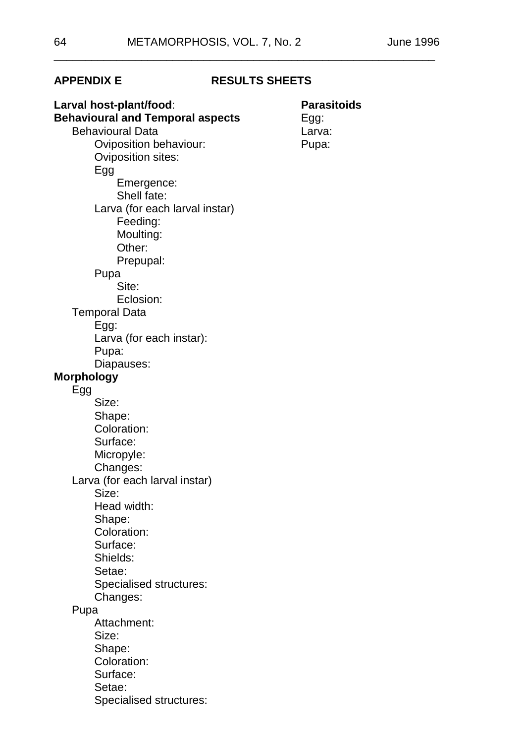**APPENDIX E** **RESULTS SHEETS**

**Larval host-plant/food**:

**Parasitoids**
Egg:
Larva:
Pupa:

**Behavioural and Temporal aspects**

- Behavioural Data
  - Oviposition behaviour:
  - Oviposition sites:
  - Egg
    - Emergence:
    - Shell fate:
  - Larva (for each larval instar)
    - Feeding:
    - Moulting:
    - Other:
    - Prepupal:
  - Pupa
    - Site:
    - Eclosion:
- Temporal Data
  - Egg:
  - Larva (for each instar):
  - Pupa:
  - Diapauses:

**Morphology**

- Egg
  - Size:
  - Shape:
  - Coloration:
  - Surface:
  - Micropyle:
  - Changes:
- Larva (for each larval instar)
  - Size:
  - Head width:
  - Shape:
  - Coloration:
  - Surface:
  - Shields:
  - Setae:
  - Specialised structures:
  - Changes:
- Pupa
  - Attachment:
  - Size:
  - Shape:
  - Coloration:
  - Surface:
  - Setae:
  - Specialised structures: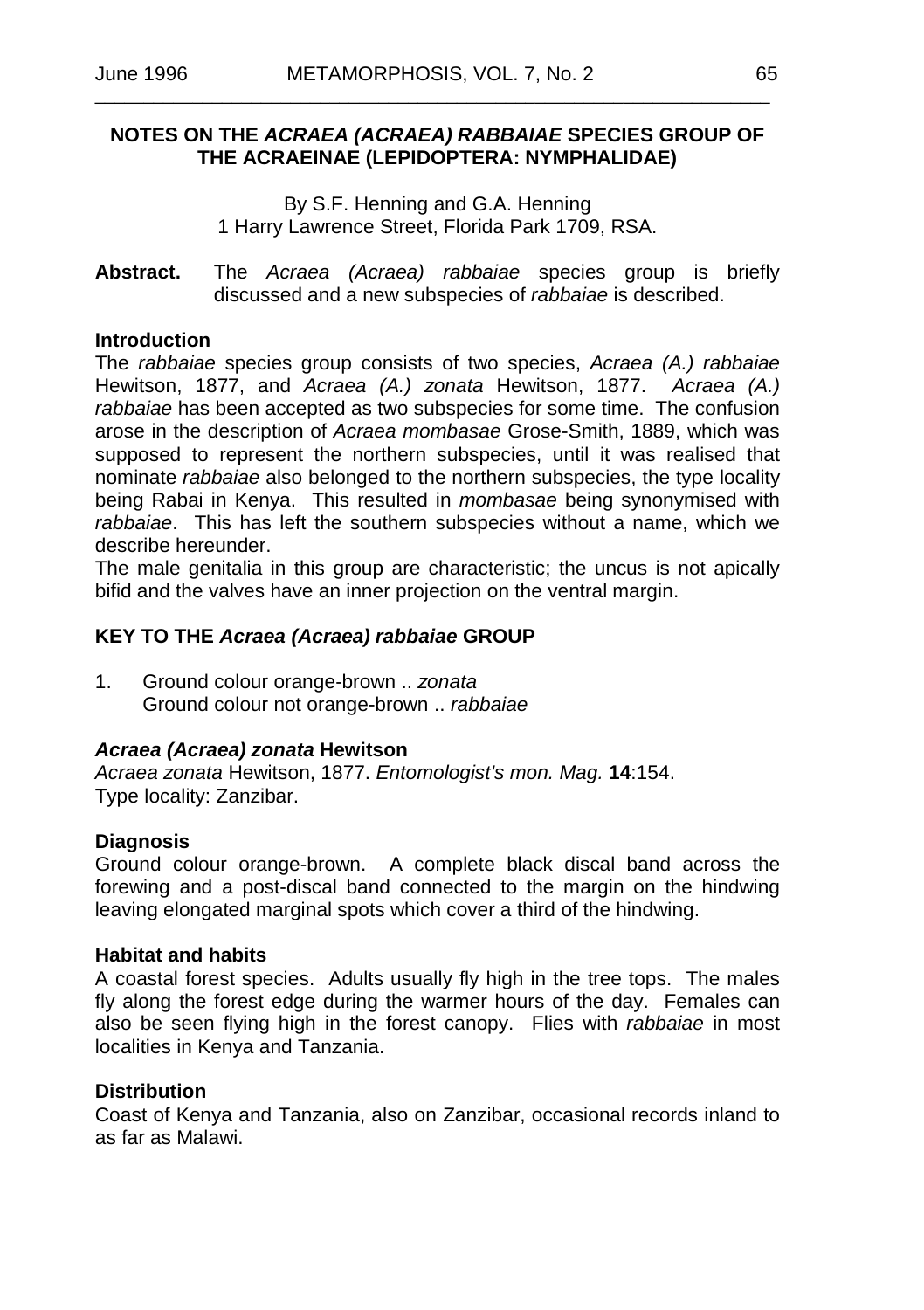## NOTES ON THE *ACRAEA (ACRAEA) RABBAIAE* SPECIES GROUP OF THE ACRAEINAE (LEPIDOPTERA: NYMPHALIDAE)

By S.F. Henning and G.A. Henning
1 Harry Lawrence Street, Florida Park 1709, RSA.

**Abstract.** The *Acraea (Acraea) rabbaiae* species group is briefly discussed and a new subspecies of *rabbaiae* is described.

### Introduction

The *rabbaiae* species group consists of two species, *Acraea (A.) rabbaiae* Hewitson, 1877, and *Acraea (A.) zonata* Hewitson, 1877. *Acraea (A.) rabbaiae* has been accepted as two subspecies for some time. The confusion arose in the description of *Acraea mombasae* Grose-Smith, 1889, which was supposed to represent the northern subspecies, until it was realised that nominate *rabbaiae* also belonged to the northern subspecies, the type locality being Rabai in Kenya. This resulted in *mombasae* being synonymised with *rabbaiae*. This has left the southern subspecies without a name, which we describe hereunder.

The male genitalia in this group are characteristic; the uncus is not apically bifid and the valves have an inner projection on the ventral margin.

### KEY TO THE *Acraea (Acraea) rabbaiae* GROUP

1. Ground colour orange-brown .. *zonata*
   Ground colour not orange-brown .. *rabbaiae*

### *Acraea (Acraea) zonata* Hewitson

*Acraea zonata* Hewitson, 1877. *Entomologist's mon. Mag.* **14**:154.
Type locality: Zanzibar.

### Diagnosis

Ground colour orange-brown. A complete black discal band across the forewing and a post-discal band connected to the margin on the hindwing leaving elongated marginal spots which cover a third of the hindwing.

### Habitat and habits

A coastal forest species. Adults usually fly high in the tree tops. The males fly along the forest edge during the warmer hours of the day. Females can also be seen flying high in the forest canopy. Flies with *rabbaiae* in most localities in Kenya and Tanzania.

### Distribution

Coast of Kenya and Tanzania, also on Zanzibar, occasional records inland to as far as Malawi.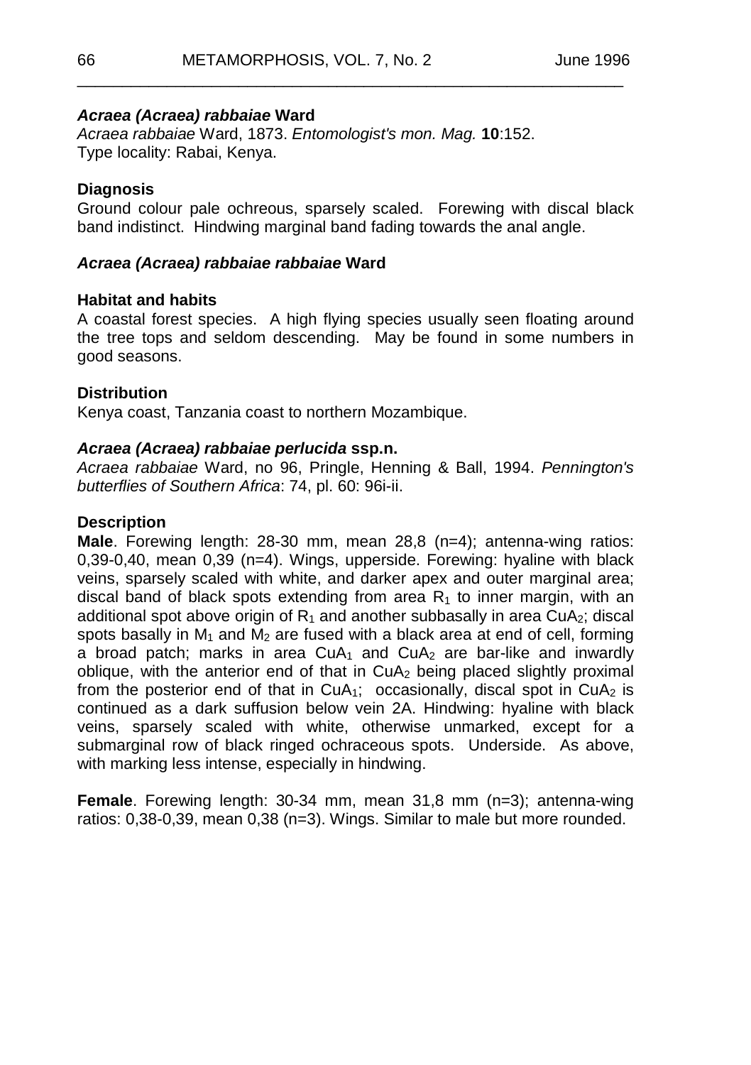### *Acraea (Acraea) rabbaiae* Ward

*Acraea rabbaiae* Ward, 1873. *Entomologist's mon. Mag.* **10**:152.
Type locality: Rabai, Kenya.

**Diagnosis**
Ground colour pale ochreous, sparsely scaled. Forewing with discal black band indistinct. Hindwing marginal band fading towards the anal angle.

### *Acraea (Acraea) rabbaiae rabbaiae* Ward

**Habitat and habits**
A coastal forest species. A high flying species usually seen floating around the tree tops and seldom descending. May be found in some numbers in good seasons.

**Distribution**
Kenya coast, Tanzania coast to northern Mozambique.

### *Acraea (Acraea) rabbaiae perlucida* ssp.n.

*Acraea rabbaiae* Ward, no 96, Pringle, Henning & Ball, 1994. *Pennington's butterflies of Southern Africa*: 74, pl. 60: 96i-ii.

**Description**
**Male**. Forewing length: 28-30 mm, mean 28,8 (n=4); antenna-wing ratios: 0,39-0,40, mean 0,39 (n=4). Wings, upperside. Forewing: hyaline with black veins, sparsely scaled with white, and darker apex and outer marginal area; discal band of black spots extending from area $R_1$ to inner margin, with an additional spot above origin of $R_1$ and another subbasally in area $CuA_2$; discal spots basally in $M_1$ and $M_2$ are fused with a black area at end of cell, forming a broad patch; marks in area $CuA_1$ and $CuA_2$ are bar-like and inwardly oblique, with the anterior end of that in $CuA_2$ being placed slightly proximal from the posterior end of that in $CuA_1$; occasionally, discal spot in $CuA_2$ is continued as a dark suffusion below vein 2A. Hindwing: hyaline with black veins, sparsely scaled with white, otherwise unmarked, except for a submarginal row of black ringed ochraceous spots. Underside. As above, with marking less intense, especially in hindwing.

**Female**. Forewing length: 30-34 mm, mean 31,8 mm (n=3); antenna-wing ratios: 0,38-0,39, mean 0,38 (n=3). Wings. Similar to male but more rounded.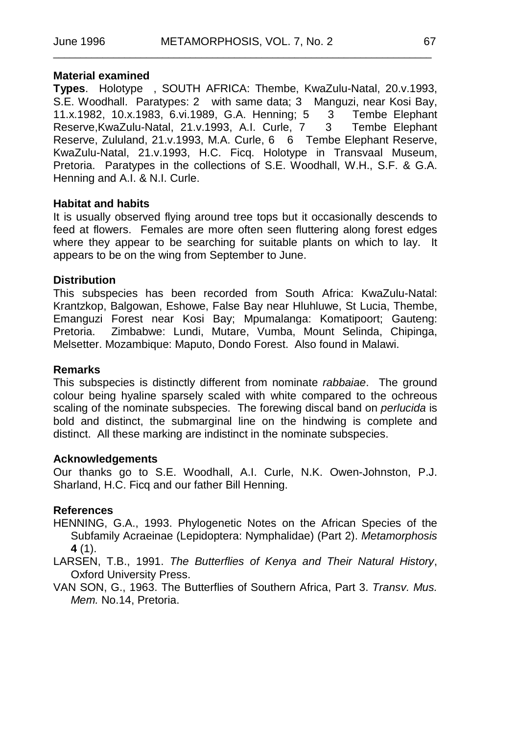**Material examined**

**Types**. Holotype , SOUTH AFRICA: Thembe, KwaZulu-Natal, 20.v.1993, S.E. Woodhall. Paratypes: 2 with same data; 3 Manguzi, near Kosi Bay, 11.x.1982, 10.x.1983, 6.vi.1989, G.A. Henning; 5 3 Tembe Elephant Reserve,KwaZulu-Natal, 21.v.1993, A.I. Curle, 7 3 Tembe Elephant Reserve, Zululand, 21.v.1993, M.A. Curle, 6 6 Tembe Elephant Reserve, KwaZulu-Natal, 21.v.1993, H.C. Ficq. Holotype in Transvaal Museum, Pretoria. Paratypes in the collections of S.E. Woodhall, W.H., S.F. & G.A. Henning and A.I. & N.I. Curle.

**Habitat and habits**

It is usually observed flying around tree tops but it occasionally descends to feed at flowers. Females are more often seen fluttering along forest edges where they appear to be searching for suitable plants on which to lay. It appears to be on the wing from September to June.

**Distribution**

This subspecies has been recorded from South Africa: KwaZulu-Natal: Krantzkop, Balgowan, Eshowe, False Bay near Hluhluwe, St Lucia, Thembe, Emanguzi Forest near Kosi Bay; Mpumalanga: Komatipoort; Gauteng: Pretoria. Zimbabwe: Lundi, Mutare, Vumba, Mount Selinda, Chipinga, Melsetter. Mozambique: Maputo, Dondo Forest. Also found in Malawi.

**Remarks**

This subspecies is distinctly different from nominate *rabbaiae*. The ground colour being hyaline sparsely scaled with white compared to the ochreous scaling of the nominate subspecies. The forewing discal band on *perlucida* is bold and distinct, the submarginal line on the hindwing is complete and distinct. All these marking are indistinct in the nominate subspecies.

**Acknowledgements**

Our thanks go to S.E. Woodhall, A.I. Curle, N.K. Owen-Johnston, P.J. Sharland, H.C. Ficq and our father Bill Henning.

**References**

HENNING, G.A., 1993. Phylogenetic Notes on the African Species of the Subfamily Acraeinae (Lepidoptera: Nymphalidae) (Part 2). *Metamorphosis* **4** (1).

LARSEN, T.B., 1991. *The Butterflies of Kenya and Their Natural History*, Oxford University Press.

VAN SON, G., 1963. The Butterflies of Southern Africa, Part 3. *Transv. Mus. Mem.* No.14, Pretoria.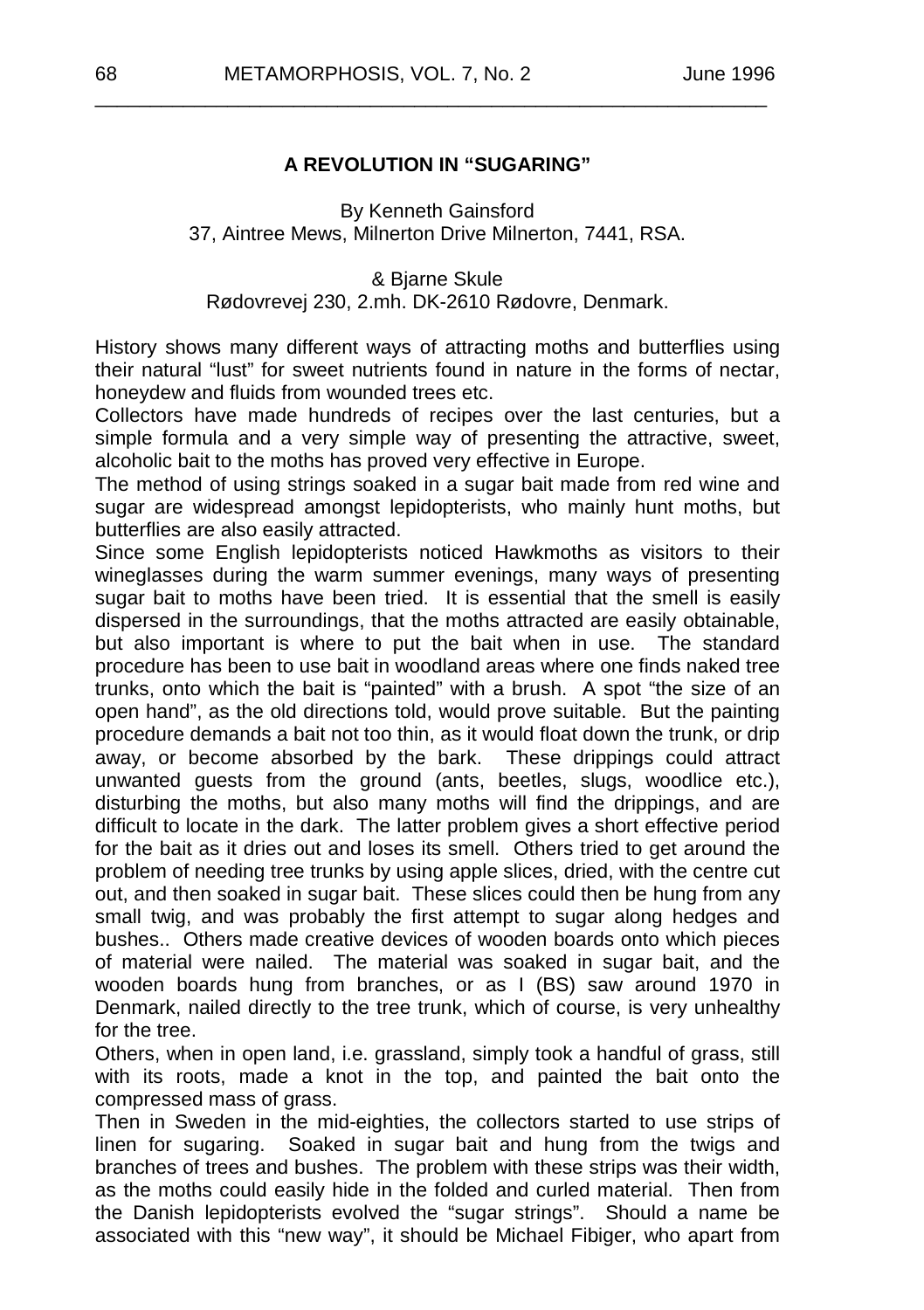## A REVOLUTION IN "SUGARING"

By Kenneth Gainsford
37, Aintree Mews, Milnerton Drive Milnerton, 7441, RSA.

& Bjarne Skule
Rødovrevej 230, 2.mh. DK-2610 Rødovre, Denmark.

History shows many different ways of attracting moths and butterflies using their natural "lust" for sweet nutrients found in nature in the forms of nectar, honeydew and fluids from wounded trees etc.

Collectors have made hundreds of recipes over the last centuries, but a simple formula and a very simple way of presenting the attractive, sweet, alcoholic bait to the moths has proved very effective in Europe.

The method of using strings soaked in a sugar bait made from red wine and sugar are widespread amongst lepidopterists, who mainly hunt moths, but butterflies are also easily attracted.

Since some English lepidopterists noticed Hawkmoths as visitors to their wineglasses during the warm summer evenings, many ways of presenting sugar bait to moths have been tried. It is essential that the smell is easily dispersed in the surroundings, that the moths attracted are easily obtainable, but also important is where to put the bait when in use. The standard procedure has been to use bait in woodland areas where one finds naked tree trunks, onto which the bait is "painted" with a brush. A spot "the size of an open hand", as the old directions told, would prove suitable. But the painting procedure demands a bait not too thin, as it would float down the trunk, or drip away, or become absorbed by the bark. These drippings could attract unwanted guests from the ground (ants, beetles, slugs, woodlice etc.), disturbing the moths, but also many moths will find the drippings, and are difficult to locate in the dark. The latter problem gives a short effective period for the bait as it dries out and loses its smell. Others tried to get around the problem of needing tree trunks by using apple slices, dried, with the centre cut out, and then soaked in sugar bait. These slices could then be hung from any small twig, and was probably the first attempt to sugar along hedges and bushes.. Others made creative devices of wooden boards onto which pieces of material were nailed. The material was soaked in sugar bait, and the wooden boards hung from branches, or as I (BS) saw around 1970 in Denmark, nailed directly to the tree trunk, which of course, is very unhealthy for the tree.

Others, when in open land, i.e. grassland, simply took a handful of grass, still with its roots, made a knot in the top, and painted the bait onto the compressed mass of grass.

Then in Sweden in the mid-eighties, the collectors started to use strips of linen for sugaring. Soaked in sugar bait and hung from the twigs and branches of trees and bushes. The problem with these strips was their width, as the moths could easily hide in the folded and curled material. Then from the Danish lepidopterists evolved the "sugar strings". Should a name be associated with this "new way", it should be Michael Fibiger, who apart from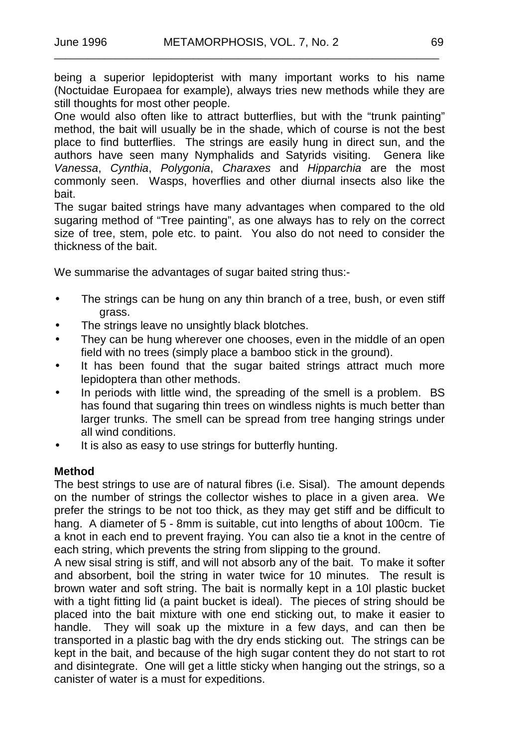being a superior lepidopterist with many important works to his name (Noctuidae Europaea for example), always tries new methods while they are still thoughts for most other people.

One would also often like to attract butterflies, but with the "trunk painting" method, the bait will usually be in the shade, which of course is not the best place to find butterflies. The strings are easily hung in direct sun, and the authors have seen many Nymphalids and Satyrids visiting. Genera like *Vanessa*, *Cynthia*, *Polygonia*, *Charaxes* and *Hipparchia* are the most commonly seen. Wasps, hoverflies and other diurnal insects also like the bait.

The sugar baited strings have many advantages when compared to the old sugaring method of "Tree painting", as one always has to rely on the correct size of tree, stem, pole etc. to paint. You also do not need to consider the thickness of the bait.

We summarise the advantages of sugar baited string thus:-

- The strings can be hung on any thin branch of a tree, bush, or even stiff grass.
- The strings leave no unsightly black blotches.
- They can be hung wherever one chooses, even in the middle of an open field with no trees (simply place a bamboo stick in the ground).
- It has been found that the sugar baited strings attract much more lepidoptera than other methods.
- In periods with little wind, the spreading of the smell is a problem. BS has found that sugaring thin trees on windless nights is much better than larger trunks. The smell can be spread from tree hanging strings under all wind conditions.
- It is also as easy to use strings for butterfly hunting.

**Method**

The best strings to use are of natural fibres (i.e. Sisal). The amount depends on the number of strings the collector wishes to place in a given area. We prefer the strings to be not too thick, as they may get stiff and be difficult to hang. A diameter of 5 - 8mm is suitable, cut into lengths of about 100cm. Tie a knot in each end to prevent fraying. You can also tie a knot in the centre of each string, which prevents the string from slipping to the ground.

A new sisal string is stiff, and will not absorb any of the bait. To make it softer and absorbent, boil the string in water twice for 10 minutes. The result is brown water and soft string. The bait is normally kept in a 10l plastic bucket with a tight fitting lid (a paint bucket is ideal). The pieces of string should be placed into the bait mixture with one end sticking out, to make it easier to handle. They will soak up the mixture in a few days, and can then be transported in a plastic bag with the dry ends sticking out. The strings can be kept in the bait, and because of the high sugar content they do not start to rot and disintegrate. One will get a little sticky when hanging out the strings, so a canister of water is a must for expeditions.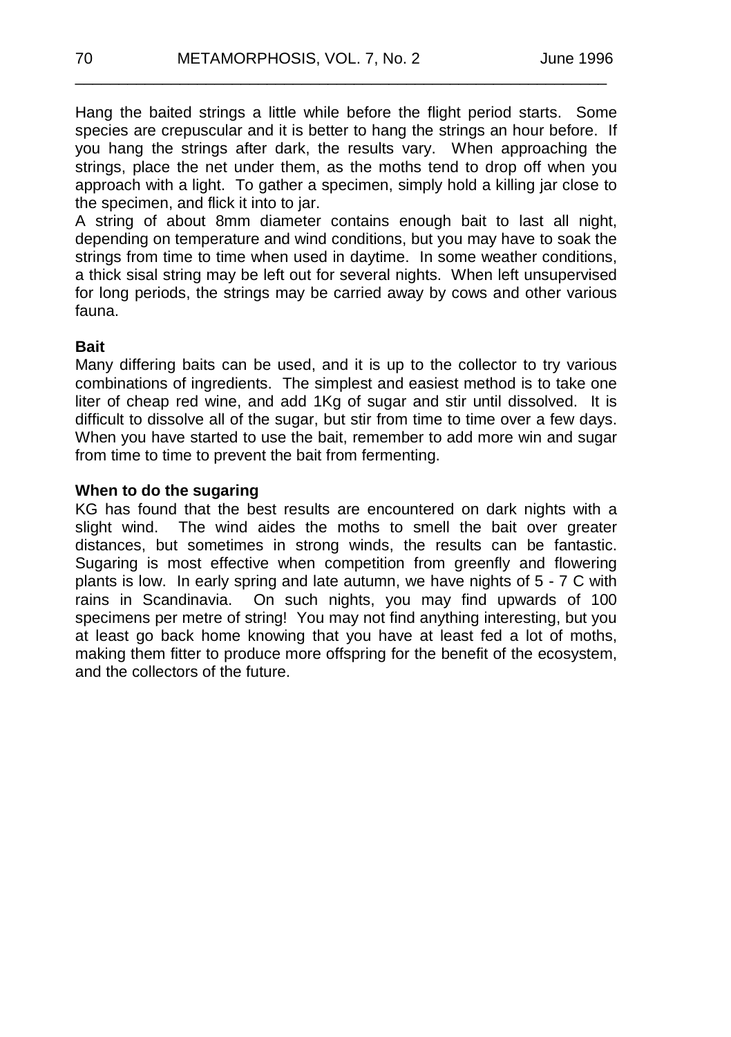Hang the baited strings a little while before the flight period starts. Some species are crepuscular and it is better to hang the strings an hour before. If you hang the strings after dark, the results vary. When approaching the strings, place the net under them, as the moths tend to drop off when you approach with a light. To gather a specimen, simply hold a killing jar close to the specimen, and flick it into to jar.

A string of about 8mm diameter contains enough bait to last all night, depending on temperature and wind conditions, but you may have to soak the strings from time to time when used in daytime. In some weather conditions, a thick sisal string may be left out for several nights. When left unsupervised for long periods, the strings may be carried away by cows and other various fauna.

**Bait**

Many differing baits can be used, and it is up to the collector to try various combinations of ingredients. The simplest and easiest method is to take one liter of cheap red wine, and add 1Kg of sugar and stir until dissolved. It is difficult to dissolve all of the sugar, but stir from time to time over a few days. When you have started to use the bait, remember to add more win and sugar from time to time to prevent the bait from fermenting.

**When to do the sugaring**

KG has found that the best results are encountered on dark nights with a slight wind. The wind aides the moths to smell the bait over greater distances, but sometimes in strong winds, the results can be fantastic. Sugaring is most effective when competition from greenfly and flowering plants is low. In early spring and late autumn, we have nights of 5 - 7 C with rains in Scandinavia. On such nights, you may find upwards of 100 specimens per metre of string! You may not find anything interesting, but you at least go back home knowing that you have at least fed a lot of moths, making them fitter to produce more offspring for the benefit of the ecosystem, and the collectors of the future.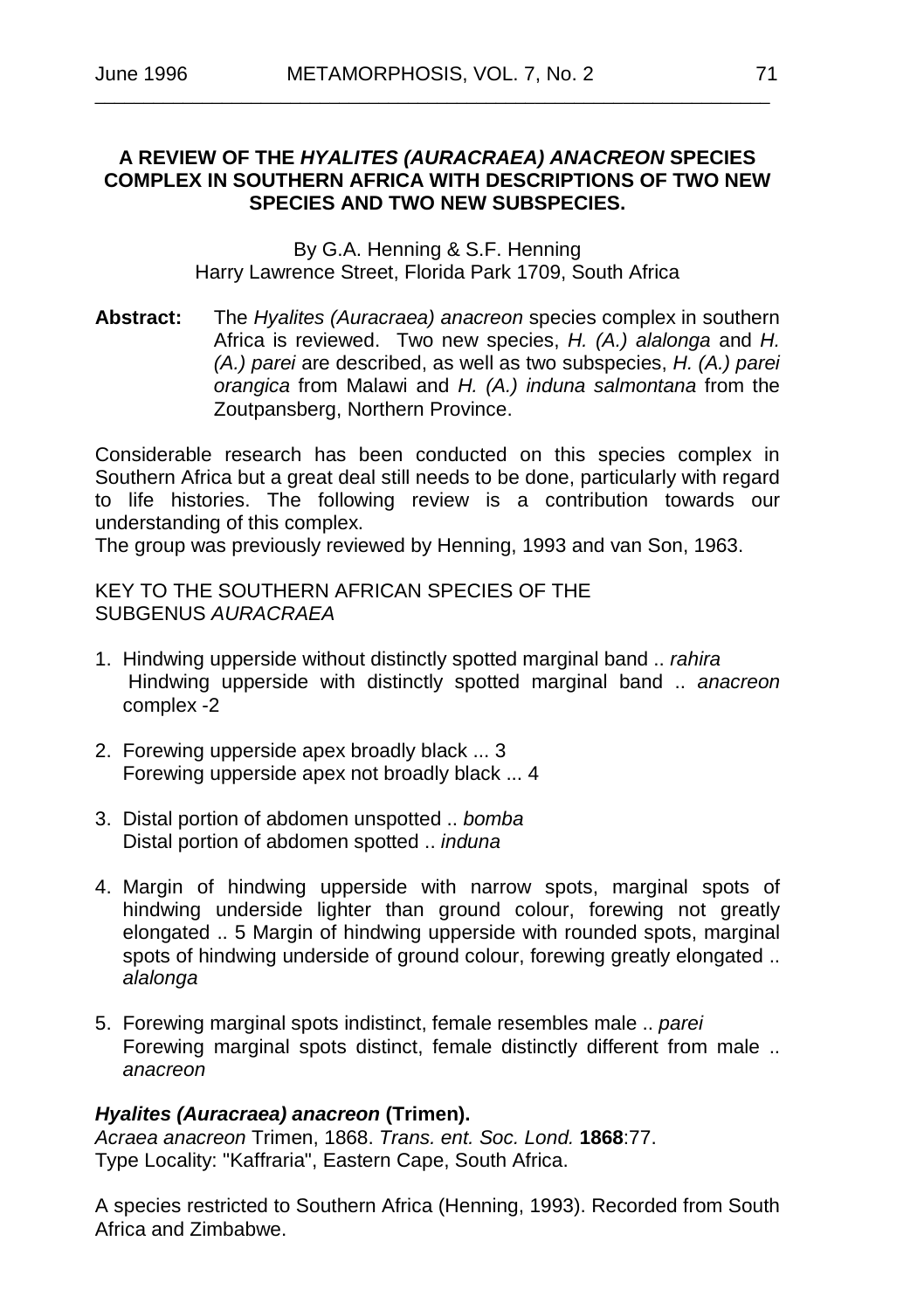## A REVIEW OF THE *HYALITES (AURACRAEA) ANACREON* SPECIES COMPLEX IN SOUTHERN AFRICA WITH DESCRIPTIONS OF TWO NEW SPECIES AND TWO NEW SUBSPECIES.

By G.A. Henning & S.F. Henning
Harry Lawrence Street, Florida Park 1709, South Africa

**Abstract:** The *Hyalites (Auracraea) anacreon* species complex in southern Africa is reviewed. Two new species, *H. (A.) alalonga* and *H. (A.) parei* are described, as well as two subspecies, *H. (A.) parei orangica* from Malawi and *H. (A.) induna salmontana* from the Zoutpansberg, Northern Province.

Considerable research has been conducted on this species complex in Southern Africa but a great deal still needs to be done, particularly with regard to life histories. The following review is a contribution towards our understanding of this complex.
The group was previously reviewed by Henning, 1993 and van Son, 1963.

KEY TO THE SOUTHERN AFRICAN SPECIES OF THE SUBGENUS *AURACRAEA*

1. Hindwing upperside without distinctly spotted marginal band .. *rahira*
   Hindwing upperside with distinctly spotted marginal band .. *anacreon* complex -2
2. Forewing upperside apex broadly black ... 3
   Forewing upperside apex not broadly black ... 4
3. Distal portion of abdomen unspotted .. *bomba*
   Distal portion of abdomen spotted .. *induna*
4. Margin of hindwing upperside with narrow spots, marginal spots of hindwing underside lighter than ground colour, forewing not greatly elongated .. 5 Margin of hindwing upperside with rounded spots, marginal spots of hindwing underside of ground colour, forewing greatly elongated .. *alalonga*
5. Forewing marginal spots indistinct, female resembles male .. *parei*
   Forewing marginal spots distinct, female distinctly different from male .. *anacreon*

### *Hyalites (Auracraea) anacreon* (Trimen).

*Acraea anacreon* Trimen, 1868. *Trans. ent. Soc. Lond.* **1868**:77.
Type Locality: "Kaffraria", Eastern Cape, South Africa.

A species restricted to Southern Africa (Henning, 1993). Recorded from South Africa and Zimbabwe.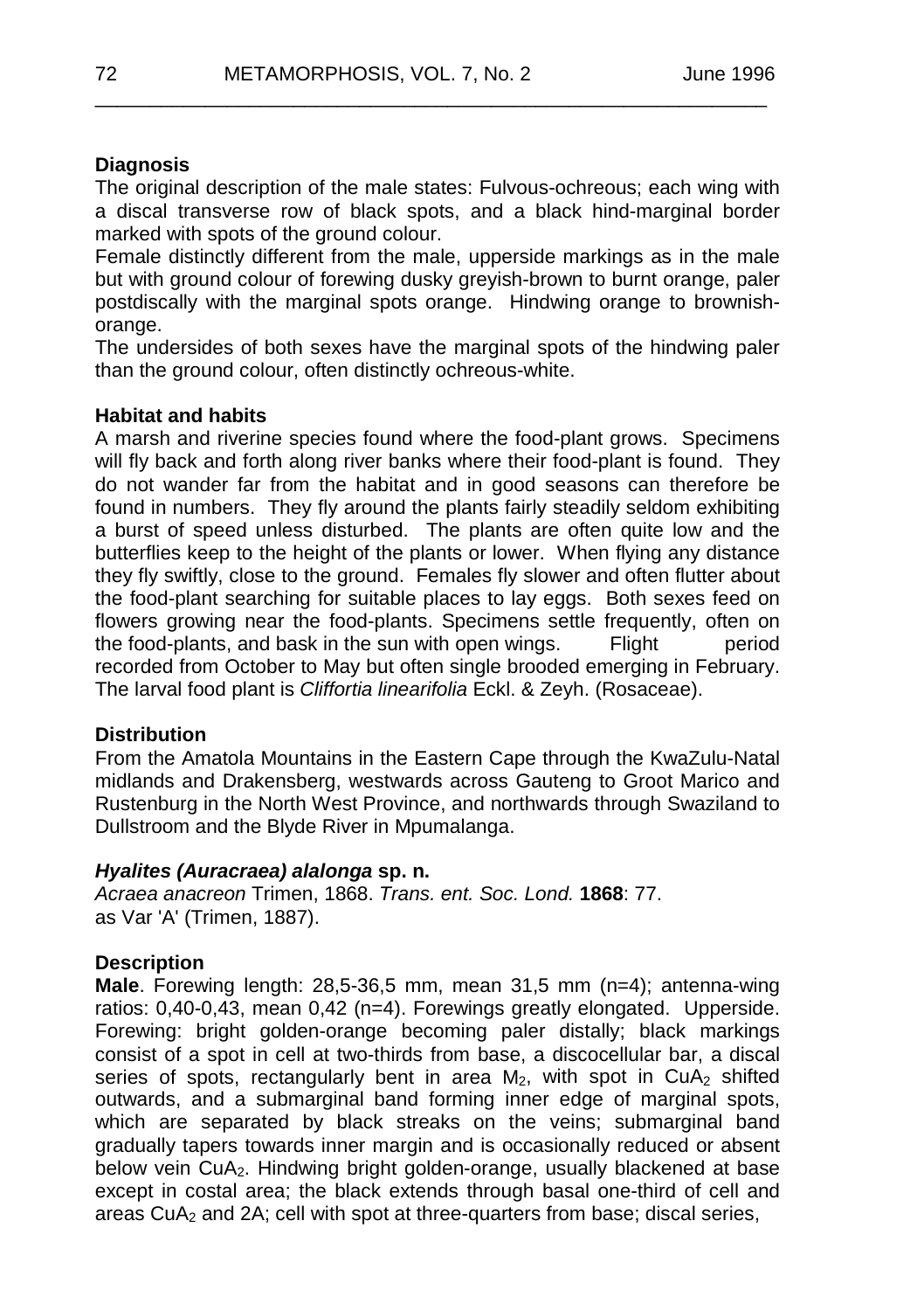**Diagnosis**

The original description of the male states: Fulvous-ochreous; each wing with a discal transverse row of black spots, and a black hind-marginal border marked with spots of the ground colour.

Female distinctly different from the male, upperside markings as in the male but with ground colour of forewing dusky greyish-brown to burnt orange, paler postdiscally with the marginal spots orange. Hindwing orange to brownish-orange.

The undersides of both sexes have the marginal spots of the hindwing paler than the ground colour, often distinctly ochreous-white.

**Habitat and habits**

A marsh and riverine species found where the food-plant grows. Specimens will fly back and forth along river banks where their food-plant is found. They do not wander far from the habitat and in good seasons can therefore be found in numbers. They fly around the plants fairly steadily seldom exhibiting a burst of speed unless disturbed. The plants are often quite low and the butterflies keep to the height of the plants or lower. When flying any distance they fly swiftly, close to the ground. Females fly slower and often flutter about the food-plant searching for suitable places to lay eggs. Both sexes feed on flowers growing near the food-plants. Specimens settle frequently, often on the food-plants, and bask in the sun with open wings. Flight period recorded from October to May but often single brooded emerging in February. The larval food plant is *Cliffortia linearifolia* Eckl. & Zeyh. (Rosaceae).

**Distribution**

From the Amatola Mountains in the Eastern Cape through the KwaZulu-Natal midlands and Drakensberg, westwards across Gauteng to Groot Marico and Rustenburg in the North West Province, and northwards through Swaziland to Dullstroom and the Blyde River in Mpumalanga.

***Hyalites (Auracraea) alalonga* sp. n.**

*Acraea anacreon* Trimen, 1868. *Trans. ent. Soc. Lond.* **1868**: 77.
as Var 'A' (Trimen, 1887).

**Description**

**Male**. Forewing length: 28,5-36,5 mm, mean 31,5 mm (n=4); antenna-wing ratios: 0,40-0,43, mean 0,42 (n=4). Forewings greatly elongated. Upperside. Forewing: bright golden-orange becoming paler distally; black markings consist of a spot in cell at two-thirds from base, a discocellular bar, a discal series of spots, rectangularly bent in area $M_2$, with spot in $CuA_2$ shifted outwards, and a submarginal band forming inner edge of marginal spots, which are separated by black streaks on the veins; submarginal band gradually tapers towards inner margin and is occasionally reduced or absent below vein $CuA_2$. Hindwing bright golden-orange, usually blackened at base except in costal area; the black extends through basal one-third of cell and areas $CuA_2$ and 2A; cell with spot at three-quarters from base; discal series,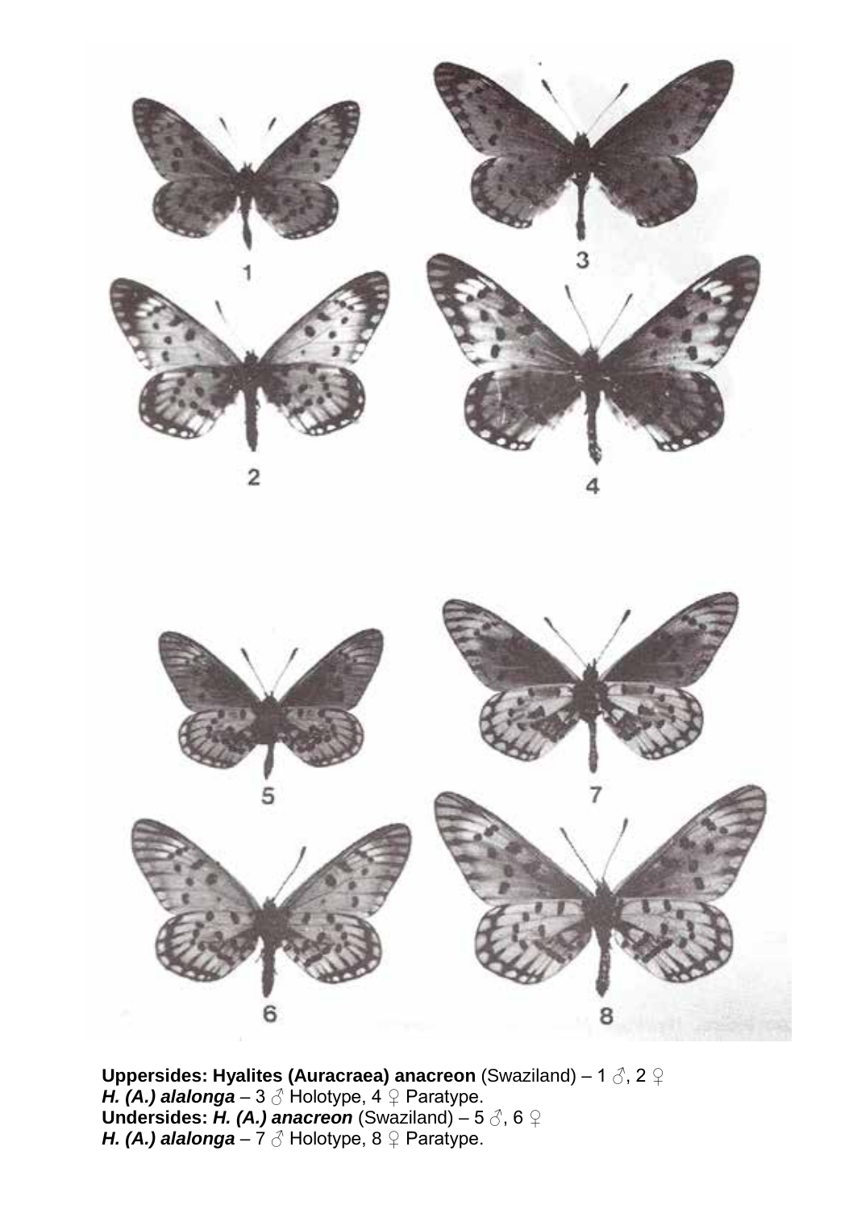**Uppersides: Hyalites (Auracraea) anacreon** (Swaziland) – 1 ♂, 2 ♀
***H. (A.) alalonga*** – 3 ♂ Holotype, 4 ♀ Paratype.
**Undersides: *H. (A.) anacreon*** (Swaziland) – 5 ♂, 6 ♀
***H. (A.) alalonga*** – 7 ♂ Holotype, 8 ♀ Paratype.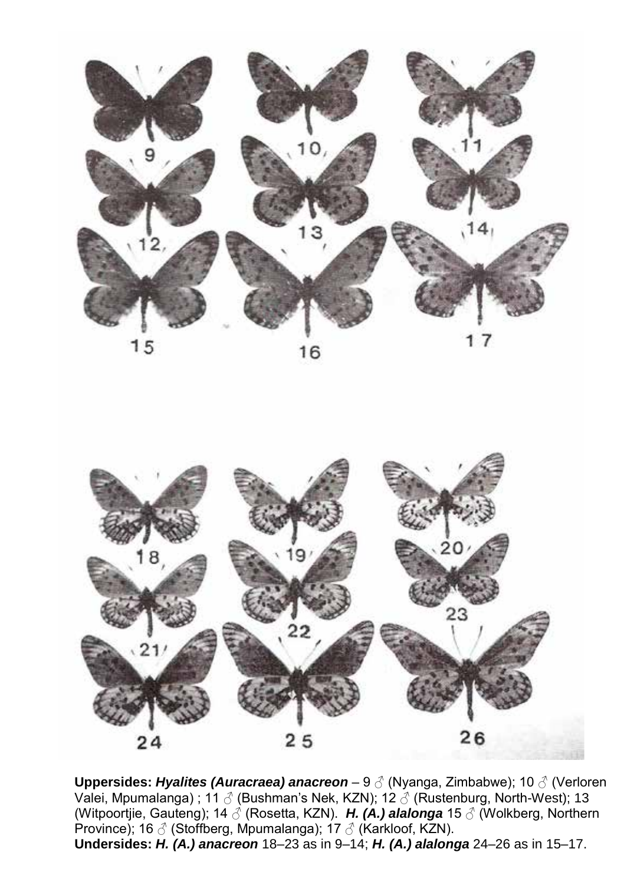**Uppersides:** ***Hyalites (Auracraea) anacreon*** – 9 ♂ (Nyanga, Zimbabwe); 10 ♂ (Verloren Valei, Mpumalanga) ; 11 ♂ (Bushman's Nek, KZN); 12 ♂ (Rustenburg, North-West); 13 (Witpoortjie, Gauteng); 14 ♂ (Rosetta, KZN). ***H. (A.) alalonga*** 15 ♂ (Wolkberg, Northern Province); 16 ♂ (Stoffberg, Mpumalanga); 17 ♂ (Karkloof, KZN).
**Undersides:** ***H. (A.) anacreon*** 18–23 as in 9–14; ***H. (A.) alalonga*** 24–26 as in 15–17.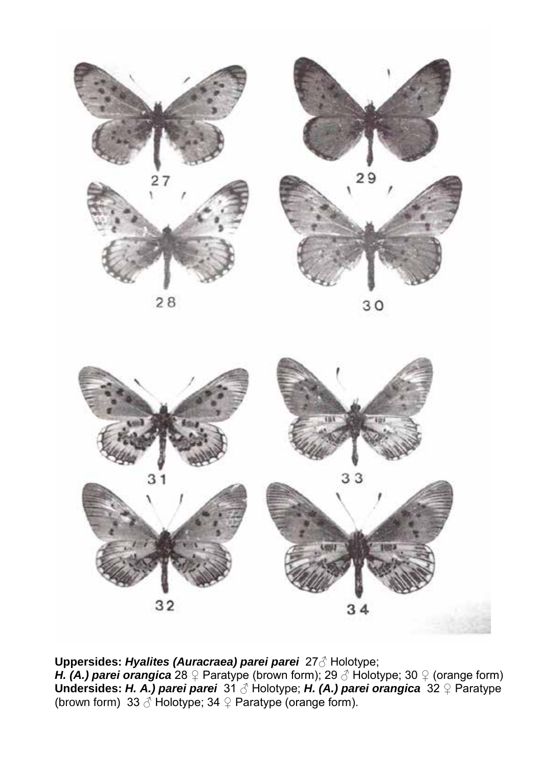**Uppersides: *Hyalites (Auracraea) parei parei*** 27♂ Holotype;
***H. (A.) parei orangica*** 28 ♀ Paratype (brown form); 29 ♂ Holotype; 30 ♀ (orange form)
**Undersides: *H. A.) parei parei*** 31 ♂ Holotype; ***H. (A.) parei orangica*** 32 ♀ Paratype (brown form) 33 ♂ Holotype; 34 ♀ Paratype (orange form).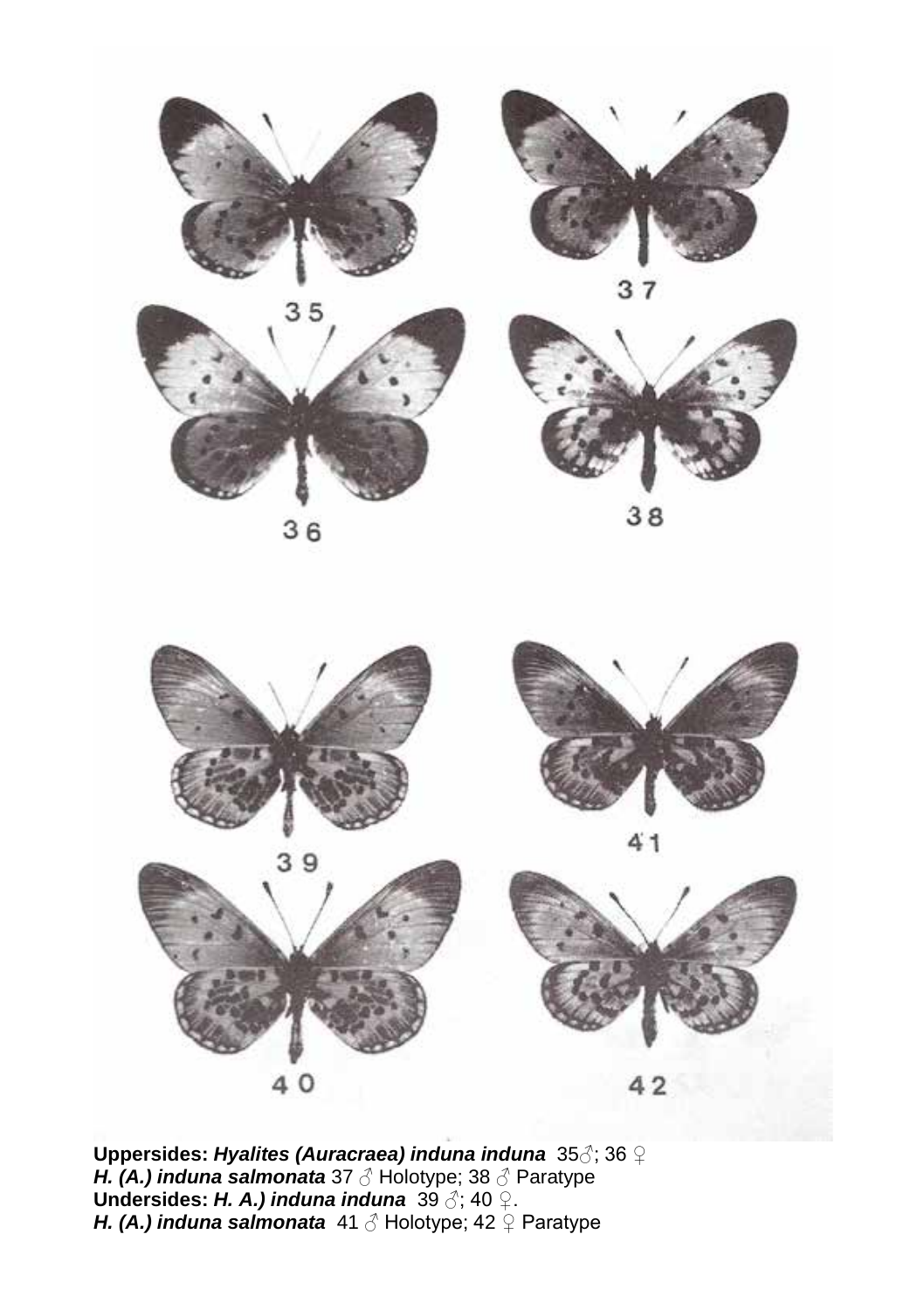**Uppersides: *Hyalites (Auracraea) induna induna*** 35♂; 36 ♀
***H. (A.) induna salmonata*** 37 ♂ Holotype; 38 ♂ Paratype
**Undersides: *H. A.) induna induna*** 39 ♂; 40 ♀.
***H. (A.) induna salmonata*** 41 ♂ Holotype; 42 ♀ Paratype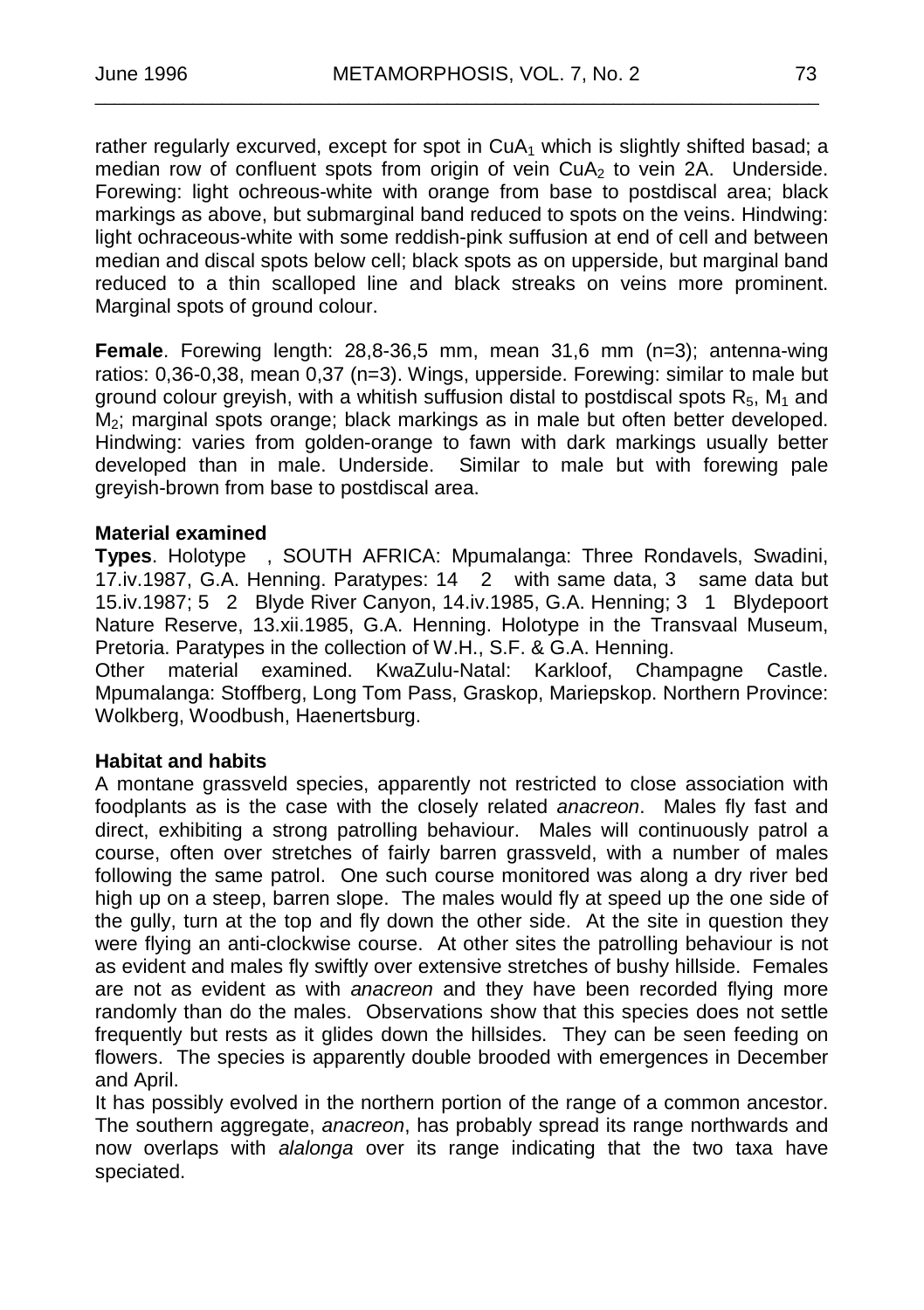rather regularly excurved, except for spot in $CuA_1$ which is slightly shifted basad; a median row of confluent spots from origin of vein $CuA_2$ to vein 2A. Underside. Forewing: light ochreous-white with orange from base to postdiscal area; black markings as above, but submarginal band reduced to spots on the veins. Hindwing: light ochraceous-white with some reddish-pink suffusion at end of cell and between median and discal spots below cell; black spots as on upperside, but marginal band reduced to a thin scalloped line and black streaks on veins more prominent. Marginal spots of ground colour.

**Female**. Forewing length: 28,8-36,5 mm, mean 31,6 mm (n=3); antenna-wing ratios: 0,36-0,38, mean 0,37 (n=3). Wings, upperside. Forewing: similar to male but ground colour greyish, with a whitish suffusion distal to postdiscal spots $R_5$, $M_1$ and $M_2$; marginal spots orange; black markings as in male but often better developed. Hindwing: varies from golden-orange to fawn with dark markings usually better developed than in male. Underside. Similar to male but with forewing pale greyish-brown from base to postdiscal area.

**Material examined**

**Types**. Holotype , SOUTH AFRICA: Mpumalanga: Three Rondavels, Swadini, 17.iv.1987, G.A. Henning. Paratypes: 14 2 with same data, 3 same data but 15.iv.1987; 5 2 Blyde River Canyon, 14.iv.1985, G.A. Henning; 3 1 Blydepoort Nature Reserve, 13.xii.1985, G.A. Henning. Holotype in the Transvaal Museum, Pretoria. Paratypes in the collection of W.H., S.F. & G.A. Henning.

Other material examined. KwaZulu-Natal: Karkloof, Champagne Castle. Mpumalanga: Stoffberg, Long Tom Pass, Graskop, Mariepskop. Northern Province: Wolkberg, Woodbush, Haenertsburg.

**Habitat and habits**

A montane grassveld species, apparently not restricted to close association with foodplants as is the case with the closely related *anacreon*. Males fly fast and direct, exhibiting a strong patrolling behaviour. Males will continuously patrol a course, often over stretches of fairly barren grassveld, with a number of males following the same patrol. One such course monitored was along a dry river bed high up on a steep, barren slope. The males would fly at speed up the one side of the gully, turn at the top and fly down the other side. At the site in question they were flying an anti-clockwise course. At other sites the patrolling behaviour is not as evident and males fly swiftly over extensive stretches of bushy hillside. Females are not as evident as with *anacreon* and they have been recorded flying more randomly than do the males. Observations show that this species does not settle frequently but rests as it glides down the hillsides. They can be seen feeding on flowers. The species is apparently double brooded with emergences in December and April.

It has possibly evolved in the northern portion of the range of a common ancestor. The southern aggregate, *anacreon*, has probably spread its range northwards and now overlaps with *alalonga* over its range indicating that the two taxa have speciated.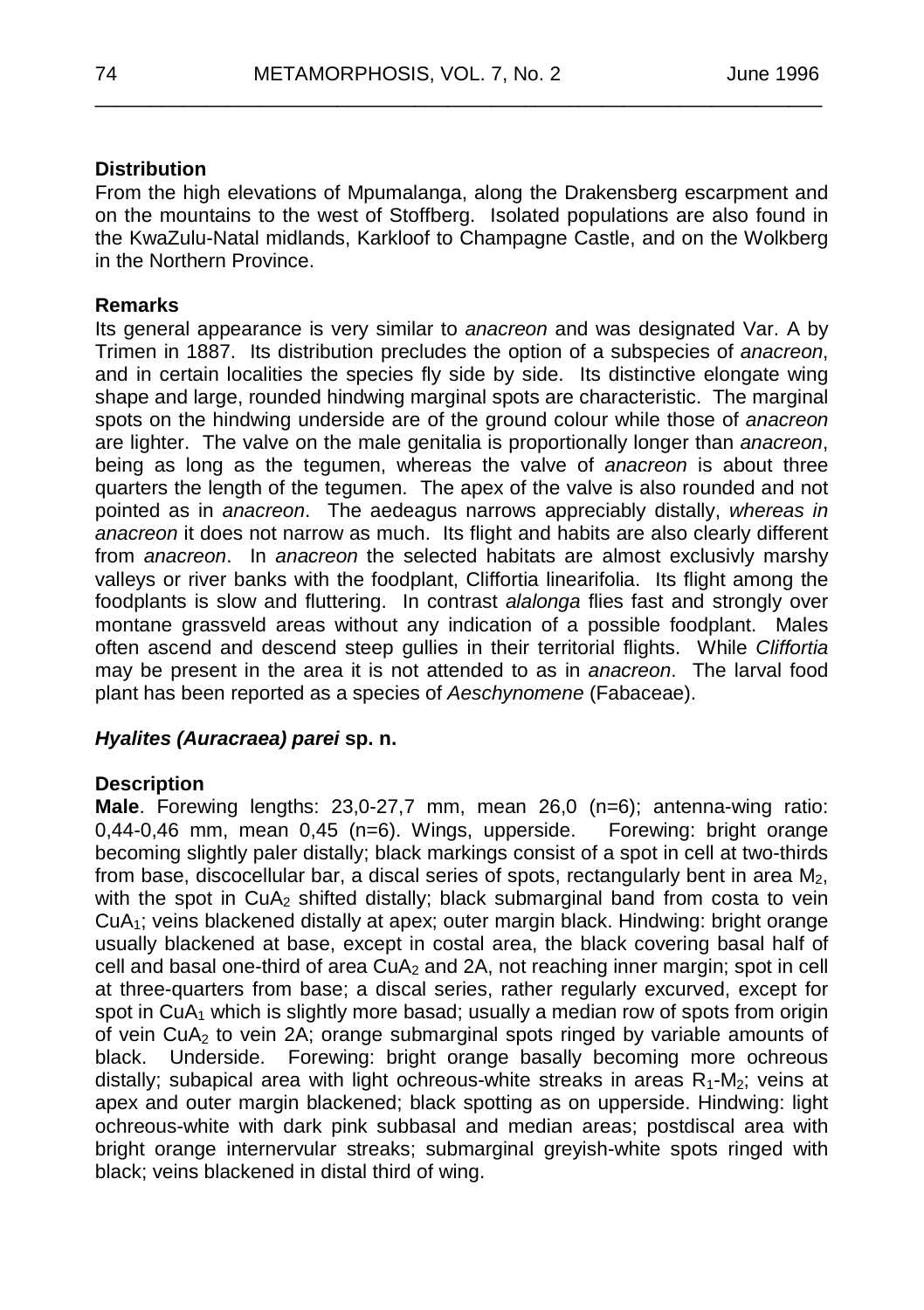**Distribution**

From the high elevations of Mpumalanga, along the Drakensberg escarpment and on the mountains to the west of Stoffberg. Isolated populations are also found in the KwaZulu-Natal midlands, Karkloof to Champagne Castle, and on the Wolkberg in the Northern Province.

**Remarks**

Its general appearance is very similar to *anacreon* and was designated Var. A by Trimen in 1887. Its distribution precludes the option of a subspecies of *anacreon*, and in certain localities the species fly side by side. Its distinctive elongate wing shape and large, rounded hindwing marginal spots are characteristic. The marginal spots on the hindwing underside are of the ground colour while those of *anacreon* are lighter. The valve on the male genitalia is proportionally longer than *anacreon*, being as long as the tegumen, whereas the valve of *anacreon* is about three quarters the length of the tegumen. The apex of the valve is also rounded and not pointed as in *anacreon*. The aedeagus narrows appreciably distally, *whereas in anacreon* it does not narrow as much. Its flight and habits are also clearly different from *anacreon*. In *anacreon* the selected habitats are almost exclusivly marshy valleys or river banks with the foodplant, Cliffortia linearifolia. Its flight among the foodplants is slow and fluttering. In contrast *alalonga* flies fast and strongly over montane grassveld areas without any indication of a possible foodplant. Males often ascend and descend steep gullies in their territorial flights. While *Cliffortia* may be present in the area it is not attended to as in *anacreon*. The larval food plant has been reported as a species of *Aeschynomene* (Fabaceae).

***Hyalites (Auracraea) parei* sp. n.**

**Description**

**Male**. Forewing lengths: 23,0-27,7 mm, mean 26,0 (n=6); antenna-wing ratio: 0,44-0,46 mm, mean 0,45 (n=6). Wings, upperside. Forewing: bright orange becoming slightly paler distally; black markings consist of a spot in cell at two-thirds from base, discocellular bar, a discal series of spots, rectangularly bent in area $M_2$, with the spot in $CuA_2$ shifted distally; black submarginal band from costa to vein $CuA_1$; veins blackened distally at apex; outer margin black. Hindwing: bright orange usually blackened at base, except in costal area, the black covering basal half of cell and basal one-third of area $CuA_2$ and 2A, not reaching inner margin; spot in cell at three-quarters from base; a discal series, rather regularly excurved, except for spot in $CuA_1$ which is slightly more basad; usually a median row of spots from origin of vein $CuA_2$ to vein 2A; orange submarginal spots ringed by variable amounts of black. Underside. Forewing: bright orange basally becoming more ochreous distally; subapical area with light ochreous-white streaks in areas $R_1$-$M_2$; veins at apex and outer margin blackened; black spotting as on upperside. Hindwing: light ochreous-white with dark pink subbasal and median areas; postdiscal area with bright orange internervular streaks; submarginal greyish-white spots ringed with black; veins blackened in distal third of wing.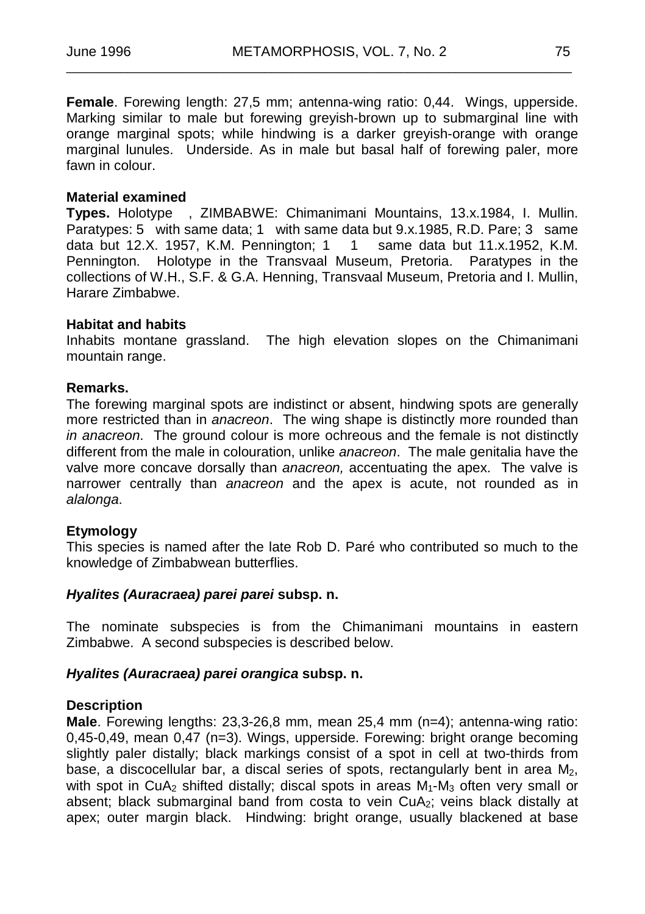**Female**. Forewing length: 27,5 mm; antenna-wing ratio: 0,44. Wings, upperside. Marking similar to male but forewing greyish-brown up to submarginal line with orange marginal spots; while hindwing is a darker greyish-orange with orange marginal lunules. Underside. As in male but basal half of forewing paler, more fawn in colour.

**Material examined**

**Types.** Holotype , ZIMBABWE: Chimanimani Mountains, 13.x.1984, I. Mullin. Paratypes: 5 with same data; 1 with same data but 9.x.1985, R.D. Pare; 3 same data but 12.X. 1957, K.M. Pennington; 1 1 same data but 11.x.1952, K.M. Pennington. Holotype in the Transvaal Museum, Pretoria. Paratypes in the collections of W.H., S.F. & G.A. Henning, Transvaal Museum, Pretoria and I. Mullin, Harare Zimbabwe.

**Habitat and habits**

Inhabits montane grassland. The high elevation slopes on the Chimanimani mountain range.

**Remarks.**

The forewing marginal spots are indistinct or absent, hindwing spots are generally more restricted than in *anacreon*. The wing shape is distinctly more rounded than *in anacreon*. The ground colour is more ochreous and the female is not distinctly different from the male in colouration, unlike *anacreon*. The male genitalia have the valve more concave dorsally than *anacreon,* accentuating the apex. The valve is narrower centrally than *anacreon* and the apex is acute, not rounded as in *alalonga*.

**Etymology**

This species is named after the late Rob D. Paré who contributed so much to the knowledge of Zimbabwean butterflies.

***Hyalites (Auracraea) parei parei*** **subsp. n.**

The nominate subspecies is from the Chimanimani mountains in eastern Zimbabwe. A second subspecies is described below.

***Hyalites (Auracraea) parei orangica*** **subsp. n.**

**Description**

**Male**. Forewing lengths: 23,3-26,8 mm, mean 25,4 mm (n=4); antenna-wing ratio: 0,45-0,49, mean 0,47 (n=3). Wings, upperside. Forewing: bright orange becoming slightly paler distally; black markings consist of a spot in cell at two-thirds from base, a discocellular bar, a discal series of spots, rectangularly bent in area $M_2$, with spot in $CuA_2$ shifted distally; discal spots in areas $M_1$-$M_3$ often very small or absent; black submarginal band from costa to vein $CuA_2$; veins black distally at apex; outer margin black. Hindwing: bright orange, usually blackened at base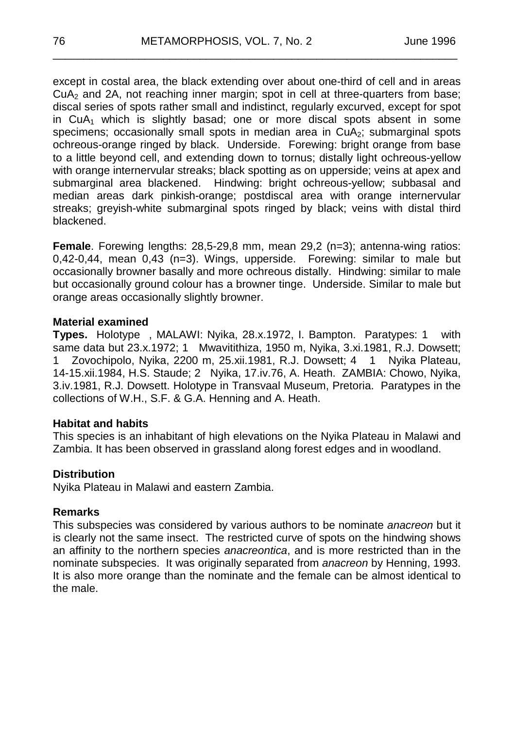except in costal area, the black extending over about one-third of cell and in areas $CuA_2$ and 2A, not reaching inner margin; spot in cell at three-quarters from base; discal series of spots rather small and indistinct, regularly excurved, except for spot in $CuA_1$ which is slightly basad; one or more discal spots absent in some specimens; occasionally small spots in median area in $CuA_2$; submarginal spots ochreous-orange ringed by black. Underside. Forewing: bright orange from base to a little beyond cell, and extending down to tornus; distally light ochreous-yellow with orange internervular streaks; black spotting as on upperside; veins at apex and submarginal area blackened. Hindwing: bright ochreous-yellow; subbasal and median areas dark pinkish-orange; postdiscal area with orange internervular streaks; greyish-white submarginal spots ringed by black; veins with distal third blackened.

**Female**. Forewing lengths: 28,5-29,8 mm, mean 29,2 (n=3); antenna-wing ratios: 0,42-0,44, mean 0,43 (n=3). Wings, upperside. Forewing: similar to male but occasionally browner basally and more ochreous distally. Hindwing: similar to male but occasionally ground colour has a browner tinge. Underside. Similar to male but orange areas occasionally slightly browner.

**Material examined**

**Types.** Holotype , MALAWI: Nyika, 28.x.1972, I. Bampton. Paratypes: 1 with same data but 23.x.1972; 1 Mwavitithiza, 1950 m, Nyika, 3.xi.1981, R.J. Dowsett; 1 Zovochipolo, Nyika, 2200 m, 25.xii.1981, R.J. Dowsett; 4 1 Nyika Plateau, 14-15.xii.1984, H.S. Staude; 2 Nyika, 17.iv.76, A. Heath. ZAMBIA: Chowo, Nyika, 3.iv.1981, R.J. Dowsett. Holotype in Transvaal Museum, Pretoria. Paratypes in the collections of W.H., S.F. & G.A. Henning and A. Heath.

**Habitat and habits**

This species is an inhabitant of high elevations on the Nyika Plateau in Malawi and Zambia. It has been observed in grassland along forest edges and in woodland.

**Distribution**

Nyika Plateau in Malawi and eastern Zambia.

**Remarks**

This subspecies was considered by various authors to be nominate *anacreon* but it is clearly not the same insect. The restricted curve of spots on the hindwing shows an affinity to the northern species *anacreontica*, and is more restricted than in the nominate subspecies. It was originally separated from *anacreon* by Henning, 1993. It is also more orange than the nominate and the female can be almost identical to the male.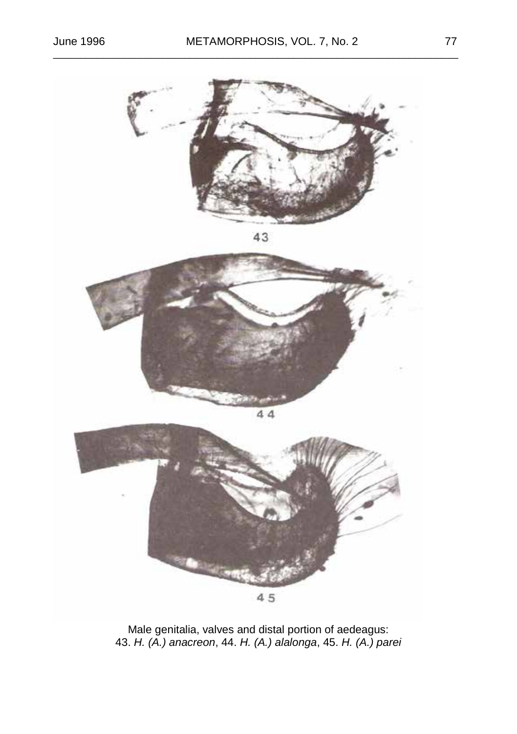43

44

45

Male genitalia, valves and distal portion of aedeagus:
43. *H. (A.) anacreon*, 44. *H. (A.) alalonga*, 45. *H. (A.) parei*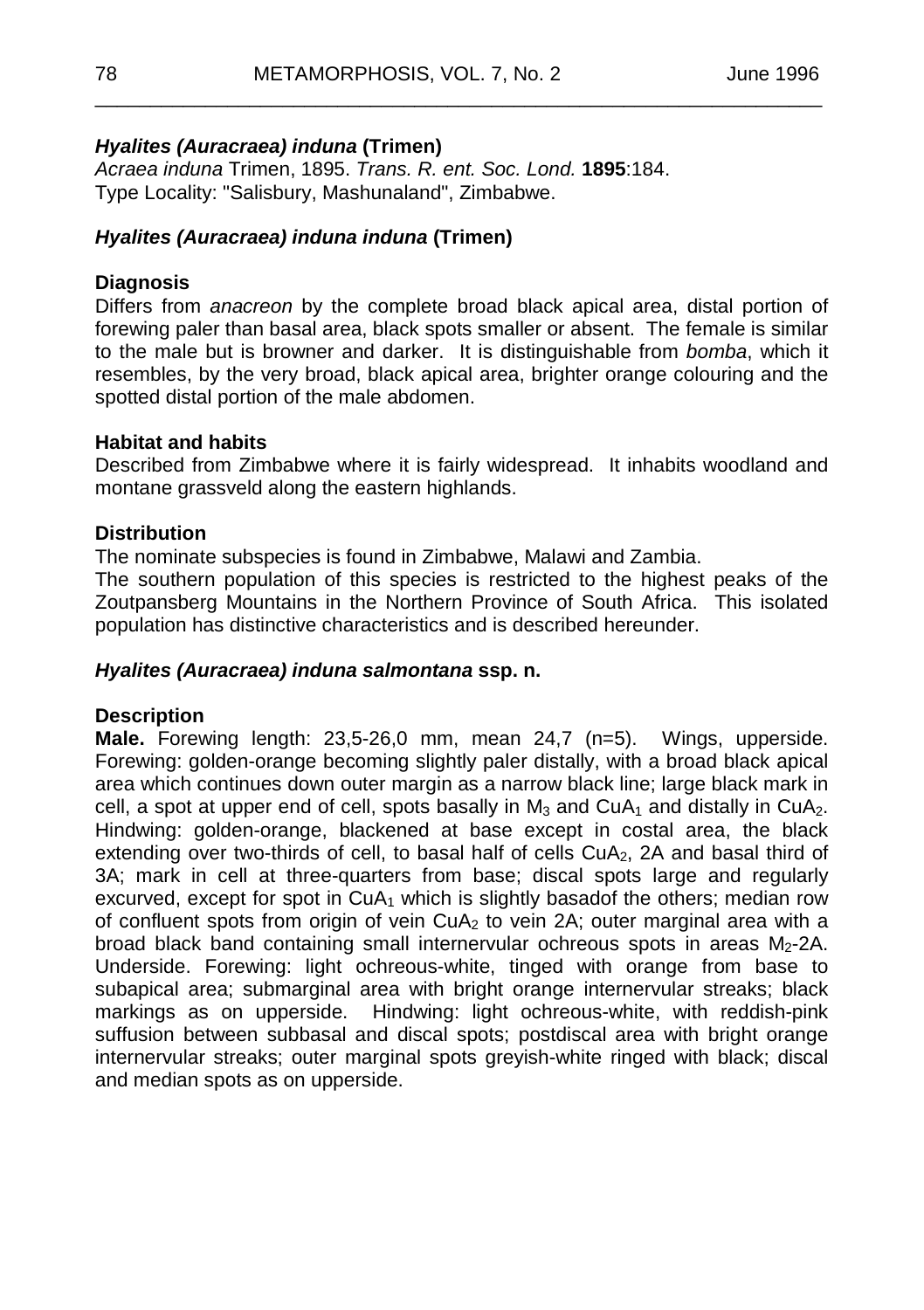### ***Hyalites (Auracraea) induna* (Trimen)**

*Acraea induna* Trimen, 1895. *Trans. R. ent. Soc. Lond.* **1895**:184.
Type Locality: "Salisbury, Mashunaland", Zimbabwe.

### ***Hyalites (Auracraea) induna induna* (Trimen)**

**Diagnosis**

Differs from *anacreon* by the complete broad black apical area, distal portion of forewing paler than basal area, black spots smaller or absent. The female is similar to the male but is browner and darker. It is distinguishable from *bomba*, which it resembles, by the very broad, black apical area, brighter orange colouring and the spotted distal portion of the male abdomen.

**Habitat and habits**

Described from Zimbabwe where it is fairly widespread. It inhabits woodland and montane grassveld along the eastern highlands.

**Distribution**

The nominate subspecies is found in Zimbabwe, Malawi and Zambia.
The southern population of this species is restricted to the highest peaks of the Zoutpansberg Mountains in the Northern Province of South Africa. This isolated population has distinctive characteristics and is described hereunder.

### ***Hyalites (Auracraea) induna salmontana* ssp. n.**

**Description**

**Male.** Forewing length: 23,5-26,0 mm, mean 24,7 (n=5). Wings, upperside. Forewing: golden-orange becoming slightly paler distally, with a broad black apical area which continues down outer margin as a narrow black line; large black mark in cell, a spot at upper end of cell, spots basally in $M_3$ and $CuA_1$ and distally in $CuA_2$. Hindwing: golden-orange, blackened at base except in costal area, the black extending over two-thirds of cell, to basal half of cells $CuA_2$, 2A and basal third of 3A; mark in cell at three-quarters from base; discal spots large and regularly excurved, except for spot in $CuA_1$ which is slightly basadof the others; median row of confluent spots from origin of vein $CuA_2$ to vein 2A; outer marginal area with a broad black band containing small internervular ochreous spots in areas $M_2$-2A. Underside. Forewing: light ochreous-white, tinged with orange from base to subapical area; submarginal area with bright orange internervular streaks; black markings as on upperside. Hindwing: light ochreous-white, with reddish-pink suffusion between subbasal and discal spots; postdiscal area with bright orange internervular streaks; outer marginal spots greyish-white ringed with black; discal and median spots as on upperside.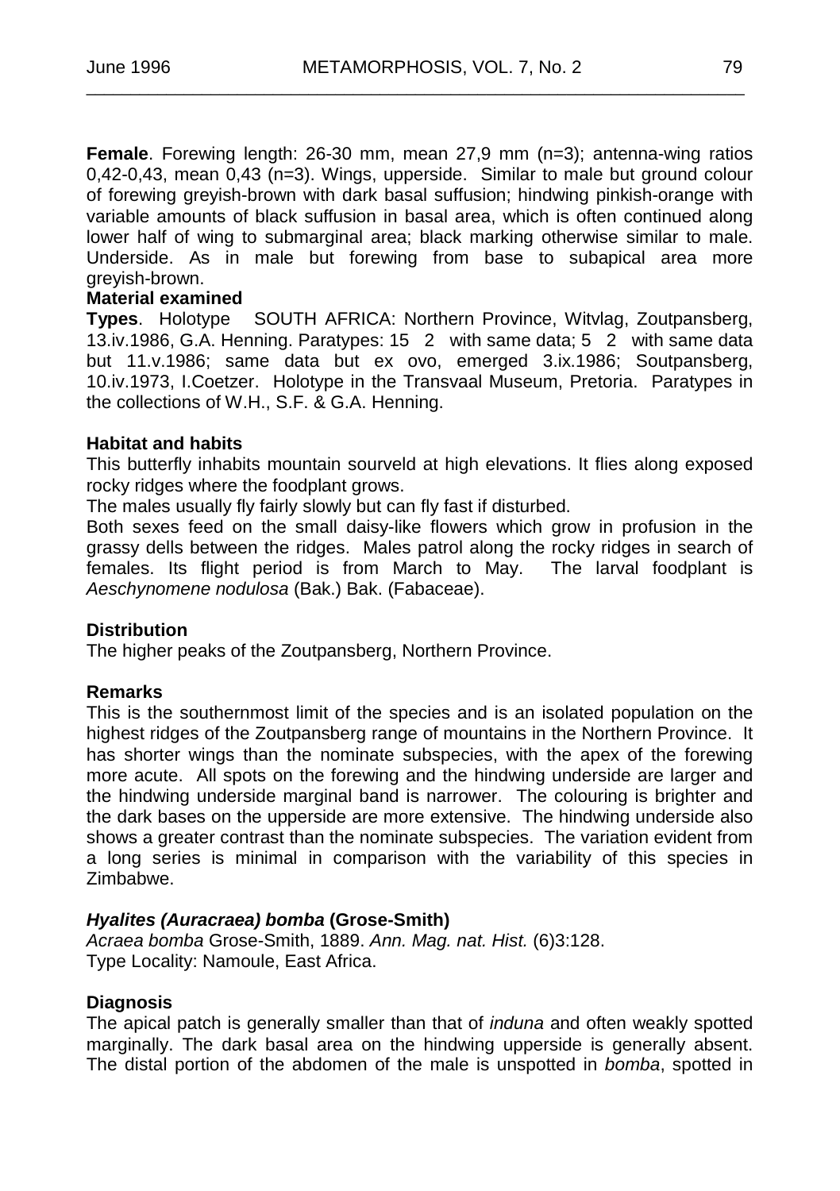**Female**. Forewing length: 26-30 mm, mean 27,9 mm (n=3); antenna-wing ratios 0,42-0,43, mean 0,43 (n=3). Wings, upperside. Similar to male but ground colour of forewing greyish-brown with dark basal suffusion; hindwing pinkish-orange with variable amounts of black suffusion in basal area, which is often continued along lower half of wing to submarginal area; black marking otherwise similar to male. Underside. As in male but forewing from base to subapical area more greyish-brown.

**Material examined**

**Types**. Holotype   SOUTH AFRICA: Northern Province, Witvlag, Zoutpansberg, 13.iv.1986, G.A. Henning. Paratypes: 15   2   with same data; 5   2   with same data but 11.v.1986; same data but ex ovo, emerged 3.ix.1986; Soutpansberg, 10.iv.1973, I.Coetzer. Holotype in the Transvaal Museum, Pretoria. Paratypes in the collections of W.H., S.F. & G.A. Henning.

**Habitat and habits**

This butterfly inhabits mountain sourveld at high elevations. It flies along exposed rocky ridges where the foodplant grows.

The males usually fly fairly slowly but can fly fast if disturbed.

Both sexes feed on the small daisy-like flowers which grow in profusion in the grassy dells between the ridges. Males patrol along the rocky ridges in search of females. Its flight period is from March to May. The larval foodplant is *Aeschynomene nodulosa* (Bak.) Bak. (Fabaceae).

**Distribution**

The higher peaks of the Zoutpansberg, Northern Province.

**Remarks**

This is the southernmost limit of the species and is an isolated population on the highest ridges of the Zoutpansberg range of mountains in the Northern Province. It has shorter wings than the nominate subspecies, with the apex of the forewing more acute. All spots on the forewing and the hindwing underside are larger and the hindwing underside marginal band is narrower. The colouring is brighter and the dark bases on the upperside are more extensive. The hindwing underside also shows a greater contrast than the nominate subspecies. The variation evident from a long series is minimal in comparison with the variability of this species in Zimbabwe.

### ***Hyalites (Auracraea) bomba*** **(Grose-Smith)**

*Acraea bomba* Grose-Smith, 1889. *Ann. Mag. nat. Hist.* (6)3:128.
Type Locality: Namoule, East Africa.

**Diagnosis**

The apical patch is generally smaller than that of *induna* and often weakly spotted marginally. The dark basal area on the hindwing upperside is generally absent. The distal portion of the abdomen of the male is unspotted in *bomba*, spotted in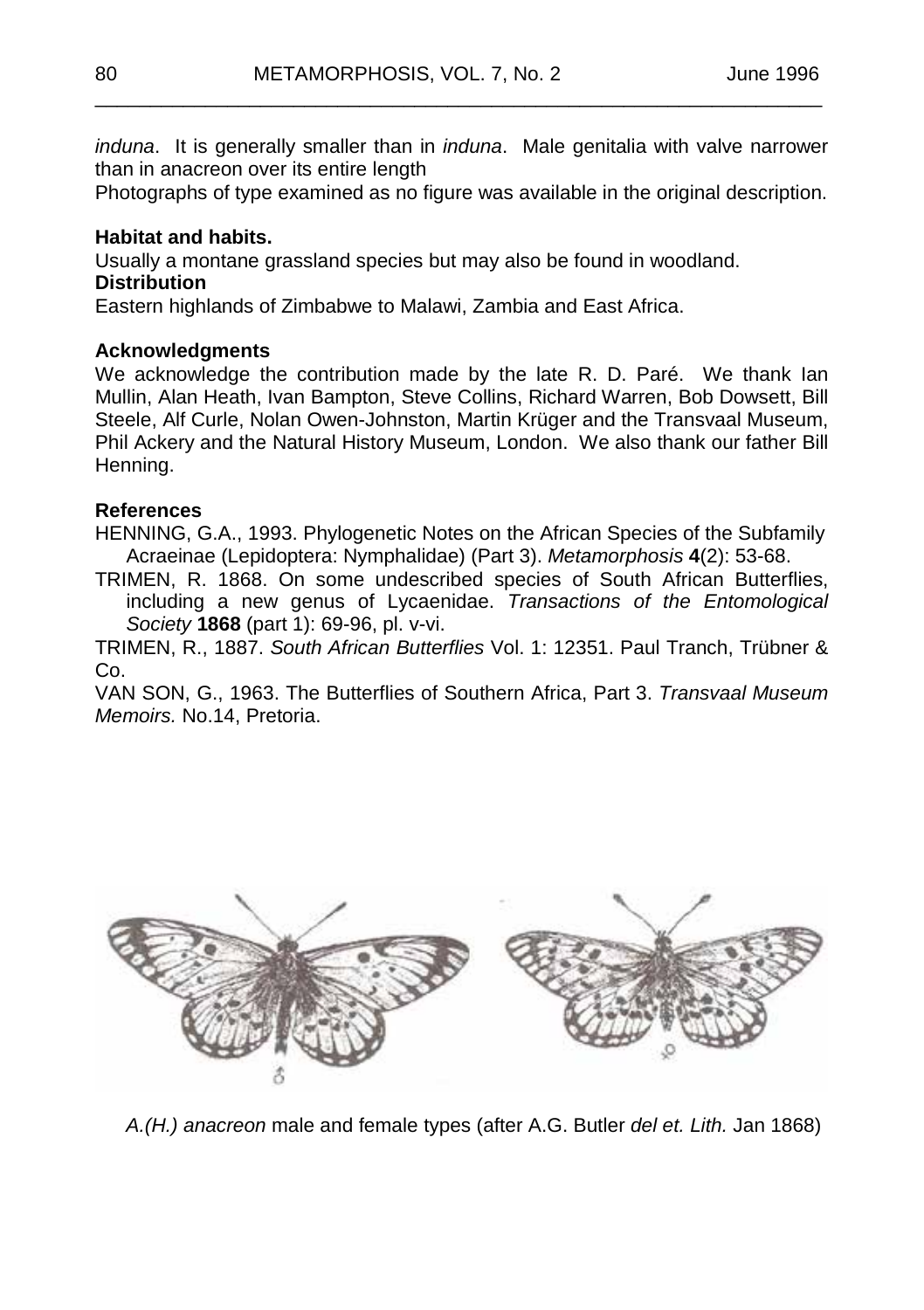*induna*. It is generally smaller than in *induna*. Male genitalia with valve narrower than in anacreon over its entire length

Photographs of type examined as no figure was available in the original description.

**Habitat and habits.**

Usually a montane grassland species but may also be found in woodland.

**Distribution**

Eastern highlands of Zimbabwe to Malawi, Zambia and East Africa.

**Acknowledgments**

We acknowledge the contribution made by the late R. D. Paré. We thank Ian Mullin, Alan Heath, Ivan Bampton, Steve Collins, Richard Warren, Bob Dowsett, Bill Steele, Alf Curle, Nolan Owen-Johnston, Martin Krüger and the Transvaal Museum, Phil Ackery and the Natural History Museum, London. We also thank our father Bill Henning.

**References**

HENNING, G.A., 1993. Phylogenetic Notes on the African Species of the Subfamily Acraeinae (Lepidoptera: Nymphalidae) (Part 3). *Metamorphosis* **4**(2): 53-68.

TRIMEN, R. 1868. On some undescribed species of South African Butterflies, including a new genus of Lycaenidae. *Transactions of the Entomological Society* **1868** (part 1): 69-96, pl. v-vi.

TRIMEN, R., 1887. *South African Butterflies* Vol. 1: 12351. Paul Tranch, Trübner & Co.

VAN SON, G., 1963. The Butterflies of Southern Africa, Part 3. *Transvaal Museum Memoirs.* No.14, Pretoria.

*A.(H.) anacreon* male and female types (after A.G. Butler *del et. Lith.* Jan 1868)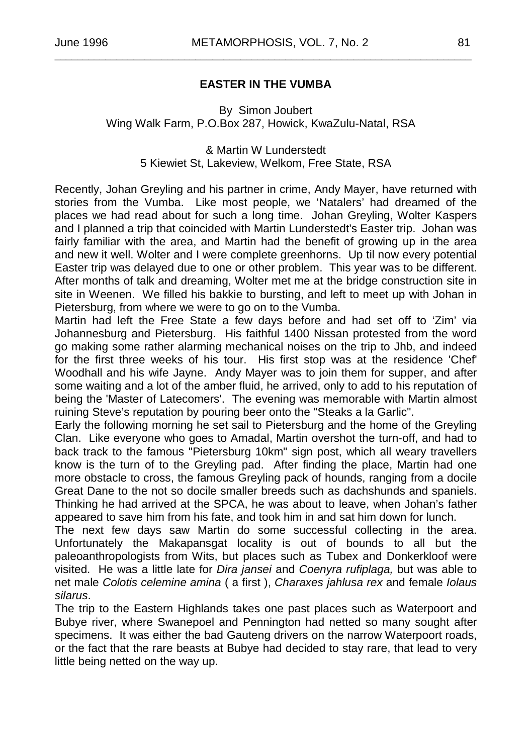## EASTER IN THE VUMBA

By Simon Joubert
Wing Walk Farm, P.O.Box 287, Howick, KwaZulu-Natal, RSA

& Martin W Lunderstedt
5 Kiewiet St, Lakeview, Welkom, Free State, RSA

Recently, Johan Greyling and his partner in crime, Andy Mayer, have returned with stories from the Vumba. Like most people, we 'Natalers' had dreamed of the places we had read about for such a long time. Johan Greyling, Wolter Kaspers and I planned a trip that coincided with Martin Lunderstedt's Easter trip. Johan was fairly familiar with the area, and Martin had the benefit of growing up in the area and new it well. Wolter and I were complete greenhorns. Up til now every potential Easter trip was delayed due to one or other problem. This year was to be different. After months of talk and dreaming, Wolter met me at the bridge construction site in site in Weenen. We filled his bakkie to bursting, and left to meet up with Johan in Pietersburg, from where we were to go on to the Vumba.

Martin had left the Free State a few days before and had set off to 'Zim' via Johannesburg and Pietersburg. His faithful 1400 Nissan protested from the word go making some rather alarming mechanical noises on the trip to Jhb, and indeed for the first three weeks of his tour. His first stop was at the residence 'Chef' Woodhall and his wife Jayne. Andy Mayer was to join them for supper, and after some waiting and a lot of the amber fluid, he arrived, only to add to his reputation of being the 'Master of Latecomers'. The evening was memorable with Martin almost ruining Steve's reputation by pouring beer onto the "Steaks a la Garlic".

Early the following morning he set sail to Pietersburg and the home of the Greyling Clan. Like everyone who goes to Amadal, Martin overshot the turn-off, and had to back track to the famous "Pietersburg 10km" sign post, which all weary travellers know is the turn of to the Greyling pad. After finding the place, Martin had one more obstacle to cross, the famous Greyling pack of hounds, ranging from a docile Great Dane to the not so docile smaller breeds such as dachshunds and spaniels. Thinking he had arrived at the SPCA, he was about to leave, when Johan's father appeared to save him from his fate, and took him in and sat him down for lunch.

The next few days saw Martin do some successful collecting in the area. Unfortunately the Makapansgat locality is out of bounds to all but the paleoanthropologists from Wits, but places such as Tubex and Donkerkloof were visited. He was a little late for *Dira jansei* and *Coenyra rufiplaga,* but was able to net male *Colotis celemine amina* ( a first ), *Charaxes jahlusa rex* and female *Iolaus silarus*.

The trip to the Eastern Highlands takes one past places such as Waterpoort and Bubye river, where Swanepoel and Pennington had netted so many sought after specimens. It was either the bad Gauteng drivers on the narrow Waterpoort roads, or the fact that the rare beasts at Bubye had decided to stay rare, that lead to very little being netted on the way up.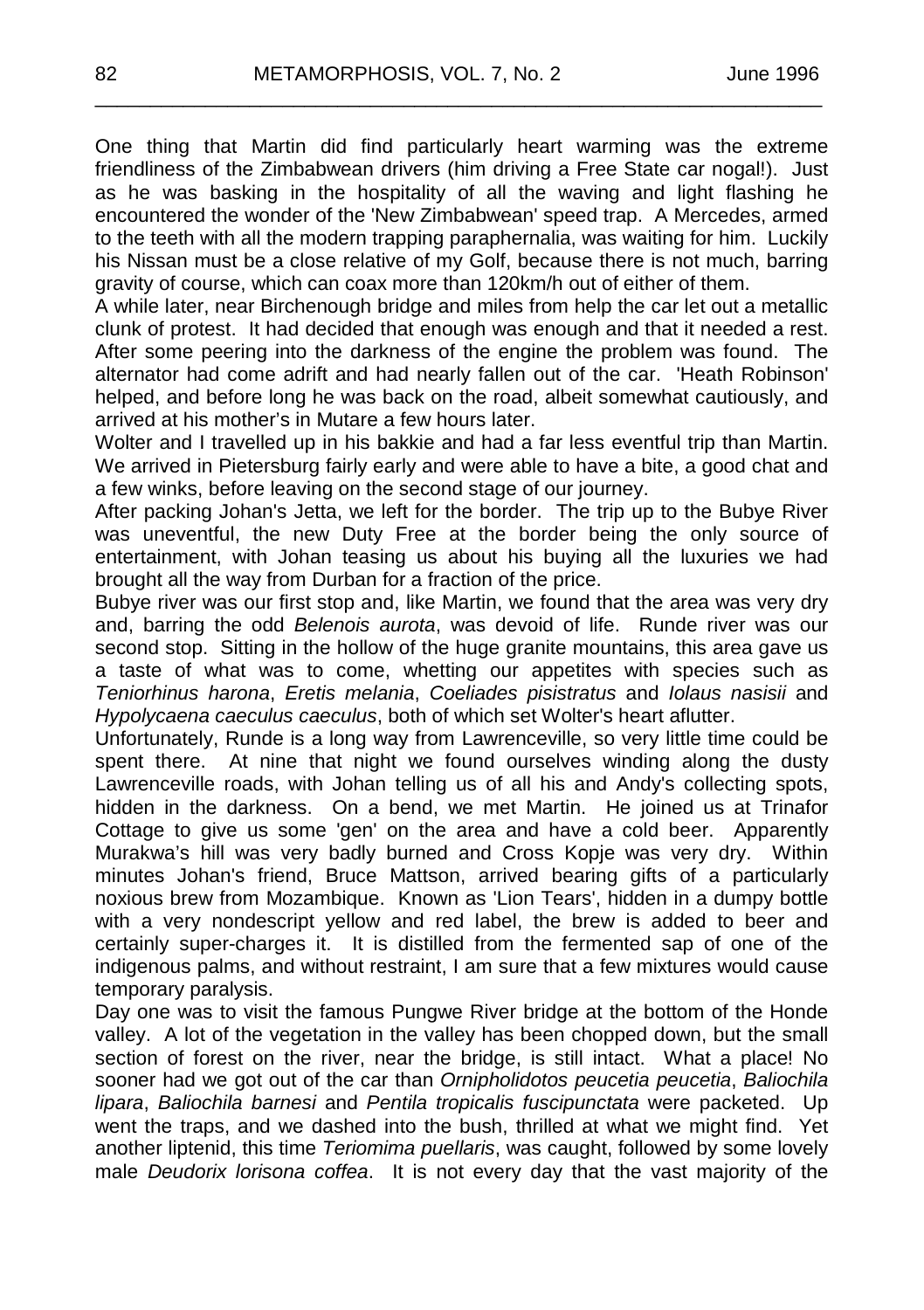One thing that Martin did find particularly heart warming was the extreme friendliness of the Zimbabwean drivers (him driving a Free State car nogal!). Just as he was basking in the hospitality of all the waving and light flashing he encountered the wonder of the 'New Zimbabwean' speed trap. A Mercedes, armed to the teeth with all the modern trapping paraphernalia, was waiting for him. Luckily his Nissan must be a close relative of my Golf, because there is not much, barring gravity of course, which can coax more than 120km/h out of either of them.

A while later, near Birchenough bridge and miles from help the car let out a metallic clunk of protest. It had decided that enough was enough and that it needed a rest. After some peering into the darkness of the engine the problem was found. The alternator had come adrift and had nearly fallen out of the car. 'Heath Robinson' helped, and before long he was back on the road, albeit somewhat cautiously, and arrived at his mother's in Mutare a few hours later.

Wolter and I travelled up in his bakkie and had a far less eventful trip than Martin. We arrived in Pietersburg fairly early and were able to have a bite, a good chat and a few winks, before leaving on the second stage of our journey.

After packing Johan's Jetta, we left for the border. The trip up to the Bubye River was uneventful, the new Duty Free at the border being the only source of entertainment, with Johan teasing us about his buying all the luxuries we had brought all the way from Durban for a fraction of the price.

Bubye river was our first stop and, like Martin, we found that the area was very dry and, barring the odd *Belenois aurota*, was devoid of life. Runde river was our second stop. Sitting in the hollow of the huge granite mountains, this area gave us a taste of what was to come, whetting our appetites with species such as *Teniorhinus harona*, *Eretis melania*, *Coeliades pisistratus* and *Iolaus nasisii* and *Hypolycaena caeculus caeculus*, both of which set Wolter's heart aflutter.

Unfortunately, Runde is a long way from Lawrenceville, so very little time could be spent there. At nine that night we found ourselves winding along the dusty Lawrenceville roads, with Johan telling us of all his and Andy's collecting spots, hidden in the darkness. On a bend, we met Martin. He joined us at Trinafor Cottage to give us some 'gen' on the area and have a cold beer. Apparently Murakwa's hill was very badly burned and Cross Kopje was very dry. Within minutes Johan's friend, Bruce Mattson, arrived bearing gifts of a particularly noxious brew from Mozambique. Known as 'Lion Tears', hidden in a dumpy bottle with a very nondescript yellow and red label, the brew is added to beer and certainly super-charges it. It is distilled from the fermented sap of one of the indigenous palms, and without restraint, I am sure that a few mixtures would cause temporary paralysis.

Day one was to visit the famous Pungwe River bridge at the bottom of the Honde valley. A lot of the vegetation in the valley has been chopped down, but the small section of forest on the river, near the bridge, is still intact. What a place! No sooner had we got out of the car than *Ornipholidotos peucetia peucetia*, *Baliochila lipara*, *Baliochila barnesi* and *Pentila tropicalis fuscipunctata* were packeted. Up went the traps, and we dashed into the bush, thrilled at what we might find. Yet another liptenid, this time *Teriomima puellaris*, was caught, followed by some lovely male *Deudorix lorisona coffea*. It is not every day that the vast majority of the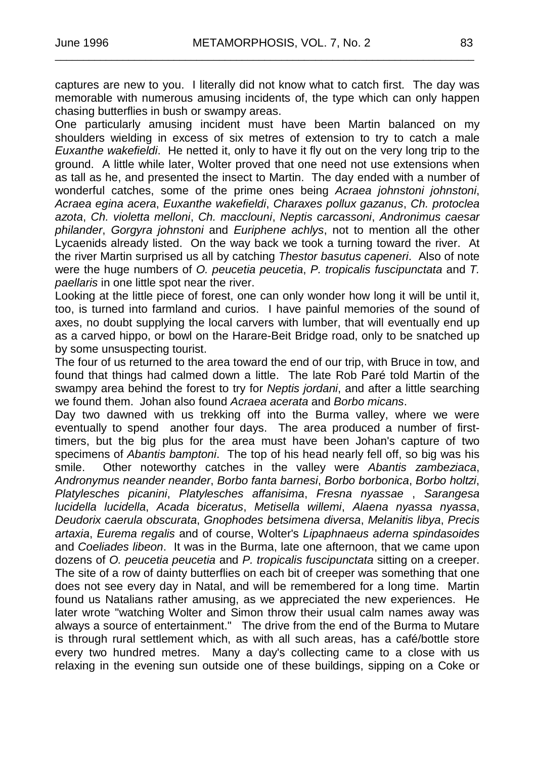captures are new to you. I literally did not know what to catch first. The day was memorable with numerous amusing incidents of, the type which can only happen chasing butterflies in bush or swampy areas.

One particularly amusing incident must have been Martin balanced on my shoulders wielding in excess of six metres of extension to try to catch a male *Euxanthe wakefieldi*. He netted it, only to have it fly out on the very long trip to the ground. A little while later, Wolter proved that one need not use extensions when as tall as he, and presented the insect to Martin. The day ended with a number of wonderful catches, some of the prime ones being *Acraea johnstoni johnstoni*, *Acraea egina acera*, *Euxanthe wakefieldi*, *Charaxes pollux gazanus*, *Ch. protoclea azota*, *Ch. violetta melloni*, *Ch. macclouni*, *Neptis carcassoni*, *Andronimus caesar philander*, *Gorgyra johnstoni* and *Euriphene achlys*, not to mention all the other Lycaenids already listed. On the way back we took a turning toward the river. At the river Martin surprised us all by catching *Thestor basutus capeneri*. Also of note were the huge numbers of *O. peucetia peucetia*, *P. tropicalis fuscipunctata* and *T. paellaris* in one little spot near the river.

Looking at the little piece of forest, one can only wonder how long it will be until it, too, is turned into farmland and curios. I have painful memories of the sound of axes, no doubt supplying the local carvers with lumber, that will eventually end up as a carved hippo, or bowl on the Harare-Beit Bridge road, only to be snatched up by some unsuspecting tourist.

The four of us returned to the area toward the end of our trip, with Bruce in tow, and found that things had calmed down a little. The late Rob Paré told Martin of the swampy area behind the forest to try for *Neptis jordani*, and after a little searching we found them. Johan also found *Acraea acerata* and *Borbo micans*.

Day two dawned with us trekking off into the Burma valley, where we were eventually to spend another four days. The area produced a number of first-timers, but the big plus for the area must have been Johan's capture of two specimens of *Abantis bamptoni*. The top of his head nearly fell off, so big was his smile. Other noteworthy catches in the valley were *Abantis zambeziaca*, *Andronymus neander neander*, *Borbo fanta barnesi*, *Borbo borbonica*, *Borbo holtzi*, *Platylesches picanini*, *Platylesches affanisima*, *Fresna nyassae* , *Sarangesa lucidella lucidella*, *Acada biceratus*, *Metisella willemi*, *Alaena nyassa nyassa*, *Deudorix caerula obscurata*, *Gnophodes betsimena diversa*, *Melanitis libya*, *Precis artaxia*, *Eurema regalis* and of course, Wolter's *Lipaphnaeus aderna spindasoides* and *Coeliades libeon*. It was in the Burma, late one afternoon, that we came upon dozens of *O. peucetia peucetia* and *P. tropicalis fuscipunctata* sitting on a creeper. The site of a row of dainty butterflies on each bit of creeper was something that one does not see every day in Natal, and will be remembered for a long time. Martin found us Natalians rather amusing, as we appreciated the new experiences. He later wrote "watching Wolter and Simon throw their usual calm names away was always a source of entertainment." The drive from the end of the Burma to Mutare is through rural settlement which, as with all such areas, has a café/bottle store every two hundred metres. Many a day's collecting came to a close with us relaxing in the evening sun outside one of these buildings, sipping on a Coke or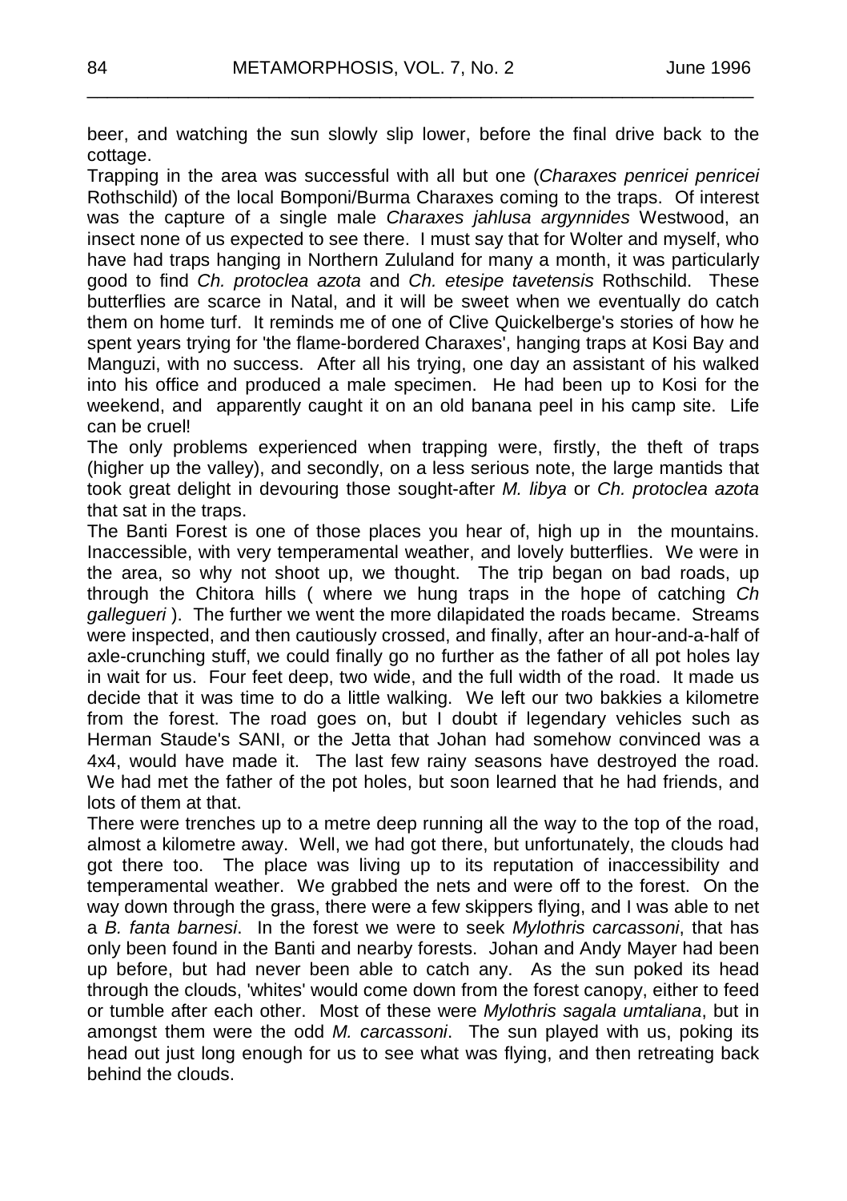beer, and watching the sun slowly slip lower, before the final drive back to the cottage.

Trapping in the area was successful with all but one (*Charaxes penricei penricei* Rothschild) of the local Bomponi/Burma Charaxes coming to the traps. Of interest was the capture of a single male *Charaxes jahlusa argynnides* Westwood, an insect none of us expected to see there. I must say that for Wolter and myself, who have had traps hanging in Northern Zululand for many a month, it was particularly good to find *Ch. protoclea azota* and *Ch. etesipe tavetensis* Rothschild. These butterflies are scarce in Natal, and it will be sweet when we eventually do catch them on home turf. It reminds me of one of Clive Quickelberge's stories of how he spent years trying for 'the flame-bordered Charaxes', hanging traps at Kosi Bay and Manguzi, with no success. After all his trying, one day an assistant of his walked into his office and produced a male specimen. He had been up to Kosi for the weekend, and apparently caught it on an old banana peel in his camp site. Life can be cruel!

The only problems experienced when trapping were, firstly, the theft of traps (higher up the valley), and secondly, on a less serious note, the large mantids that took great delight in devouring those sought-after *M. libya* or *Ch. protoclea azota* that sat in the traps.

The Banti Forest is one of those places you hear of, high up in the mountains. Inaccessible, with very temperamental weather, and lovely butterflies. We were in the area, so why not shoot up, we thought. The trip began on bad roads, up through the Chitora hills ( where we hung traps in the hope of catching *Ch gallegueri* ). The further we went the more dilapidated the roads became. Streams were inspected, and then cautiously crossed, and finally, after an hour-and-a-half of axle-crunching stuff, we could finally go no further as the father of all pot holes lay in wait for us. Four feet deep, two wide, and the full width of the road. It made us decide that it was time to do a little walking. We left our two bakkies a kilometre from the forest. The road goes on, but I doubt if legendary vehicles such as Herman Staude's SANI, or the Jetta that Johan had somehow convinced was a 4x4, would have made it. The last few rainy seasons have destroyed the road. We had met the father of the pot holes, but soon learned that he had friends, and lots of them at that.

There were trenches up to a metre deep running all the way to the top of the road, almost a kilometre away. Well, we had got there, but unfortunately, the clouds had got there too. The place was living up to its reputation of inaccessibility and temperamental weather. We grabbed the nets and were off to the forest. On the way down through the grass, there were a few skippers flying, and I was able to net a *B. fanta barnesi*. In the forest we were to seek *Mylothris carcassoni*, that has only been found in the Banti and nearby forests. Johan and Andy Mayer had been up before, but had never been able to catch any. As the sun poked its head through the clouds, 'whites' would come down from the forest canopy, either to feed or tumble after each other. Most of these were *Mylothris sagala umtaliana*, but in amongst them were the odd *M. carcassoni*. The sun played with us, poking its head out just long enough for us to see what was flying, and then retreating back behind the clouds.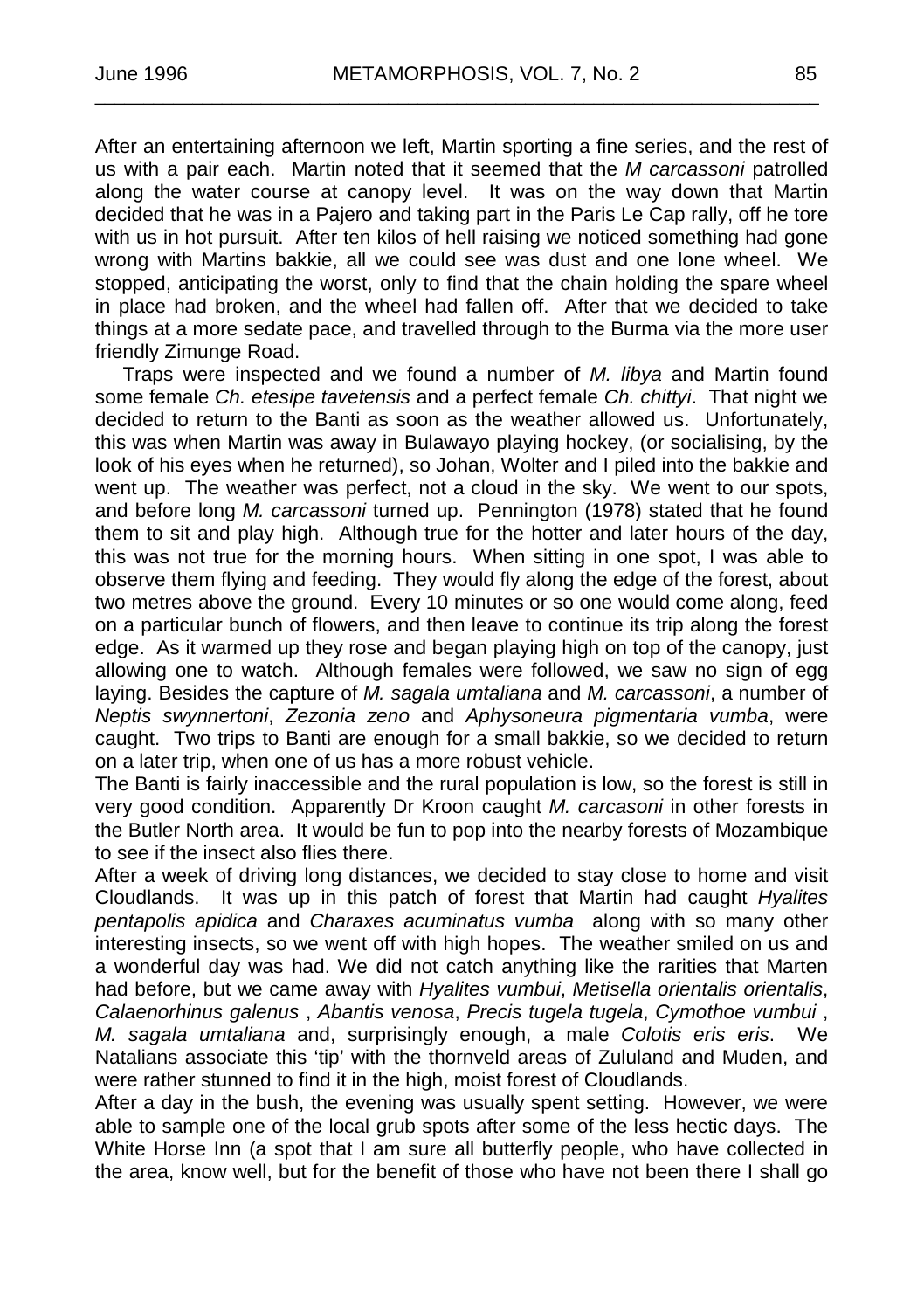After an entertaining afternoon we left, Martin sporting a fine series, and the rest of us with a pair each. Martin noted that it seemed that the *M carcassoni* patrolled along the water course at canopy level. It was on the way down that Martin decided that he was in a Pajero and taking part in the Paris Le Cap rally, off he tore with us in hot pursuit. After ten kilos of hell raising we noticed something had gone wrong with Martins bakkie, all we could see was dust and one lone wheel. We stopped, anticipating the worst, only to find that the chain holding the spare wheel in place had broken, and the wheel had fallen off. After that we decided to take things at a more sedate pace, and travelled through to the Burma via the more user friendly Zimunge Road.

Traps were inspected and we found a number of *M. libya* and Martin found some female *Ch. etesipe tavetensis* and a perfect female *Ch. chittyi*. That night we decided to return to the Banti as soon as the weather allowed us. Unfortunately, this was when Martin was away in Bulawayo playing hockey, (or socialising, by the look of his eyes when he returned), so Johan, Wolter and I piled into the bakkie and went up. The weather was perfect, not a cloud in the sky. We went to our spots, and before long *M. carcassoni* turned up. Pennington (1978) stated that he found them to sit and play high. Although true for the hotter and later hours of the day, this was not true for the morning hours. When sitting in one spot, I was able to observe them flying and feeding. They would fly along the edge of the forest, about two metres above the ground. Every 10 minutes or so one would come along, feed on a particular bunch of flowers, and then leave to continue its trip along the forest edge. As it warmed up they rose and began playing high on top of the canopy, just allowing one to watch. Although females were followed, we saw no sign of egg laying. Besides the capture of *M. sagala umtaliana* and *M. carcassoni*, a number of *Neptis swynnertoni*, *Zezonia zeno* and *Aphysoneura pigmentaria vumba*, were caught. Two trips to Banti are enough for a small bakkie, so we decided to return on a later trip, when one of us has a more robust vehicle.

The Banti is fairly inaccessible and the rural population is low, so the forest is still in very good condition. Apparently Dr Kroon caught *M. carcasoni* in other forests in the Butler North area. It would be fun to pop into the nearby forests of Mozambique to see if the insect also flies there.

After a week of driving long distances, we decided to stay close to home and visit Cloudlands. It was up in this patch of forest that Martin had caught *Hyalites pentapolis apidica* and *Charaxes acuminatus vumba* along with so many other interesting insects, so we went off with high hopes. The weather smiled on us and a wonderful day was had. We did not catch anything like the rarities that Marten had before, but we came away with *Hyalites vumbui*, *Metisella orientalis orientalis*, *Calaenorhinus galenus* , *Abantis venosa*, *Precis tugela tugela*, *Cymothoe vumbui* , *M. sagala umtaliana* and, surprisingly enough, a male *Colotis eris eris*. We Natalians associate this 'tip' with the thornveld areas of Zululand and Muden, and were rather stunned to find it in the high, moist forest of Cloudlands.

After a day in the bush, the evening was usually spent setting. However, we were able to sample one of the local grub spots after some of the less hectic days. The White Horse Inn (a spot that I am sure all butterfly people, who have collected in the area, know well, but for the benefit of those who have not been there I shall go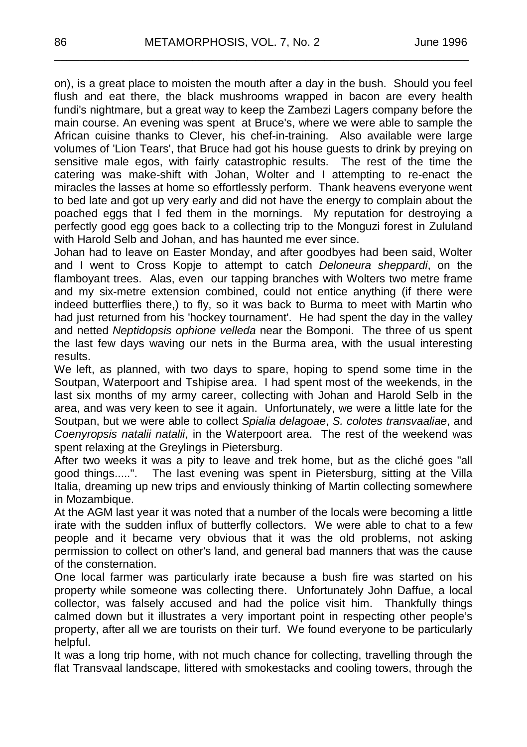on), is a great place to moisten the mouth after a day in the bush. Should you feel flush and eat there, the black mushrooms wrapped in bacon are every health fundi's nightmare, but a great way to keep the Zambezi Lagers company before the main course. An evening was spent at Bruce's, where we were able to sample the African cuisine thanks to Clever, his chef-in-training. Also available were large volumes of 'Lion Tears', that Bruce had got his house guests to drink by preying on sensitive male egos, with fairly catastrophic results. The rest of the time the catering was make-shift with Johan, Wolter and I attempting to re-enact the miracles the lasses at home so effortlessly perform. Thank heavens everyone went to bed late and got up very early and did not have the energy to complain about the poached eggs that I fed them in the mornings. My reputation for destroying a perfectly good egg goes back to a collecting trip to the Monguzi forest in Zululand with Harold Selb and Johan, and has haunted me ever since.

Johan had to leave on Easter Monday, and after goodbyes had been said, Wolter and I went to Cross Kopje to attempt to catch *Deloneura sheppardi*, on the flamboyant trees. Alas, even our tapping branches with Wolters two metre frame and my six-metre extension combined, could not entice anything (if there were indeed butterflies there,) to fly, so it was back to Burma to meet with Martin who had just returned from his 'hockey tournament'. He had spent the day in the valley and netted *Neptidopsis ophione velleda* near the Bomponi. The three of us spent the last few days waving our nets in the Burma area, with the usual interesting results.

We left, as planned, with two days to spare, hoping to spend some time in the Soutpan, Waterpoort and Tshipise area. I had spent most of the weekends, in the last six months of my army career, collecting with Johan and Harold Selb in the area, and was very keen to see it again. Unfortunately, we were a little late for the Soutpan, but we were able to collect *Spialia delagoae*, *S. colotes transvaaliae*, and *Coenyropsis natalii natalii*, in the Waterpoort area. The rest of the weekend was spent relaxing at the Greylings in Pietersburg.

After two weeks it was a pity to leave and trek home, but as the cliché goes "all good things.....". The last evening was spent in Pietersburg, sitting at the Villa Italia, dreaming up new trips and enviously thinking of Martin collecting somewhere in Mozambique.

At the AGM last year it was noted that a number of the locals were becoming a little irate with the sudden influx of butterfly collectors. We were able to chat to a few people and it became very obvious that it was the old problems, not asking permission to collect on other's land, and general bad manners that was the cause of the consternation.

One local farmer was particularly irate because a bush fire was started on his property while someone was collecting there. Unfortunately John Daffue, a local collector, was falsely accused and had the police visit him. Thankfully things calmed down but it illustrates a very important point in respecting other people's property, after all we are tourists on their turf. We found everyone to be particularly helpful.

It was a long trip home, with not much chance for collecting, travelling through the flat Transvaal landscape, littered with smokestacks and cooling towers, through the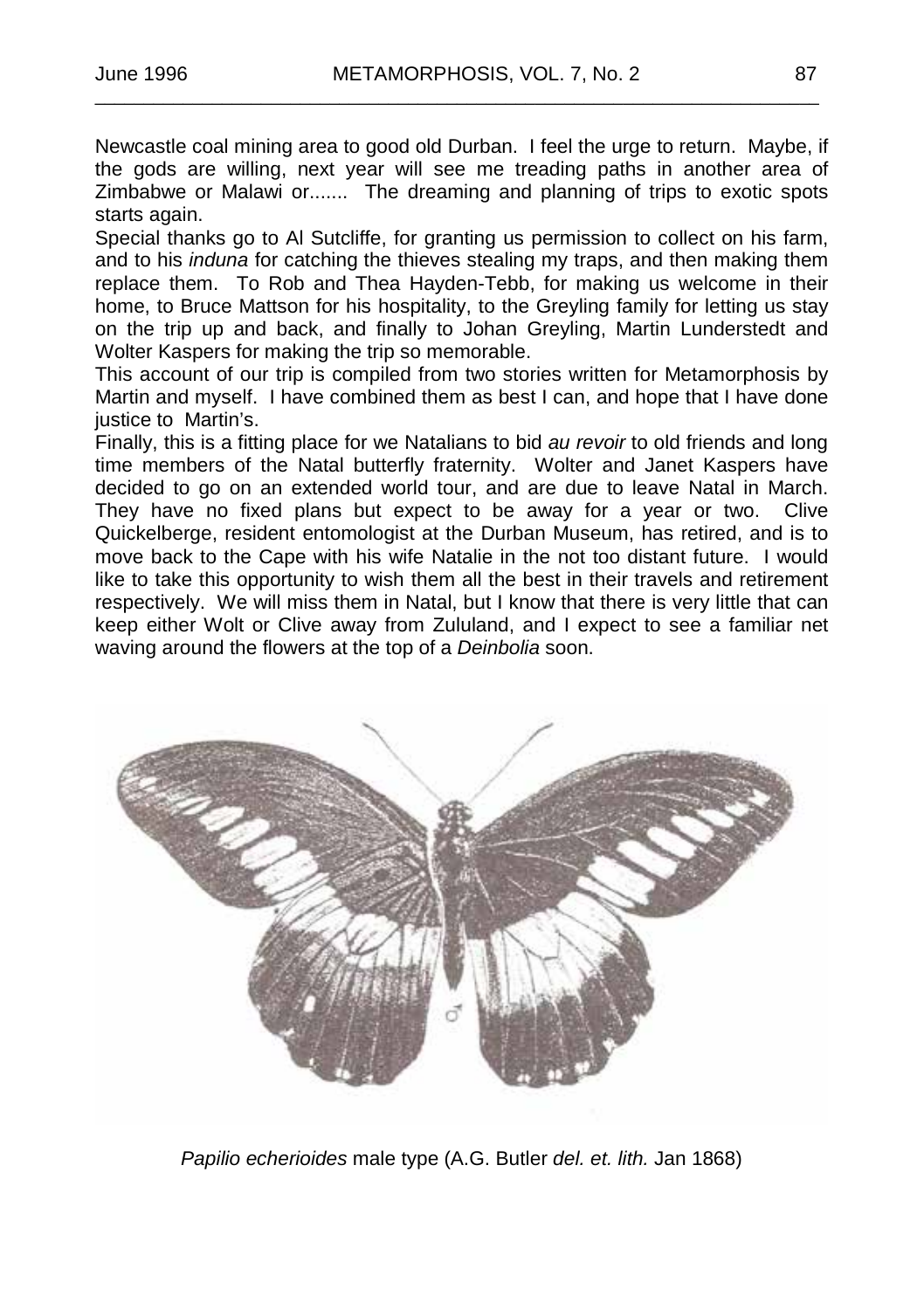Newcastle coal mining area to good old Durban. I feel the urge to return. Maybe, if the gods are willing, next year will see me treading paths in another area of Zimbabwe or Malawi or....... The dreaming and planning of trips to exotic spots starts again.

Special thanks go to Al Sutcliffe, for granting us permission to collect on his farm, and to his *induna* for catching the thieves stealing my traps, and then making them replace them. To Rob and Thea Hayden-Tebb, for making us welcome in their home, to Bruce Mattson for his hospitality, to the Greyling family for letting us stay on the trip up and back, and finally to Johan Greyling, Martin Lunderstedt and Wolter Kaspers for making the trip so memorable.

This account of our trip is compiled from two stories written for Metamorphosis by Martin and myself. I have combined them as best I can, and hope that I have done justice to Martin's.

Finally, this is a fitting place for we Natalians to bid *au revoir* to old friends and long time members of the Natal butterfly fraternity. Wolter and Janet Kaspers have decided to go on an extended world tour, and are due to leave Natal in March. They have no fixed plans but expect to be away for a year or two. Clive Quickelberge, resident entomologist at the Durban Museum, has retired, and is to move back to the Cape with his wife Natalie in the not too distant future. I would like to take this opportunity to wish them all the best in their travels and retirement respectively. We will miss them in Natal, but I know that there is very little that can keep either Wolt or Clive away from Zululand, and I expect to see a familiar net waving around the flowers at the top of a *Deinbolia* soon.

*Papilio echerioides* male type (A.G. Butler *del. et. lith.* Jan 1868)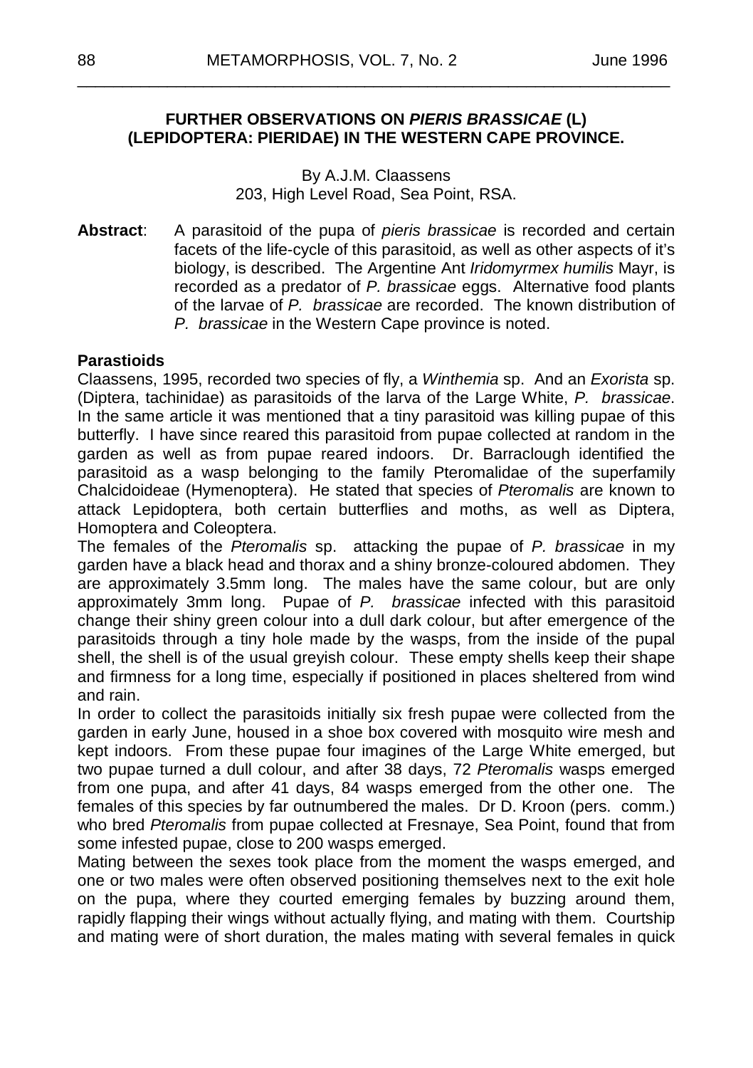**FURTHER OBSERVATIONS ON *PIERIS BRASSICAE* (L) (LEPIDOPTERA: PIERIDAE) IN THE WESTERN CAPE PROVINCE.**

By A.J.M. Claassens
203, High Level Road, Sea Point, RSA.

**Abstract**: A parasitoid of the pupa of *pieris brassicae* is recorded and certain facets of the life-cycle of this parasitoid, as well as other aspects of it's biology, is described. The Argentine Ant *Iridomyrmex humilis* Mayr, is recorded as a predator of *P. brassicae* eggs. Alternative food plants of the larvae of *P. brassicae* are recorded. The known distribution of *P. brassicae* in the Western Cape province is noted.

**Parastioids**

Claassens, 1995, recorded two species of fly, a *Winthemia* sp. And an *Exorista* sp. (Diptera, tachinidae) as parasitoids of the larva of the Large White, *P. brassicae*. In the same article it was mentioned that a tiny parasitoid was killing pupae of this butterfly. I have since reared this parasitoid from pupae collected at random in the garden as well as from pupae reared indoors. Dr. Barraclough identified the parasitoid as a wasp belonging to the family Pteromalidae of the superfamily Chalcidoideae (Hymenoptera). He stated that species of *Pteromalis* are known to attack Lepidoptera, both certain butterflies and moths, as well as Diptera, Homoptera and Coleoptera.

The females of the *Pteromalis* sp. attacking the pupae of *P. brassicae* in my garden have a black head and thorax and a shiny bronze-coloured abdomen. They are approximately 3.5mm long. The males have the same colour, but are only approximately 3mm long. Pupae of *P. brassicae* infected with this parasitoid change their shiny green colour into a dull dark colour, but after emergence of the parasitoids through a tiny hole made by the wasps, from the inside of the pupal shell, the shell is of the usual greyish colour. These empty shells keep their shape and firmness for a long time, especially if positioned in places sheltered from wind and rain.

In order to collect the parasitoids initially six fresh pupae were collected from the garden in early June, housed in a shoe box covered with mosquito wire mesh and kept indoors. From these pupae four imagines of the Large White emerged, but two pupae turned a dull colour, and after 38 days, 72 *Pteromalis* wasps emerged from one pupa, and after 41 days, 84 wasps emerged from the other one. The females of this species by far outnumbered the males. Dr D. Kroon (pers. comm.) who bred *Pteromalis* from pupae collected at Fresnaye, Sea Point, found that from some infested pupae, close to 200 wasps emerged.

Mating between the sexes took place from the moment the wasps emerged, and one or two males were often observed positioning themselves next to the exit hole on the pupa, where they courted emerging females by buzzing around them, rapidly flapping their wings without actually flying, and mating with them. Courtship and mating were of short duration, the males mating with several females in quick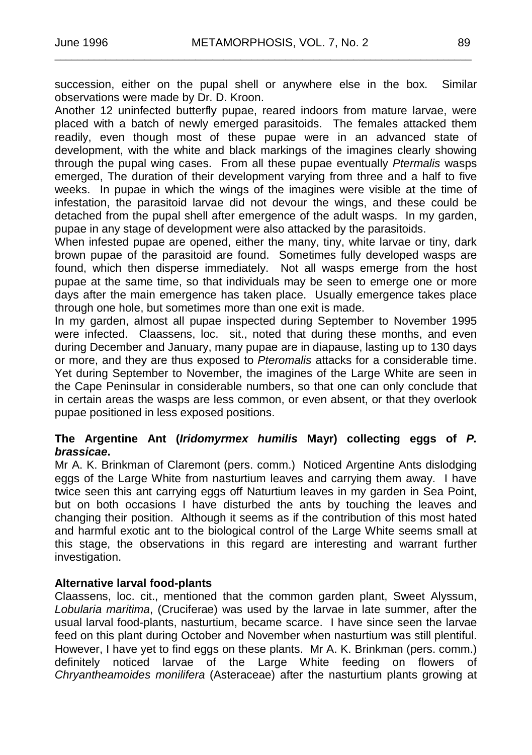succession, either on the pupal shell or anywhere else in the box. Similar observations were made by Dr. D. Kroon.

Another 12 uninfected butterfly pupae, reared indoors from mature larvae, were placed with a batch of newly emerged parasitoids. The females attacked them readily, even though most of these pupae were in an advanced state of development, with the white and black markings of the imagines clearly showing through the pupal wing cases. From all these pupae eventually *Ptermalis* wasps emerged, The duration of their development varying from three and a half to five weeks. In pupae in which the wings of the imagines were visible at the time of infestation, the parasitoid larvae did not devour the wings, and these could be detached from the pupal shell after emergence of the adult wasps. In my garden, pupae in any stage of development were also attacked by the parasitoids.

When infested pupae are opened, either the many, tiny, white larvae or tiny, dark brown pupae of the parasitoid are found. Sometimes fully developed wasps are found, which then disperse immediately. Not all wasps emerge from the host pupae at the same time, so that individuals may be seen to emerge one or more days after the main emergence has taken place. Usually emergence takes place through one hole, but sometimes more than one exit is made.

In my garden, almost all pupae inspected during September to November 1995 were infected. Claassens, loc. sit., noted that during these months, and even during December and January, many pupae are in diapause, lasting up to 130 days or more, and they are thus exposed to *Pteromalis* attacks for a considerable time. Yet during September to November, the imagines of the Large White are seen in the Cape Peninsular in considerable numbers, so that one can only conclude that in certain areas the wasps are less common, or even absent, or that they overlook pupae positioned in less exposed positions.

**The Argentine Ant (*Iridomyrmex humilis* Mayr) collecting eggs of *P. brassicae*.**

Mr A. K. Brinkman of Claremont (pers. comm.) Noticed Argentine Ants dislodging eggs of the Large White from nasturtium leaves and carrying them away. I have twice seen this ant carrying eggs off Naturtium leaves in my garden in Sea Point, but on both occasions I have disturbed the ants by touching the leaves and changing their position. Although it seems as if the contribution of this most hated and harmful exotic ant to the biological control of the Large White seems small at this stage, the observations in this regard are interesting and warrant further investigation.

**Alternative larval food-plants**

Claassens, loc. cit., mentioned that the common garden plant, Sweet Alyssum, *Lobularia maritima*, (Cruciferae) was used by the larvae in late summer, after the usual larval food-plants, nasturtium, became scarce. I have since seen the larvae feed on this plant during October and November when nasturtium was still plentiful. However, I have yet to find eggs on these plants. Mr A. K. Brinkman (pers. comm.) definitely noticed larvae of the Large White feeding on flowers of *Chryantheamoides monilifera* (Asteraceae) after the nasturtium plants growing at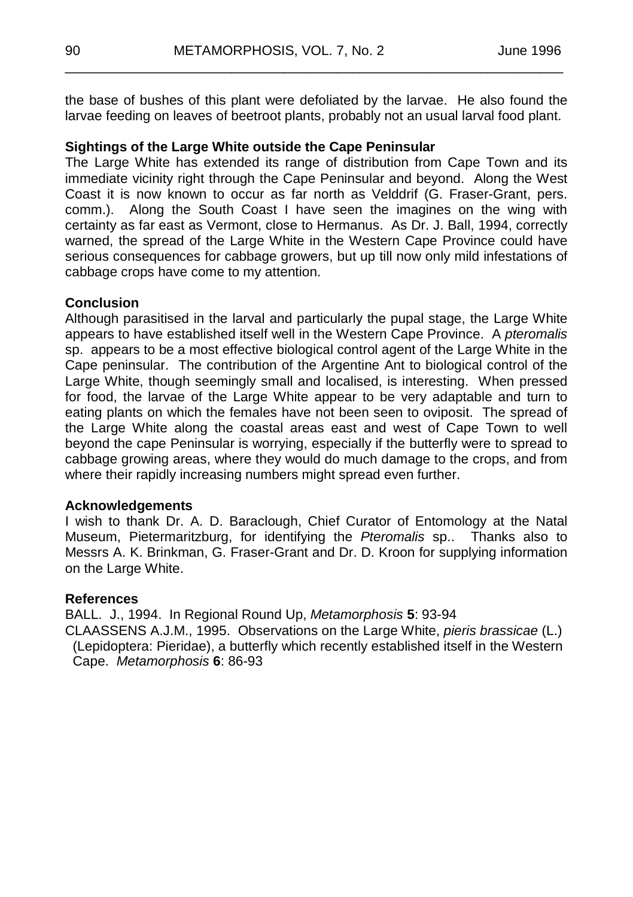the base of bushes of this plant were defoliated by the larvae. He also found the larvae feeding on leaves of beetroot plants, probably not an usual larval food plant.

**Sightings of the Large White outside the Cape Peninsular**

The Large White has extended its range of distribution from Cape Town and its immediate vicinity right through the Cape Peninsular and beyond. Along the West Coast it is now known to occur as far north as Velddrif (G. Fraser-Grant, pers. comm.). Along the South Coast I have seen the imagines on the wing with certainty as far east as Vermont, close to Hermanus. As Dr. J. Ball, 1994, correctly warned, the spread of the Large White in the Western Cape Province could have serious consequences for cabbage growers, but up till now only mild infestations of cabbage crops have come to my attention.

**Conclusion**

Although parasitised in the larval and particularly the pupal stage, the Large White appears to have established itself well in the Western Cape Province. A *pteromalis* sp. appears to be a most effective biological control agent of the Large White in the Cape peninsular. The contribution of the Argentine Ant to biological control of the Large White, though seemingly small and localised, is interesting. When pressed for food, the larvae of the Large White appear to be very adaptable and turn to eating plants on which the females have not been seen to oviposit. The spread of the Large White along the coastal areas east and west of Cape Town to well beyond the cape Peninsular is worrying, especially if the butterfly were to spread to cabbage growing areas, where they would do much damage to the crops, and from where their rapidly increasing numbers might spread even further.

**Acknowledgements**

I wish to thank Dr. A. D. Baraclough, Chief Curator of Entomology at the Natal Museum, Pietermaritzburg, for identifying the *Pteromalis* sp.. Thanks also to Messrs A. K. Brinkman, G. Fraser-Grant and Dr. D. Kroon for supplying information on the Large White.

**References**

BALL. J., 1994. In Regional Round Up, *Metamorphosis* **5**: 93-94

CLAASSENS A.J.M., 1995. Observations on the Large White, *pieris brassicae* (L.) (Lepidoptera: Pieridae), a butterfly which recently established itself in the Western Cape. *Metamorphosis* **6**: 86-93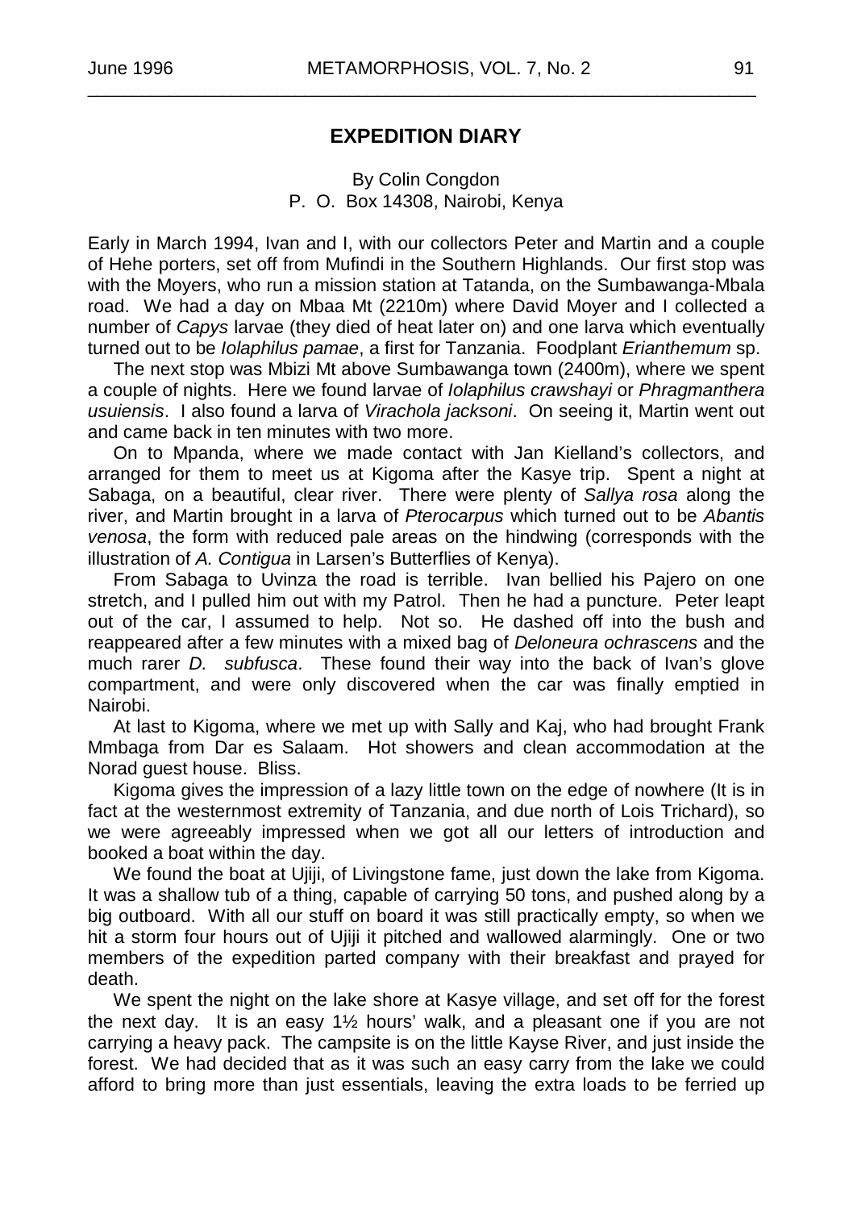## EXPEDITION DIARY

By Colin Congdon
P. O. Box 14308, Nairobi, Kenya

Early in March 1994, Ivan and I, with our collectors Peter and Martin and a couple of Hehe porters, set off from Mufindi in the Southern Highlands. Our first stop was with the Moyers, who run a mission station at Tatanda, on the Sumbawanga-Mbala road. We had a day on Mbaa Mt (2210m) where David Moyer and I collected a number of *Capys* larvae (they died of heat later on) and one larva which eventually turned out to be *Iolaphilus pamae*, a first for Tanzania. Foodplant *Erianthemum* sp.

The next stop was Mbizi Mt above Sumbawanga town (2400m), where we spent a couple of nights. Here we found larvae of *Iolaphilus crawshayi* or *Phragmanthera usuiensis*. I also found a larva of *Virachola jacksoni*. On seeing it, Martin went out and came back in ten minutes with two more.

On to Mpanda, where we made contact with Jan Kielland's collectors, and arranged for them to meet us at Kigoma after the Kasye trip. Spent a night at Sabaga, on a beautiful, clear river. There were plenty of *Sallya rosa* along the river, and Martin brought in a larva of *Pterocarpus* which turned out to be *Abantis venosa*, the form with reduced pale areas on the hindwing (corresponds with the illustration of *A. Contigua* in Larsen's Butterflies of Kenya).

From Sabaga to Uvinza the road is terrible. Ivan bellied his Pajero on one stretch, and I pulled him out with my Patrol. Then he had a puncture. Peter leapt out of the car, I assumed to help. Not so. He dashed off into the bush and reappeared after a few minutes with a mixed bag of *Deloneura ochrascens* and the much rarer *D. subfusca*. These found their way into the back of Ivan's glove compartment, and were only discovered when the car was finally emptied in Nairobi.

At last to Kigoma, where we met up with Sally and Kaj, who had brought Frank Mmbaga from Dar es Salaam. Hot showers and clean accommodation at the Norad guest house. Bliss.

Kigoma gives the impression of a lazy little town on the edge of nowhere (It is in fact at the westernmost extremity of Tanzania, and due north of Lois Trichard), so we were agreeably impressed when we got all our letters of introduction and booked a boat within the day.

We found the boat at Ujiji, of Livingstone fame, just down the lake from Kigoma. It was a shallow tub of a thing, capable of carrying 50 tons, and pushed along by a big outboard. With all our stuff on board it was still practically empty, so when we hit a storm four hours out of Ujiji it pitched and wallowed alarmingly. One or two members of the expedition parted company with their breakfast and prayed for death.

We spent the night on the lake shore at Kasye village, and set off for the forest the next day. It is an easy 1½ hours' walk, and a pleasant one if you are not carrying a heavy pack. The campsite is on the little Kayse River, and just inside the forest. We had decided that as it was such an easy carry from the lake we could afford to bring more than just essentials, leaving the extra loads to be ferried up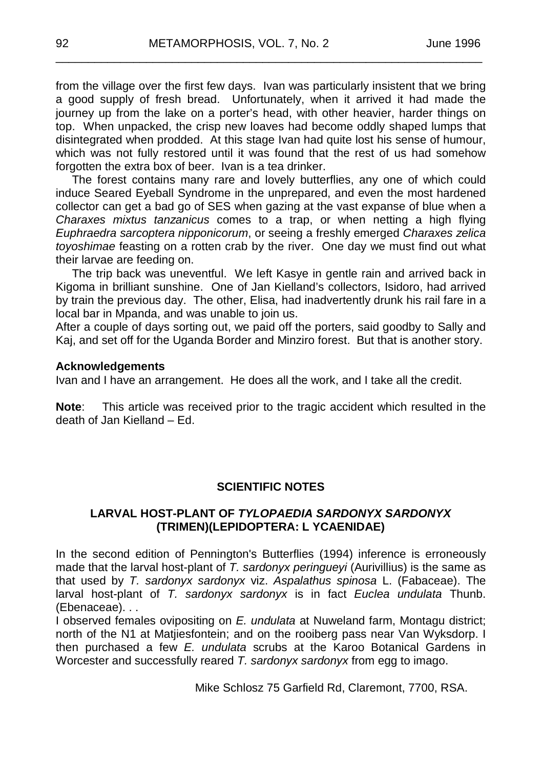from the village over the first few days. Ivan was particularly insistent that we bring a good supply of fresh bread. Unfortunately, when it arrived it had made the journey up from the lake on a porter's head, with other heavier, harder things on top. When unpacked, the crisp new loaves had become oddly shaped lumps that disintegrated when prodded. At this stage Ivan had quite lost his sense of humour, which was not fully restored until it was found that the rest of us had somehow forgotten the extra box of beer. Ivan is a tea drinker.

The forest contains many rare and lovely butterflies, any one of which could induce Seared Eyeball Syndrome in the unprepared, and even the most hardened collector can get a bad go of SES when gazing at the vast expanse of blue when a *Charaxes mixtus tanzanicus* comes to a trap, or when netting a high flying *Euphraedra sarcoptera nipponicorum*, or seeing a freshly emerged *Charaxes zelica toyoshimae* feasting on a rotten crab by the river. One day we must find out what their larvae are feeding on.

The trip back was uneventful. We left Kasye in gentle rain and arrived back in Kigoma in brilliant sunshine. One of Jan Kielland's collectors, Isidoro, had arrived by train the previous day. The other, Elisa, had inadvertently drunk his rail fare in a local bar in Mpanda, and was unable to join us.

After a couple of days sorting out, we paid off the porters, said goodby to Sally and Kaj, and set off for the Uganda Border and Minziro forest. But that is another story.

**Acknowledgements**

Ivan and I have an arrangement. He does all the work, and I take all the credit.

**Note**: This article was received prior to the tragic accident which resulted in the death of Jan Kielland – Ed.

## SCIENTIFIC NOTES

### LARVAL HOST-PLANT OF *TYLOPAEDIA SARDONYX SARDONYX* (TRIMEN)(LEPIDOPTERA: L YCAENIDAE)

In the second edition of Pennington's Butterflies (1994) inference is erroneously made that the larval host-plant of *T. sardonyx peringueyi* (Aurivillius) is the same as that used by *T. sardonyx sardonyx* viz. *Aspalathus spinosa* L. (Fabaceae). The larval host-plant of *T. sardonyx sardonyx* is in fact *Euclea undulata* Thunb. (Ebenaceae). . .

I observed females ovipositing on *E. undulata* at Nuweland farm, Montagu district; north of the N1 at Matjiesfontein; and on the rooiberg pass near Van Wyksdorp. I then purchased a few *E. undulata* scrubs at the Karoo Botanical Gardens in Worcester and successfully reared *T. sardonyx sardonyx* from egg to imago.

Mike Schlosz 75 Garfield Rd, Claremont, 7700, RSA.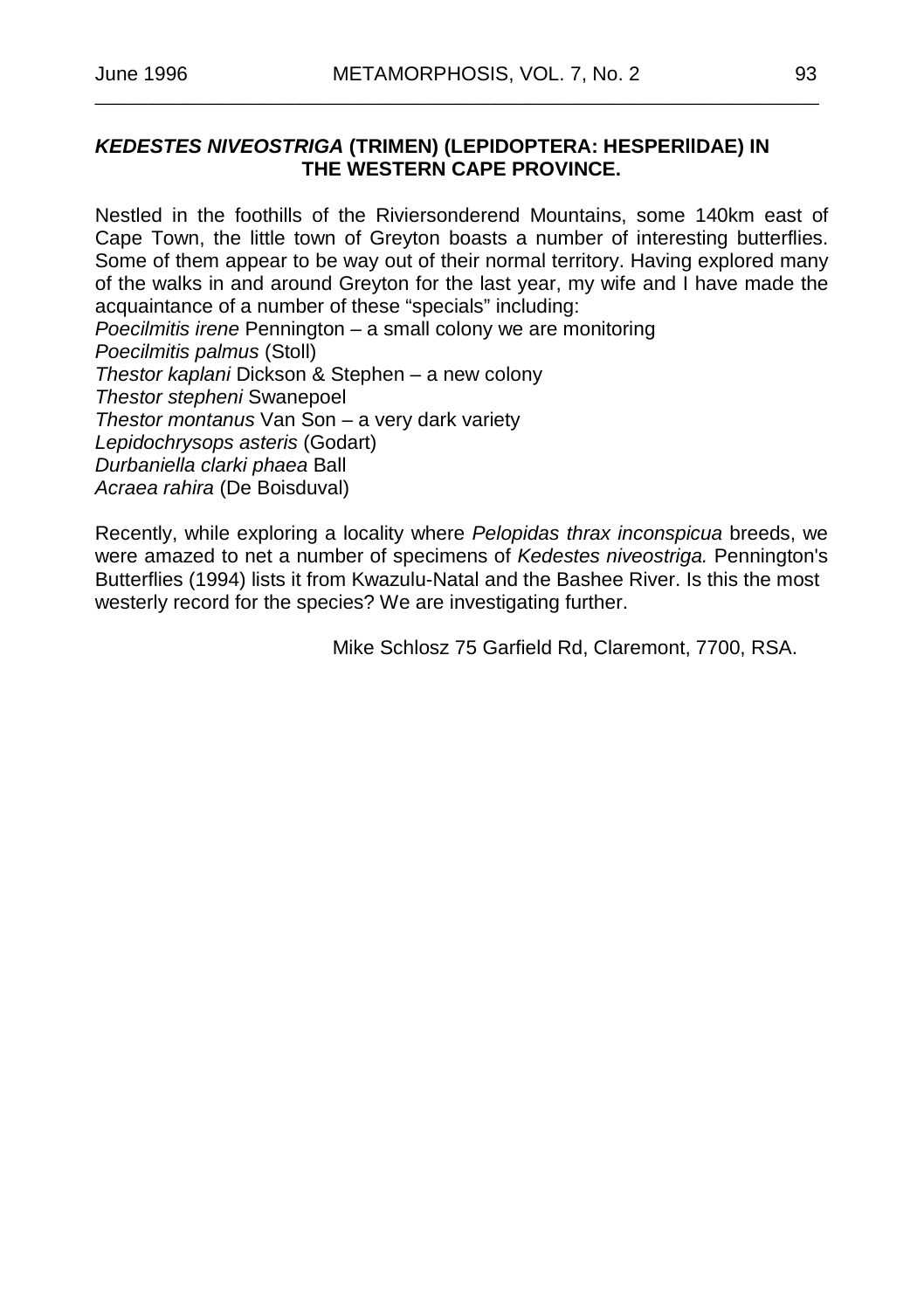## *KEDESTES NIVEOSTRIGA* (TRIMEN) (LEPIDOPTERA: HESPERIIDAE) IN THE WESTERN CAPE PROVINCE.

Nestled in the foothills of the Riviersonderend Mountains, some 140km east of Cape Town, the little town of Greyton boasts a number of interesting butterflies. Some of them appear to be way out of their normal territory. Having explored many of the walks in and around Greyton for the last year, my wife and I have made the acquaintance of a number of these "specials" including:

*Poecilmitis irene* Pennington – a small colony we are monitoring
*Poecilmitis palmus* (Stoll)
*Thestor kaplani* Dickson & Stephen – a new colony
*Thestor stepheni* Swanepoel
*Thestor montanus* Van Son – a very dark variety
*Lepidochrysops asteris* (Godart)
*Durbaniella clarki phaea* Ball
*Acraea rahira* (De Boisduval)

Recently, while exploring a locality where *Pelopidas thrax inconspicua* breeds, we were amazed to net a number of specimens of *Kedestes niveostriga.* Pennington's Butterflies (1994) lists it from Kwazulu-Natal and the Bashee River. Is this the most westerly record for the species? We are investigating further.

Mike Schlosz 75 Garfield Rd, Claremont, 7700, RSA.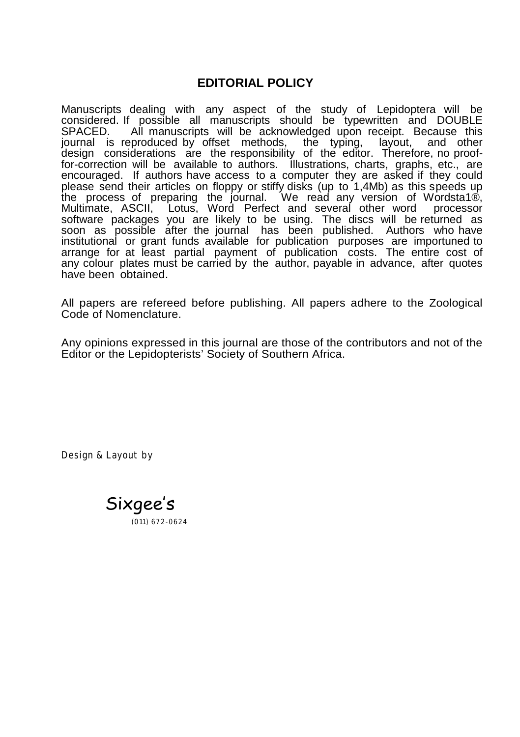## EDITORIAL POLICY

Manuscripts dealing with any aspect of the study of Lepidoptera will be considered. If possible all manuscripts should be typewritten and DOUBLE SPACED. All manuscripts will be acknowledged upon receipt. Because this journal is reproduced by offset methods, the typing, layout, and other design considerations are the responsibility of the editor. Therefore, no proof-for-correction will be available to authors. Illustrations, charts, graphs, etc., are encouraged. If authors have access to a computer they are asked if they could please send their articles on floppy or stiffy disks (up to 1,4Mb) as this speeds up the process of preparing the journal. We read any version of Wordsta1®, Multimate, ASCII, Lotus, Word Perfect and several other word processor software packages you are likely to be using. The discs will be returned as soon as possible after the journal has been published. Authors who have institutional or grant funds available for publication purposes are importuned to arrange for at least partial payment of publication costs. The entire cost of any colour plates must be carried by the author, payable in advance, after quotes have been obtained.

All papers are refereed before publishing. All papers adhere to the Zoological Code of Nomenclature.

Any opinions expressed in this journal are those of the contributors and not of the Editor or the Lepidopterists' Society of Southern Africa.

Design & Layout by

Sixgee's
(011) 672-0624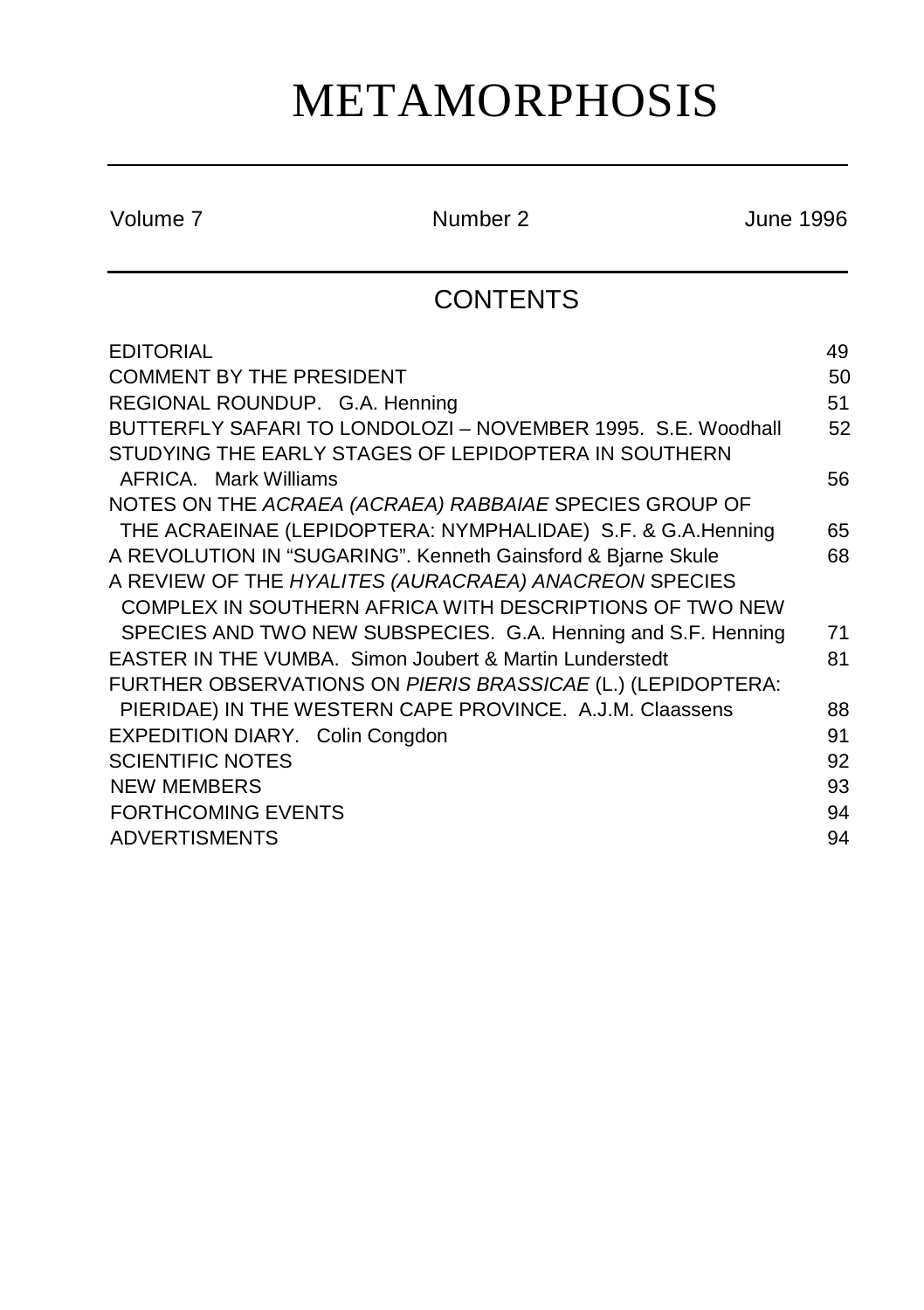# METAMORPHOSIS

Volume 7 Number 2 June 1996

## CONTENTS

| | |
|---|---|
| EDITORIAL | 49 |
| COMMENT BY THE PRESIDENT | 50 |
| REGIONAL ROUNDUP. G.A. Henning | 51 |
| BUTTERFLY SAFARI TO LONDOLOZI – NOVEMBER 1995. S.E. Woodhall | 52 |
| STUDYING THE EARLY STAGES OF LEPIDOPTERA IN SOUTHERN AFRICA. Mark Williams | 56 |
| NOTES ON THE *ACRAEA (ACRAEA) RABBAIAE* SPECIES GROUP OF THE ACRAEINAE (LEPIDOPTERA: NYMPHALIDAE) S.F. & G.A.Henning | 65 |
| A REVOLUTION IN "SUGARING". Kenneth Gainsford & Bjarne Skule | 68 |
| A REVIEW OF THE *HYALITES (AURACRAEA) ANACREON* SPECIES COMPLEX IN SOUTHERN AFRICA WITH DESCRIPTIONS OF TWO NEW SPECIES AND TWO NEW SUBSPECIES. G.A. Henning and S.F. Henning | 71 |
| EASTER IN THE VUMBA. Simon Joubert & Martin Lunderstedt | 81 |
| FURTHER OBSERVATIONS ON *PIERIS BRASSICAE* (L.) (LEPIDOPTERA: PIERIDAE) IN THE WESTERN CAPE PROVINCE. A.J.M. Claassens | 88 |
| EXPEDITION DIARY. Colin Congdon | 91 |
| SCIENTIFIC NOTES | 92 |
| NEW MEMBERS | 93 |
| FORTHCOMING EVENTS | 94 |
| ADVERTISMENTS | 94 |